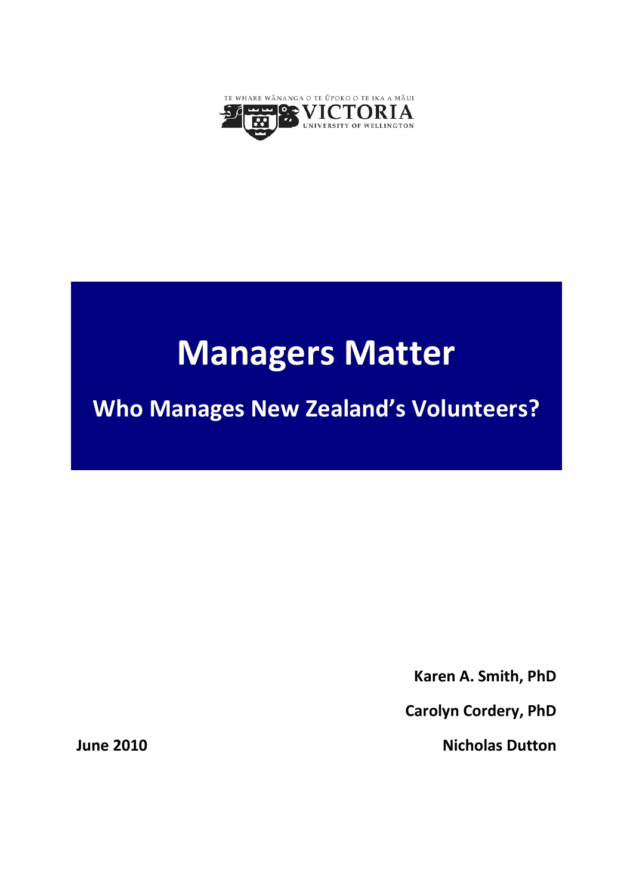TE WHARE WĀNANGA O TE ŪPOKO O TE IKA A MĀUI

VICTORIA

UNIVERSITY OF WELLINGTON

# Managers Matter

## Who Manages New Zealand's Volunteers?

**Karen A. Smith, PhD**

**Carolyn Cordery, PhD**

**Nicholas Dutton**

**June 2010**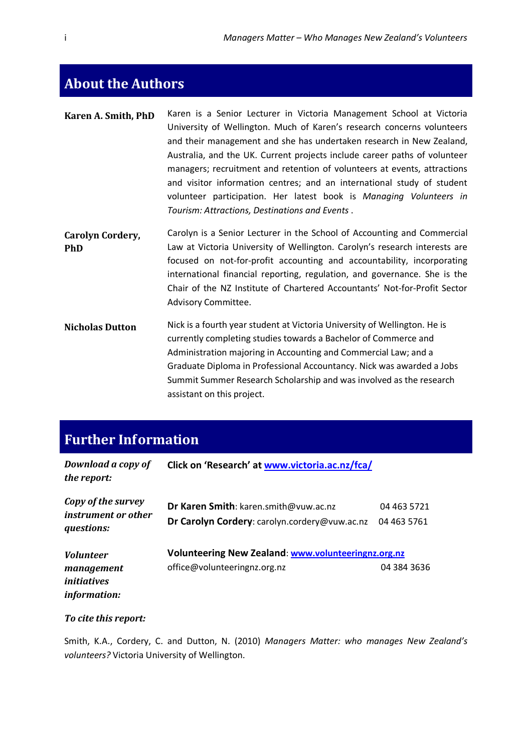## About the Authors

**Karen A. Smith, PhD**

Karen is a Senior Lecturer in Victoria Management School at Victoria University of Wellington. Much of Karen's research concerns volunteers and their management and she has undertaken research in New Zealand, Australia, and the UK. Current projects include career paths of volunteer managers; recruitment and retention of volunteers at events, attractions and visitor information centres; and an international study of student volunteer participation. Her latest book is *Managing Volunteers in Tourism: Attractions, Destinations and Events* .

**Carolyn Cordery, PhD**

Carolyn is a Senior Lecturer in the School of Accounting and Commercial Law at Victoria University of Wellington. Carolyn's research interests are focused on not-for-profit accounting and accountability, incorporating international financial reporting, regulation, and governance. She is the Chair of the NZ Institute of Chartered Accountants' Not-for-Profit Sector Advisory Committee.

**Nicholas Dutton**

Nick is a fourth year student at Victoria University of Wellington. He is currently completing studies towards a Bachelor of Commerce and Administration majoring in Accounting and Commercial Law; and a Graduate Diploma in Professional Accountancy. Nick was awarded a Jobs Summit Summer Research Scholarship and was involved as the research assistant on this project.

## Further Information

***Download a copy of the report:***

**Click on 'Research' at [www.victoria.ac.nz/fca/](www.victoria.ac.nz/fca/)**

***Copy of the survey instrument or other questions:***

**Dr Karen Smith**: karen.smith@vuw.ac.nz 04 463 5721
**Dr Carolyn Cordery**: carolyn.cordery@vuw.ac.nz 04 463 5761

***Volunteer management initiatives information:***

**Volunteering New Zealand**: **[www.volunteeringnz.org.nz](www.volunteeringnz.org.nz)**
office@volunteeringnz.org.nz 04 384 3636

***To cite this report:***

Smith, K.A., Cordery, C. and Dutton, N. (2010) *Managers Matter: who manages New Zealand's volunteers?* Victoria University of Wellington.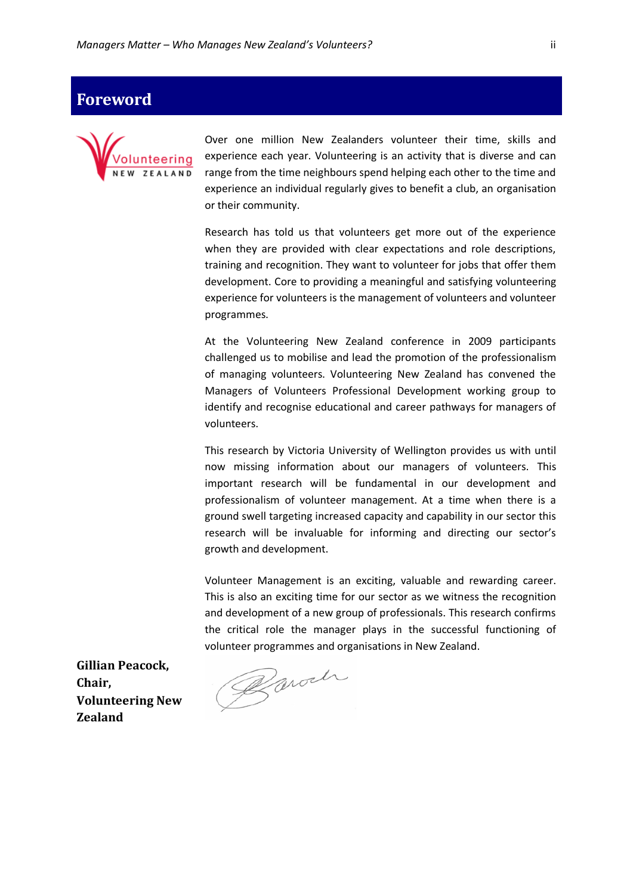# Foreword

Over one million New Zealanders volunteer their time, skills and experience each year. Volunteering is an activity that is diverse and can range from the time neighbours spend helping each other to the time and experience an individual regularly gives to benefit a club, an organisation or their community.

Research has told us that volunteers get more out of the experience when they are provided with clear expectations and role descriptions, training and recognition. They want to volunteer for jobs that offer them development. Core to providing a meaningful and satisfying volunteering experience for volunteers is the management of volunteers and volunteer programmes.

At the Volunteering New Zealand conference in 2009 participants challenged us to mobilise and lead the promotion of the professionalism of managing volunteers. Volunteering New Zealand has convened the Managers of Volunteers Professional Development working group to identify and recognise educational and career pathways for managers of volunteers.

This research by Victoria University of Wellington provides us with until now missing information about our managers of volunteers. This important research will be fundamental in our development and professionalism of volunteer management. At a time when there is a ground swell targeting increased capacity and capability in our sector this research will be invaluable for informing and directing our sector's growth and development.

Volunteer Management is an exciting, valuable and rewarding career. This is also an exciting time for our sector as we witness the recognition and development of a new group of professionals. This research confirms the critical role the manager plays in the successful functioning of volunteer programmes and organisations in New Zealand.

**Gillian Peacock, Chair, Volunteering New Zealand**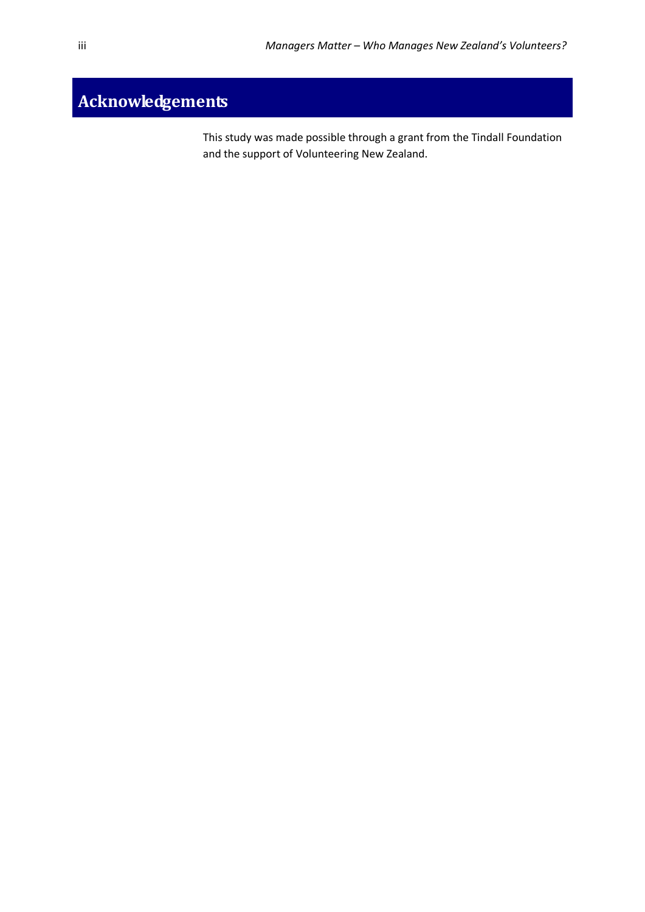# Acknowledgements

This study was made possible through a grant from the Tindall Foundation and the support of Volunteering New Zealand.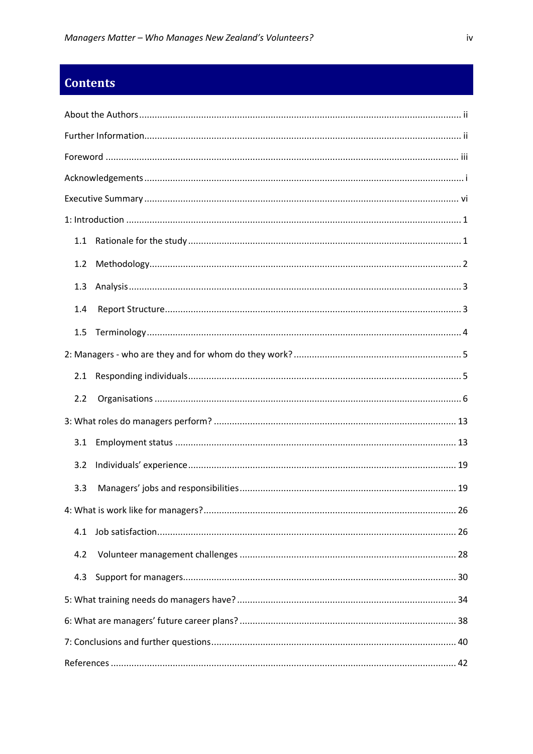## Contents

About the Authors ........................................................................................................................ ii

Further Information....................................................................................................................... ii

Foreword ...................................................................................................................................... iii

Acknowledgements ......................................................................................................................... i

Executive Summary ...................................................................................................................... vi

1: Introduction ................................................................................................................................ 1

- 1.1 Rationale for the study ........................................................................................................ 1
- 1.2 Methodology........................................................................................................................ 2
- 1.3 Analysis ............................................................................................................................... 3
- 1.4 Report Structure.................................................................................................................. 3
- 1.5 Terminology ........................................................................................................................ 4

2: Managers - who are they and for whom do they work? ............................................................... 5

- 2.1 Responding individuals........................................................................................................ 5
- 2.2 Organisations ...................................................................................................................... 6

3: What roles do managers perform? ............................................................................................ 13

- 3.1 Employment status ............................................................................................................ 13
- 3.2 Individuals' experience...................................................................................................... 19
- 3.3 Managers' jobs and responsibilities................................................................................... 19

4: What is work like for managers?................................................................................................ 26

- 4.1 Job satisfaction.................................................................................................................. 26
- 4.2 Volunteer management challenges ................................................................................... 28
- 4.3 Support for managers........................................................................................................ 30

5: What training needs do managers have? .................................................................................... 34

6: What are managers' future career plans? .................................................................................. 38

7: Conclusions and further questions............................................................................................. 40

References .................................................................................................................................... 42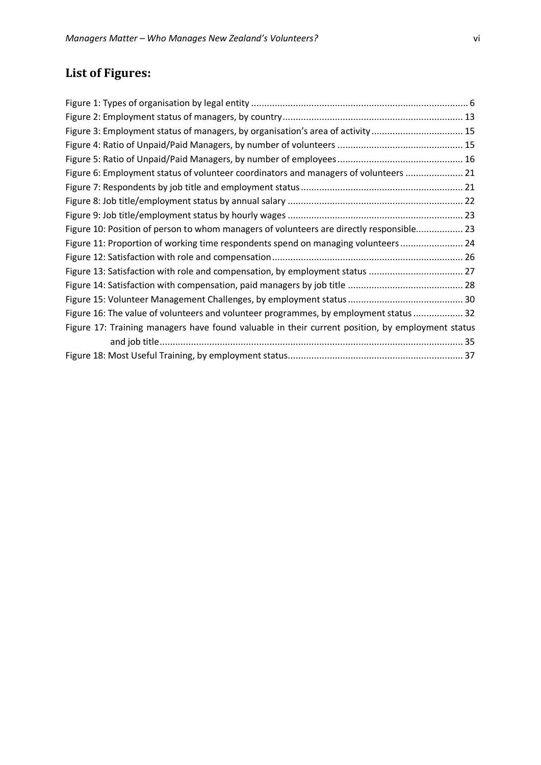## List of Figures:

Figure 1: Types of organisation by legal entity .................................................................................. 6
Figure 2: Employment status of managers, by country.................................................................... 13
Figure 3: Employment status of managers, by organisation's area of activity .................................. 15
Figure 4: Ratio of Unpaid/Paid Managers, by number of volunteers ............................................... 15
Figure 5: Ratio of Unpaid/Paid Managers, by number of employees ............................................... 16
Figure 6: Employment status of volunteer coordinators and managers of volunteers ...................... 21
Figure 7: Respondents by job title and employment status ............................................................. 21
Figure 8: Job title/employment status by annual salary .................................................................. 22
Figure 9: Job title/employment status by hourly wages .................................................................. 23
Figure 10: Position of person to whom managers of volunteers are directly responsible.................. 23
Figure 11: Proportion of working time respondents spend on managing volunteers ........................ 24
Figure 12: Satisfaction with role and compensation ........................................................................ 26
Figure 13: Satisfaction with role and compensation, by employment status .................................... 27
Figure 14: Satisfaction with compensation, paid managers by job title ............................................ 28
Figure 15: Volunteer Management Challenges, by employment status ............................................ 30
Figure 16: The value of volunteers and volunteer programmes, by employment status ................... 32
Figure 17: Training managers have found valuable in their current position, by employment status and job title .................................................................................................................. 35
Figure 18: Most Useful Training, by employment status.................................................................. 37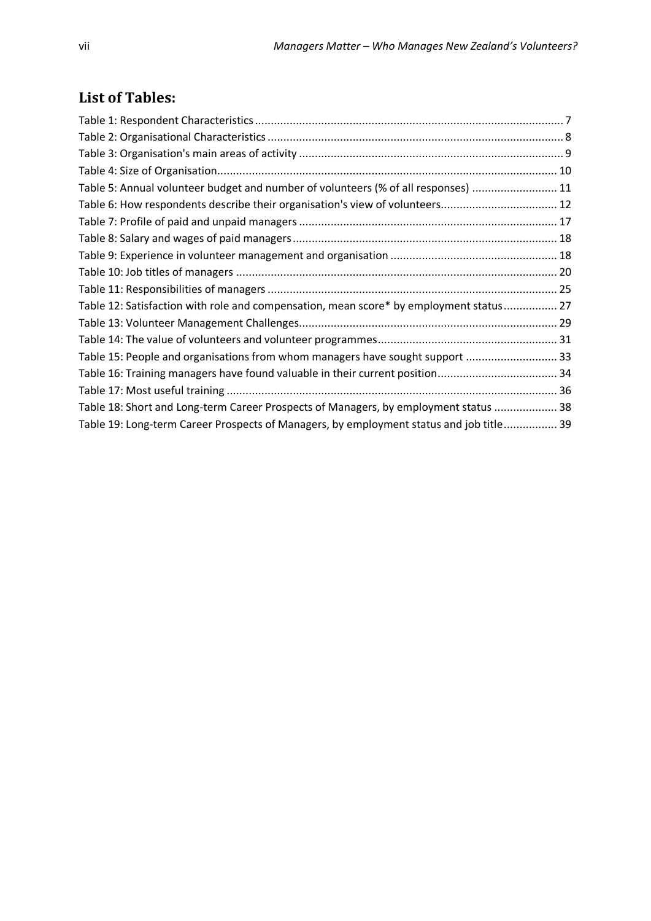## List of Tables:

Table 1: Respondent Characteristics ................................................................................................ 7
Table 2: Organisational Characteristics ............................................................................................ 8
Table 3: Organisation's main areas of activity .................................................................................. 9
Table 4: Size of Organisation.......................................................................................................... 10
Table 5: Annual volunteer budget and number of volunteers (% of all responses) .......................... 11
Table 6: How respondents describe their organisation's view of volunteers.................................... 12
Table 7: Profile of paid and unpaid managers ................................................................................ 17
Table 8: Salary and wages of paid managers.................................................................................. 18
Table 9: Experience in volunteer management and organisation .................................................... 18
Table 10: Job titles of managers .................................................................................................... 20
Table 11: Responsibilities of managers .......................................................................................... 25
Table 12: Satisfaction with role and compensation, mean score* by employment status................. 27
Table 13: Volunteer Management Challenges................................................................................. 29
Table 14: The value of volunteers and volunteer programmes......................................................... 31
Table 15: People and organisations from whom managers have sought support ............................ 33
Table 16: Training managers have found valuable in their current position...................................... 34
Table 17: Most useful training ........................................................................................................ 36
Table 18: Short and Long-term Career Prospects of Managers, by employment status .................... 38
Table 19: Long-term Career Prospects of Managers, by employment status and job title................. 39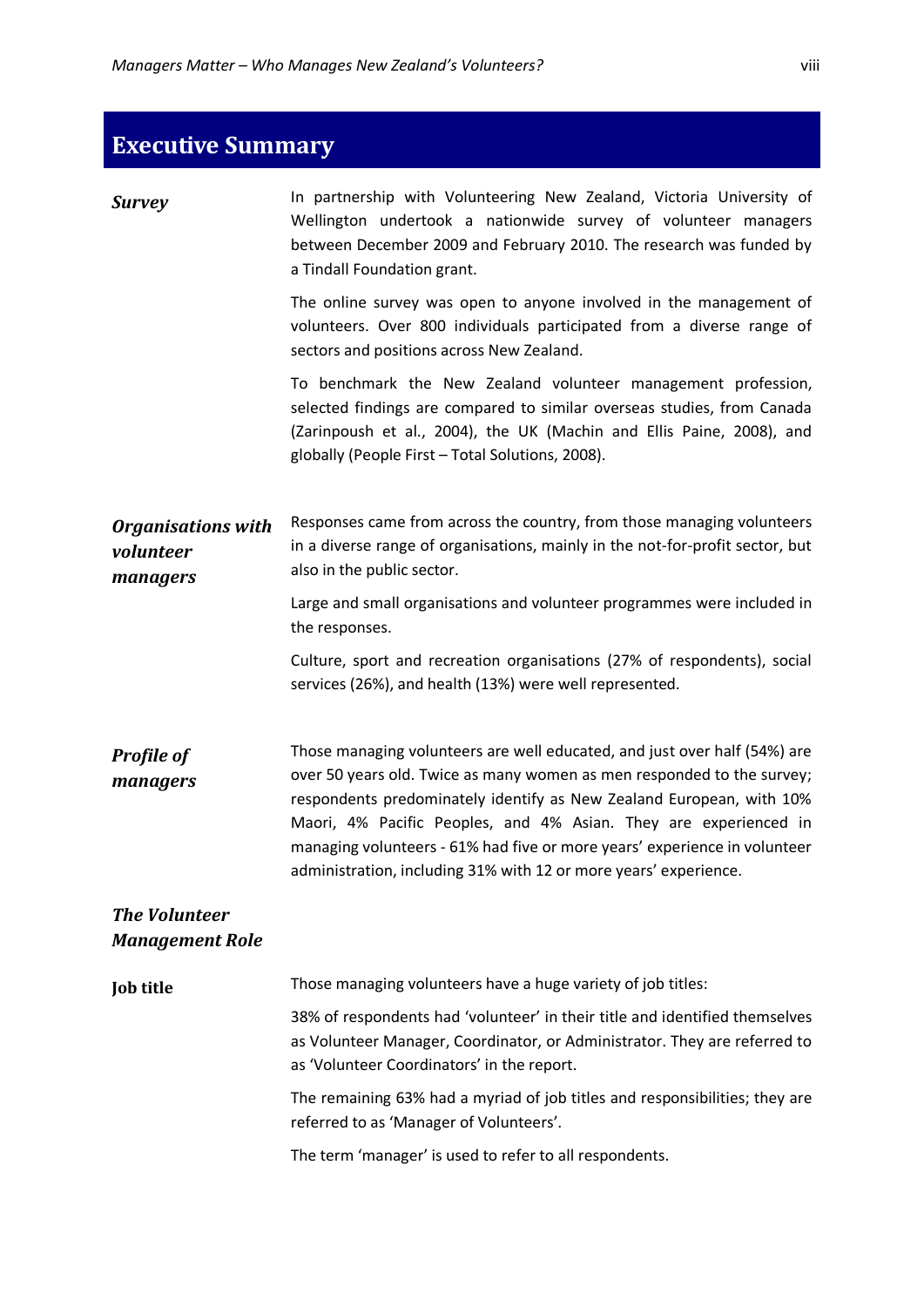# Executive Summary

***Survey***

In partnership with Volunteering New Zealand, Victoria University of Wellington undertook a nationwide survey of volunteer managers between December 2009 and February 2010. The research was funded by a Tindall Foundation grant.

The online survey was open to anyone involved in the management of volunteers. Over 800 individuals participated from a diverse range of sectors and positions across New Zealand.

To benchmark the New Zealand volunteer management profession, selected findings are compared to similar overseas studies, from Canada (Zarinpoush et al., 2004), the UK (Machin and Ellis Paine, 2008), and globally (People First – Total Solutions, 2008).

***Organisations with volunteer managers***

Responses came from across the country, from those managing volunteers in a diverse range of organisations, mainly in the not-for-profit sector, but also in the public sector.

Large and small organisations and volunteer programmes were included in the responses.

Culture, sport and recreation organisations (27% of respondents), social services (26%), and health (13%) were well represented.

***Profile of managers***

Those managing volunteers are well educated, and just over half (54%) are over 50 years old. Twice as many women as men responded to the survey; respondents predominately identify as New Zealand European, with 10% Maori, 4% Pacific Peoples, and 4% Asian. They are experienced in managing volunteers - 61% had five or more years' experience in volunteer administration, including 31% with 12 or more years' experience.

***The Volunteer Management Role***

**Job title**

Those managing volunteers have a huge variety of job titles:

38% of respondents had 'volunteer' in their title and identified themselves as Volunteer Manager, Coordinator, or Administrator. They are referred to as 'Volunteer Coordinators' in the report.

The remaining 63% had a myriad of job titles and responsibilities; they are referred to as 'Manager of Volunteers'.

The term 'manager' is used to refer to all respondents.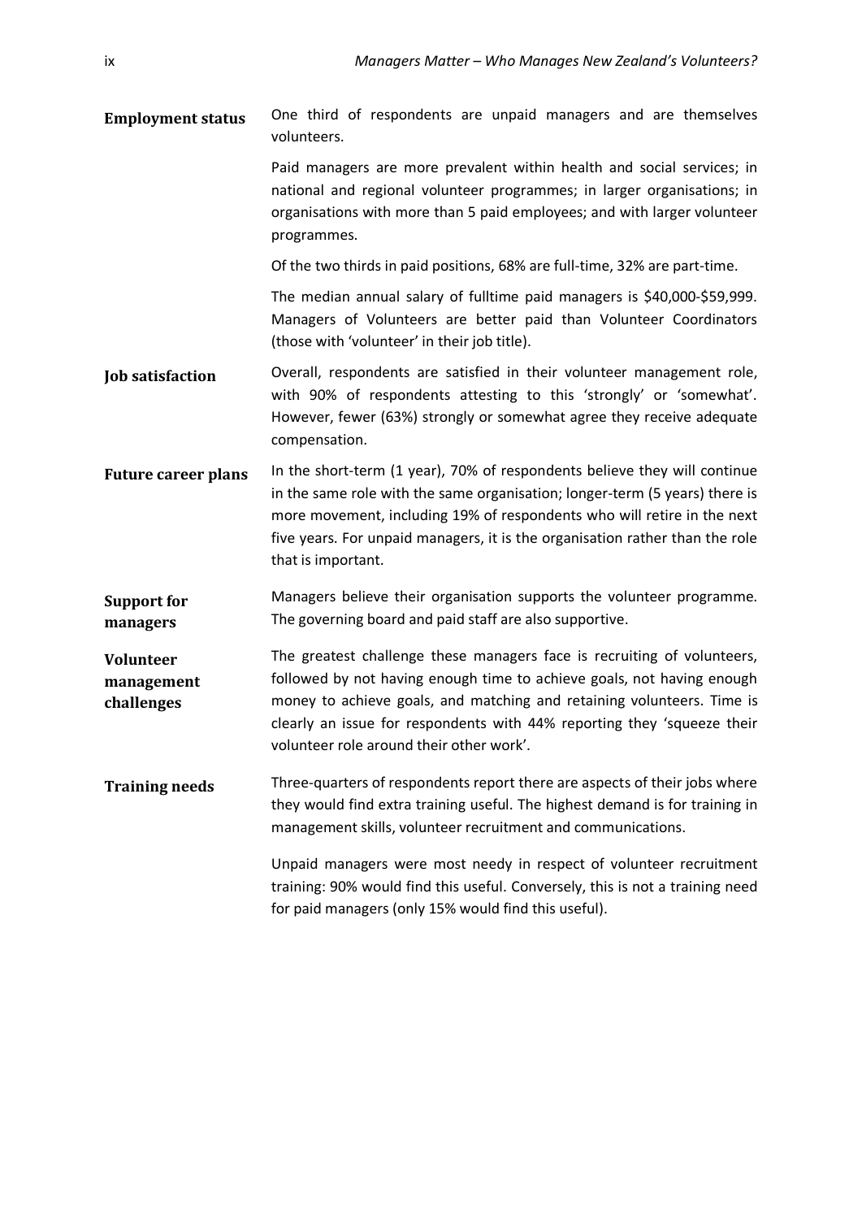**Employment status**

One third of respondents are unpaid managers and are themselves volunteers.

Paid managers are more prevalent within health and social services; in national and regional volunteer programmes; in larger organisations; in organisations with more than 5 paid employees; and with larger volunteer programmes.

Of the two thirds in paid positions, 68% are full-time, 32% are part-time.

The median annual salary of fulltime paid managers is $40,000-$59,999. Managers of Volunteers are better paid than Volunteer Coordinators (those with 'volunteer' in their job title).

**Job satisfaction**

Overall, respondents are satisfied in their volunteer management role, with 90% of respondents attesting to this 'strongly' or 'somewhat'. However, fewer (63%) strongly or somewhat agree they receive adequate compensation.

**Future career plans**

In the short-term (1 year), 70% of respondents believe they will continue in the same role with the same organisation; longer-term (5 years) there is more movement, including 19% of respondents who will retire in the next five years. For unpaid managers, it is the organisation rather than the role that is important.

**Support for managers**

Managers believe their organisation supports the volunteer programme. The governing board and paid staff are also supportive.

**Volunteer management challenges**

The greatest challenge these managers face is recruiting of volunteers, followed by not having enough time to achieve goals, not having enough money to achieve goals, and matching and retaining volunteers. Time is clearly an issue for respondents with 44% reporting they 'squeeze their volunteer role around their other work'.

**Training needs**

Three-quarters of respondents report there are aspects of their jobs where they would find extra training useful. The highest demand is for training in management skills, volunteer recruitment and communications.

Unpaid managers were most needy in respect of volunteer recruitment training: 90% would find this useful. Conversely, this is not a training need for paid managers (only 15% would find this useful).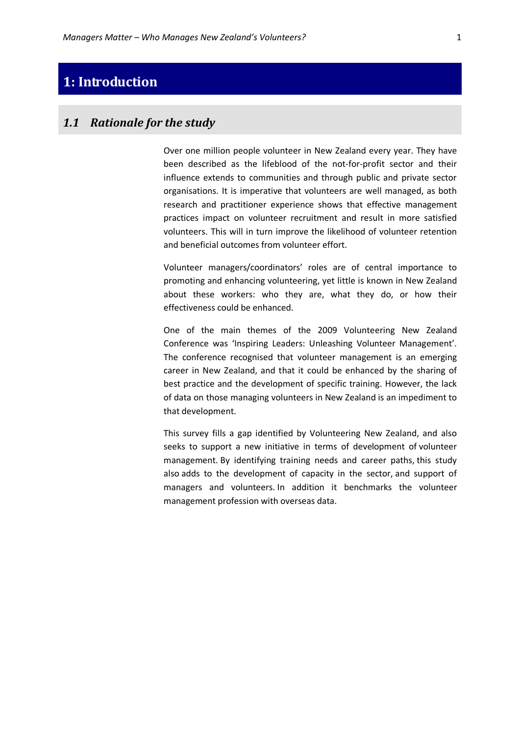# 1: Introduction

## *1.1 Rationale for the study*

Over one million people volunteer in New Zealand every year. They have been described as the lifeblood of the not-for-profit sector and their influence extends to communities and through public and private sector organisations. It is imperative that volunteers are well managed, as both research and practitioner experience shows that effective management practices impact on volunteer recruitment and result in more satisfied volunteers. This will in turn improve the likelihood of volunteer retention and beneficial outcomes from volunteer effort.

Volunteer managers/coordinators' roles are of central importance to promoting and enhancing volunteering, yet little is known in New Zealand about these workers: who they are, what they do, or how their effectiveness could be enhanced.

One of the main themes of the 2009 Volunteering New Zealand Conference was 'Inspiring Leaders: Unleashing Volunteer Management'. The conference recognised that volunteer management is an emerging career in New Zealand, and that it could be enhanced by the sharing of best practice and the development of specific training. However, the lack of data on those managing volunteers in New Zealand is an impediment to that development.

This survey fills a gap identified by Volunteering New Zealand, and also seeks to support a new initiative in terms of development of volunteer management. By identifying training needs and career paths, this study also adds to the development of capacity in the sector, and support of managers and volunteers. In addition it benchmarks the volunteer management profession with overseas data.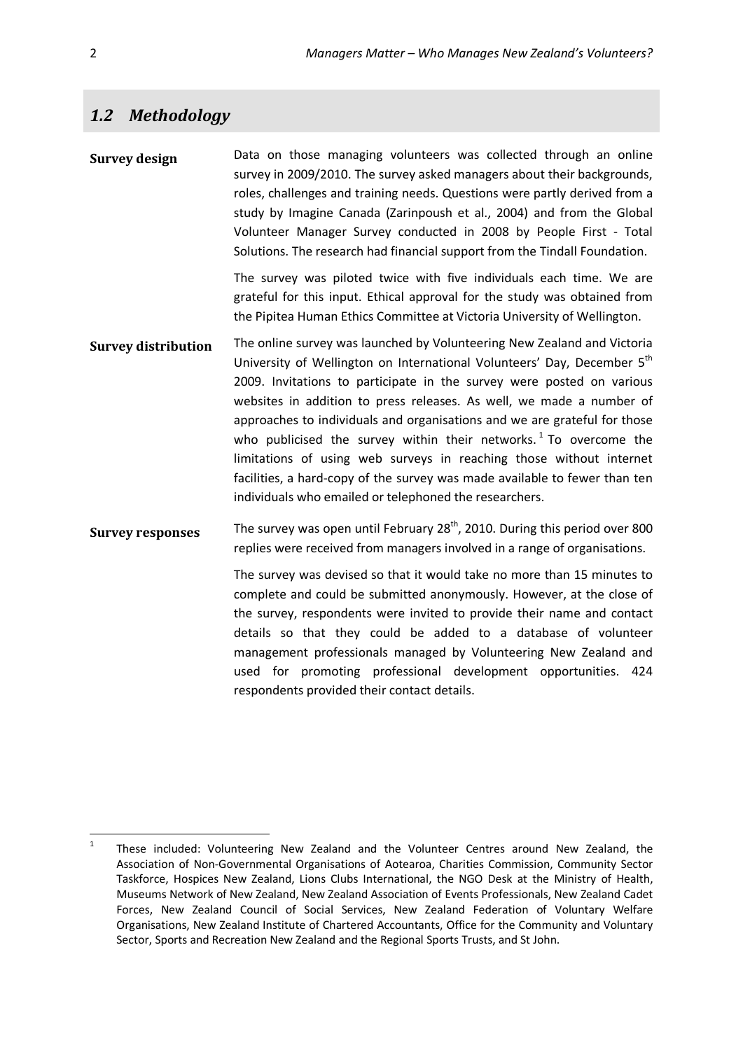## *1.2 Methodology*

**Survey design**

Data on those managing volunteers was collected through an online survey in 2009/2010. The survey asked managers about their backgrounds, roles, challenges and training needs. Questions were partly derived from a study by Imagine Canada (Zarinpoush et al., 2004) and from the Global Volunteer Manager Survey conducted in 2008 by People First - Total Solutions. The research had financial support from the Tindall Foundation.

The survey was piloted twice with five individuals each time. We are grateful for this input. Ethical approval for the study was obtained from the Pipitea Human Ethics Committee at Victoria University of Wellington.

**Survey distribution**

The online survey was launched by Volunteering New Zealand and Victoria University of Wellington on International Volunteers' Day, December 5th 2009. Invitations to participate in the survey were posted on various websites in addition to press releases. As well, we made a number of approaches to individuals and organisations and we are grateful for those who publicised the survey within their networks.[1] To overcome the limitations of using web surveys in reaching those without internet facilities, a hard-copy of the survey was made available to fewer than ten individuals who emailed or telephoned the researchers.

**Survey responses**

The survey was open until February 28th, 2010. During this period over 800 replies were received from managers involved in a range of organisations.

The survey was devised so that it would take no more than 15 minutes to complete and could be submitted anonymously. However, at the close of the survey, respondents were invited to provide their name and contact details so that they could be added to a database of volunteer management professionals managed by Volunteering New Zealand and used for promoting professional development opportunities. 424 respondents provided their contact details.

---

[1] These included: Volunteering New Zealand and the Volunteer Centres around New Zealand, the Association of Non-Governmental Organisations of Aotearoa, Charities Commission, Community Sector Taskforce, Hospices New Zealand, Lions Clubs International, the NGO Desk at the Ministry of Health, Museums Network of New Zealand, New Zealand Association of Events Professionals, New Zealand Cadet Forces, New Zealand Council of Social Services, New Zealand Federation of Voluntary Welfare Organisations, New Zealand Institute of Chartered Accountants, Office for the Community and Voluntary Sector, Sports and Recreation New Zealand and the Regional Sports Trusts, and St John.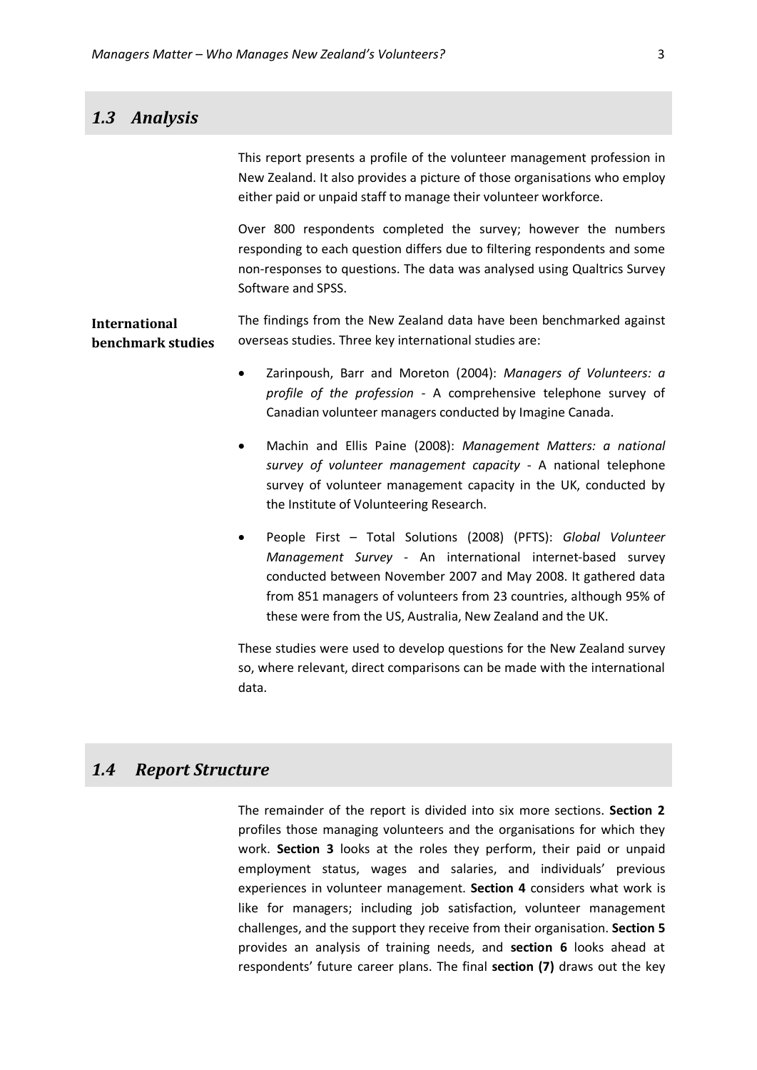## *1.3 Analysis*

This report presents a profile of the volunteer management profession in New Zealand. It also provides a picture of those organisations who employ either paid or unpaid staff to manage their volunteer workforce.

Over 800 respondents completed the survey; however the numbers responding to each question differs due to filtering respondents and some non-responses to questions. The data was analysed using Qualtrics Survey Software and SPSS.

**International benchmark studies**

The findings from the New Zealand data have been benchmarked against overseas studies. Three key international studies are:

- Zarinpoush, Barr and Moreton (2004): *Managers of Volunteers: a profile of the profession* - A comprehensive telephone survey of Canadian volunteer managers conducted by Imagine Canada.
- Machin and Ellis Paine (2008): *Management Matters: a national survey of volunteer management capacity* - A national telephone survey of volunteer management capacity in the UK, conducted by the Institute of Volunteering Research.
- People First – Total Solutions (2008) (PFTS): *Global Volunteer Management Survey* - An international internet-based survey conducted between November 2007 and May 2008. It gathered data from 851 managers of volunteers from 23 countries, although 95% of these were from the US, Australia, New Zealand and the UK.

These studies were used to develop questions for the New Zealand survey so, where relevant, direct comparisons can be made with the international data.

## *1.4 Report Structure*

The remainder of the report is divided into six more sections. **Section 2** profiles those managing volunteers and the organisations for which they work. **Section 3** looks at the roles they perform, their paid or unpaid employment status, wages and salaries, and individuals' previous experiences in volunteer management. **Section 4** considers what work is like for managers; including job satisfaction, volunteer management challenges, and the support they receive from their organisation. **Section 5** provides an analysis of training needs, and **section 6** looks ahead at respondents' future career plans. The final **section (7)** draws out the key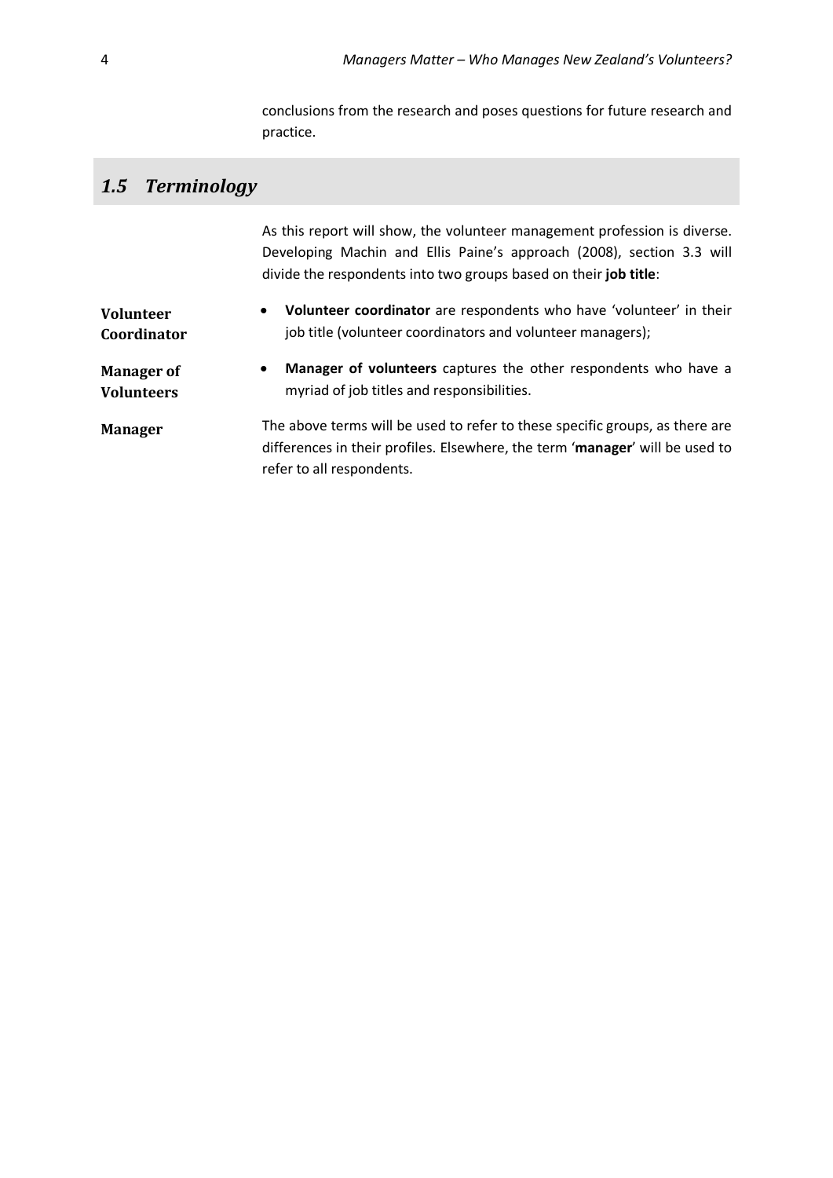conclusions from the research and poses questions for future research and practice.

## *1.5 Terminology*

As this report will show, the volunteer management profession is diverse. Developing Machin and Ellis Paine's approach (2008), section 3.3 will divide the respondents into two groups based on their **job title**:

**Volunteer Coordinator**

- **Volunteer coordinator** are respondents who have 'volunteer' in their job title (volunteer coordinators and volunteer managers);

**Manager of Volunteers**

- **Manager of volunteers** captures the other respondents who have a myriad of job titles and responsibilities.

**Manager**

The above terms will be used to refer to these specific groups, as there are differences in their profiles. Elsewhere, the term '**manager**' will be used to refer to all respondents.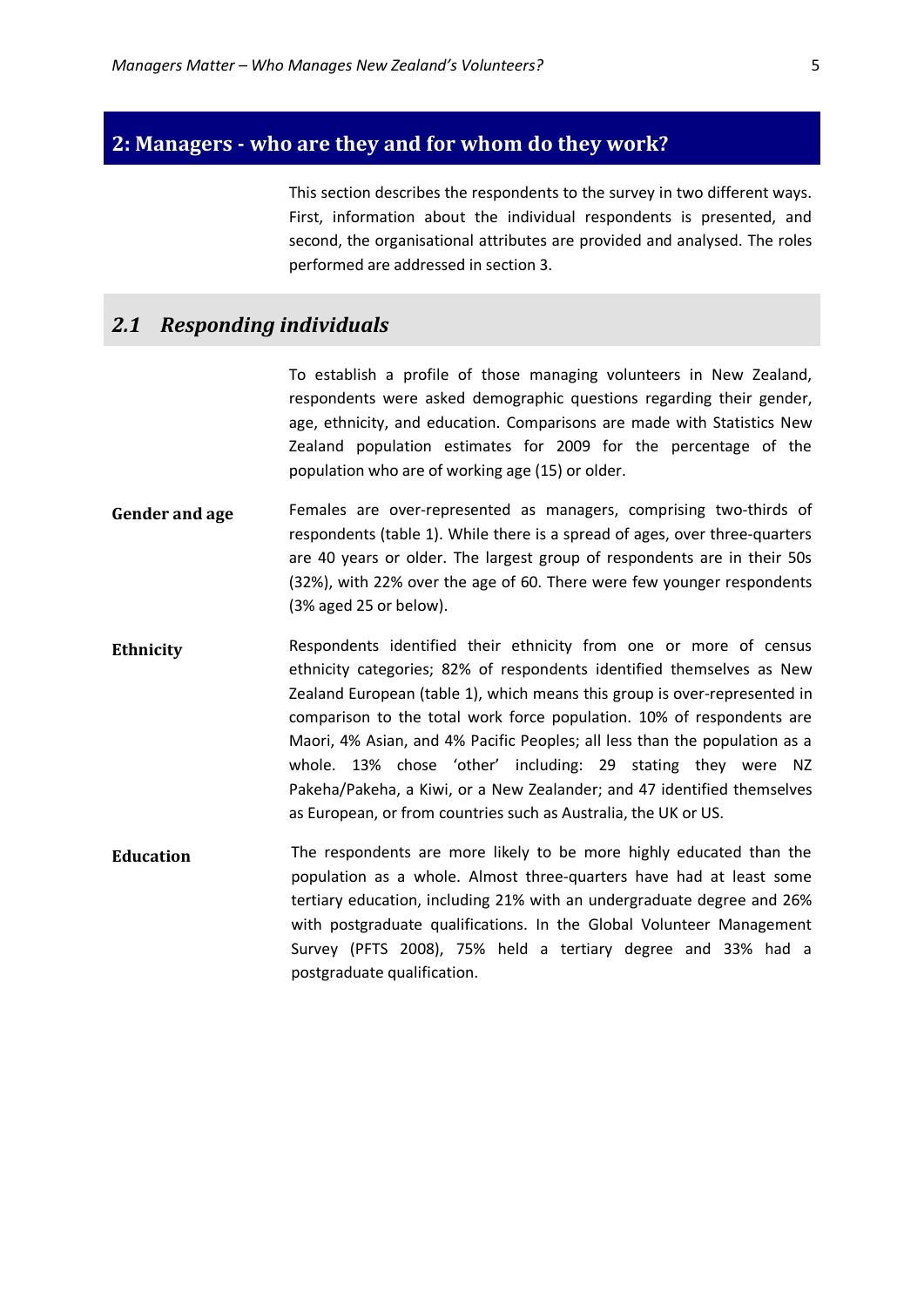## 2: Managers - who are they and for whom do they work?

This section describes the respondents to the survey in two different ways. First, information about the individual respondents is presented, and second, the organisational attributes are provided and analysed. The roles performed are addressed in section 3.

### *2.1 Responding individuals*

To establish a profile of those managing volunteers in New Zealand, respondents were asked demographic questions regarding their gender, age, ethnicity, and education. Comparisons are made with Statistics New Zealand population estimates for 2009 for the percentage of the population who are of working age (15) or older.

**Gender and age**

Females are over-represented as managers, comprising two-thirds of respondents (table 1). While there is a spread of ages, over three-quarters are 40 years or older. The largest group of respondents are in their 50s (32%), with 22% over the age of 60. There were few younger respondents (3% aged 25 or below).

**Ethnicity**

Respondents identified their ethnicity from one or more of census ethnicity categories; 82% of respondents identified themselves as New Zealand European (table 1), which means this group is over-represented in comparison to the total work force population. 10% of respondents are Maori, 4% Asian, and 4% Pacific Peoples; all less than the population as a whole. 13% chose 'other' including: 29 stating they were NZ Pakeha/Pakeha, a Kiwi, or a New Zealander; and 47 identified themselves as European, or from countries such as Australia, the UK or US.

**Education**

The respondents are more likely to be more highly educated than the population as a whole. Almost three-quarters have had at least some tertiary education, including 21% with an undergraduate degree and 26% with postgraduate qualifications. In the Global Volunteer Management Survey (PFTS 2008), 75% held a tertiary degree and 33% had a postgraduate qualification.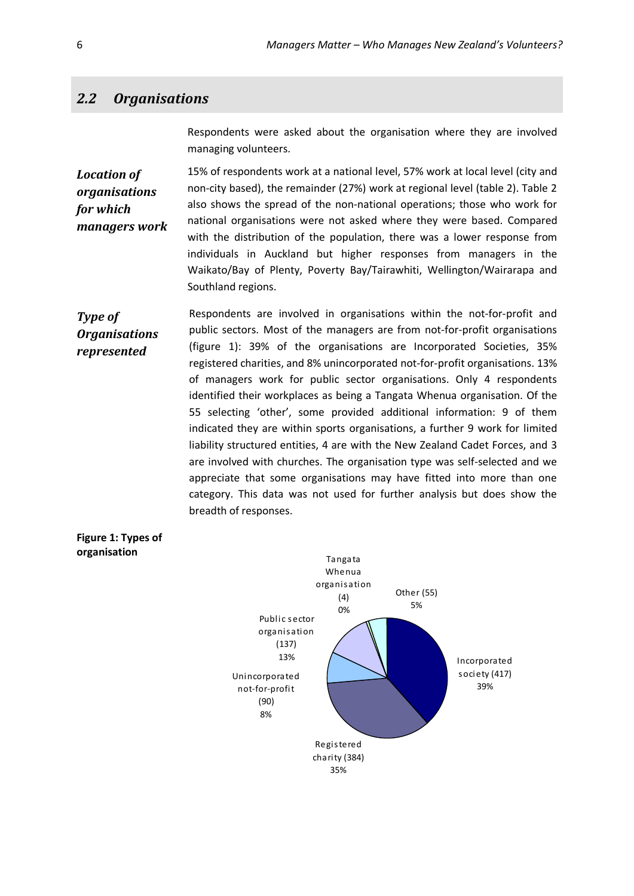## 2.2 Organisations

Respondents were asked about the organisation where they are involved managing volunteers.

***Location of organisations for which managers work***

15% of respondents work at a national level, 57% work at local level (city and non-city based), the remainder (27%) work at regional level (table 2). Table 2 also shows the spread of the non-national operations; those who work for national organisations were not asked where they were based. Compared with the distribution of the population, there was a lower response from individuals in Auckland but higher responses from managers in the Waikato/Bay of Plenty, Poverty Bay/Tairawhiti, Wellington/Wairarapa and Southland regions.

***Type of Organisations represented***

Respondents are involved in organisations within the not-for-profit and public sectors. Most of the managers are from not-for-profit organisations (figure 1): 39% of the organisations are Incorporated Societies, 35% registered charities, and 8% unincorporated not-for-profit organisations. 13% of managers work for public sector organisations. Only 4 respondents identified their workplaces as being a Tangata Whenua organisation. Of the 55 selecting 'other', some provided additional information: 9 of them indicated they are within sports organisations, a further 9 work for limited liability structured entities, 4 are with the New Zealand Cadet Forces, and 3 are involved with churches. The organisation type was self-selected and we appreciate that some organisations may have fitted into more than one category. This data was not used for further analysis but does show the breadth of responses.

**Figure 1: Types of organisation**

| Type of organisation | Number | Percentage |
|---|---|---|
| Incorporated society | 417 | 39% |
| Registered charity | 384 | 35% |
| Unincorporated not-for-profit | 90 | 8% |
| Public sector organisation | 137 | 13% |
| Tangata Whenua organisation | 4 | 0% |
| Other | 55 | 5% |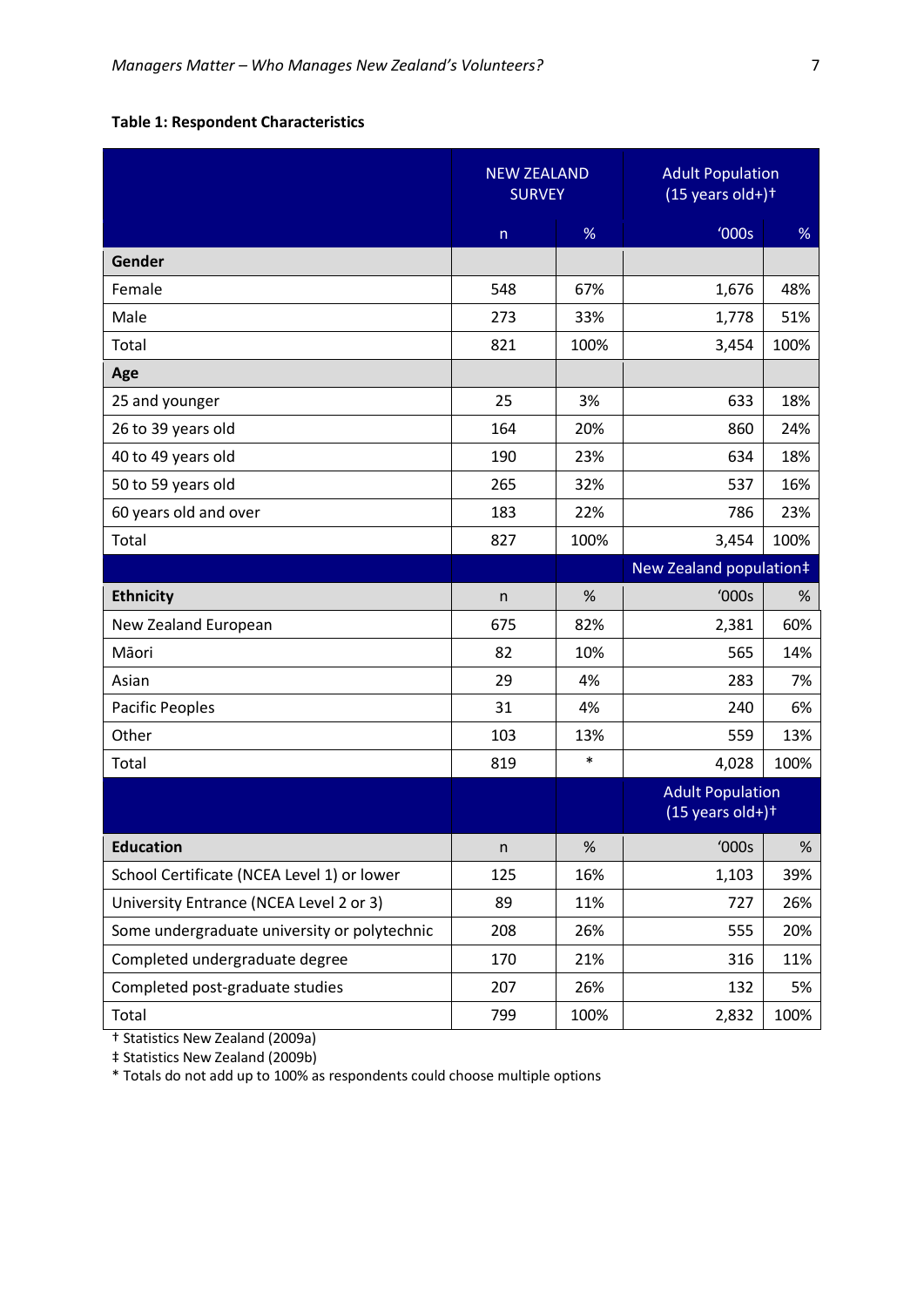**Table 1: Respondent Characteristics**

| | NEW ZEALAND SURVEY | | Adult Population (15 years old+)† | |
|---|---|---|---|---|
| | n | % | '000s | % |
| **Gender** | | | | |
| Female | 548 | 67% | 1,676 | 48% |
| Male | 273 | 33% | 1,778 | 51% |
| Total | 821 | 100% | 3,454 | 100% |
| **Age** | | | | |
| 25 and younger | 25 | 3% | 633 | 18% |
| 26 to 39 years old | 164 | 20% | 860 | 24% |
| 40 to 49 years old | 190 | 23% | 634 | 18% |
| 50 to 59 years old | 265 | 32% | 537 | 16% |
| 60 years old and over | 183 | 22% | 786 | 23% |
| Total | 827 | 100% | 3,454 | 100% |
| | | | New Zealand population‡ | |
| **Ethnicity** | n | % | '000s | % |
| New Zealand European | 675 | 82% | 2,381 | 60% |
| Māori | 82 | 10% | 565 | 14% |
| Asian | 29 | 4% | 283 | 7% |
| Pacific Peoples | 31 | 4% | 240 | 6% |
| Other | 103 | 13% | 559 | 13% |
| Total | 819 | * | 4,028 | 100% |
| | | | Adult Population (15 years old+)† | |
| **Education** | n | % | '000s | % |
| School Certificate (NCEA Level 1) or lower | 125 | 16% | 1,103 | 39% |
| University Entrance (NCEA Level 2 or 3) | 89 | 11% | 727 | 26% |
| Some undergraduate university or polytechnic | 208 | 26% | 555 | 20% |
| Completed undergraduate degree | 170 | 21% | 316 | 11% |
| Completed post-graduate studies | 207 | 26% | 132 | 5% |
| Total | 799 | 100% | 2,832 | 100% |

† Statistics New Zealand (2009a)
‡ Statistics New Zealand (2009b)
* Totals do not add up to 100% as respondents could choose multiple options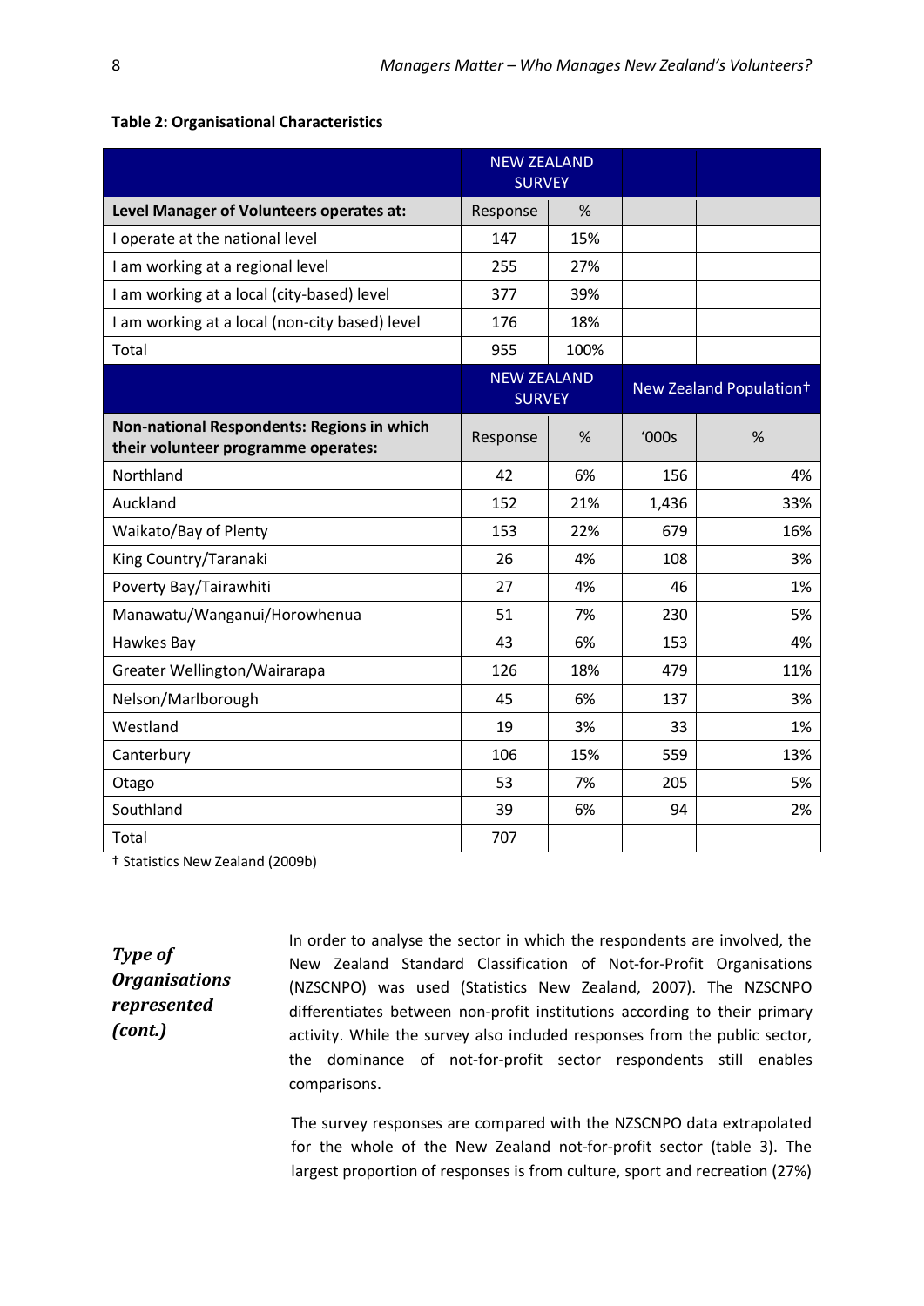**Table 2: Organisational Characteristics**

| | NEW ZEALAND SURVEY | | | |
|---|---|---|---|---|
| **Level Manager of Volunteers operates at:** | Response | % | | |
| I operate at the national level | 147 | 15% | | |
| I am working at a regional level | 255 | 27% | | |
| I am working at a local (city-based) level | 377 | 39% | | |
| I am working at a local (non-city based) level | 176 | 18% | | |
| Total | 955 | 100% | | |
| | NEW ZEALAND SURVEY | | New Zealand Population† | |
| **Non-national Respondents: Regions in which their volunteer programme operates:** | Response | % | '000s | % |
| Northland | 42 | 6% | 156 | 4% |
| Auckland | 152 | 21% | 1,436 | 33% |
| Waikato/Bay of Plenty | 153 | 22% | 679 | 16% |
| King Country/Taranaki | 26 | 4% | 108 | 3% |
| Poverty Bay/Tairawhiti | 27 | 4% | 46 | 1% |
| Manawatu/Wanganui/Horowhenua | 51 | 7% | 230 | 5% |
| Hawkes Bay | 43 | 6% | 153 | 4% |
| Greater Wellington/Wairarapa | 126 | 18% | 479 | 11% |
| Nelson/Marlborough | 45 | 6% | 137 | 3% |
| Westland | 19 | 3% | 33 | 1% |
| Canterbury | 106 | 15% | 559 | 13% |
| Otago | 53 | 7% | 205 | 5% |
| Southland | 39 | 6% | 94 | 2% |
| Total | 707 | | | |

† Statistics New Zealand (2009b)

***Type of Organisations represented (cont.)***

In order to analyse the sector in which the respondents are involved, the New Zealand Standard Classification of Not-for-Profit Organisations (NZSCNPO) was used (Statistics New Zealand, 2007). The NZSCNPO differentiates between non-profit institutions according to their primary activity. While the survey also included responses from the public sector, the dominance of not-for-profit sector respondents still enables comparisons.

The survey responses are compared with the NZSCNPO data extrapolated for the whole of the New Zealand not-for-profit sector (table 3). The largest proportion of responses is from culture, sport and recreation (27%)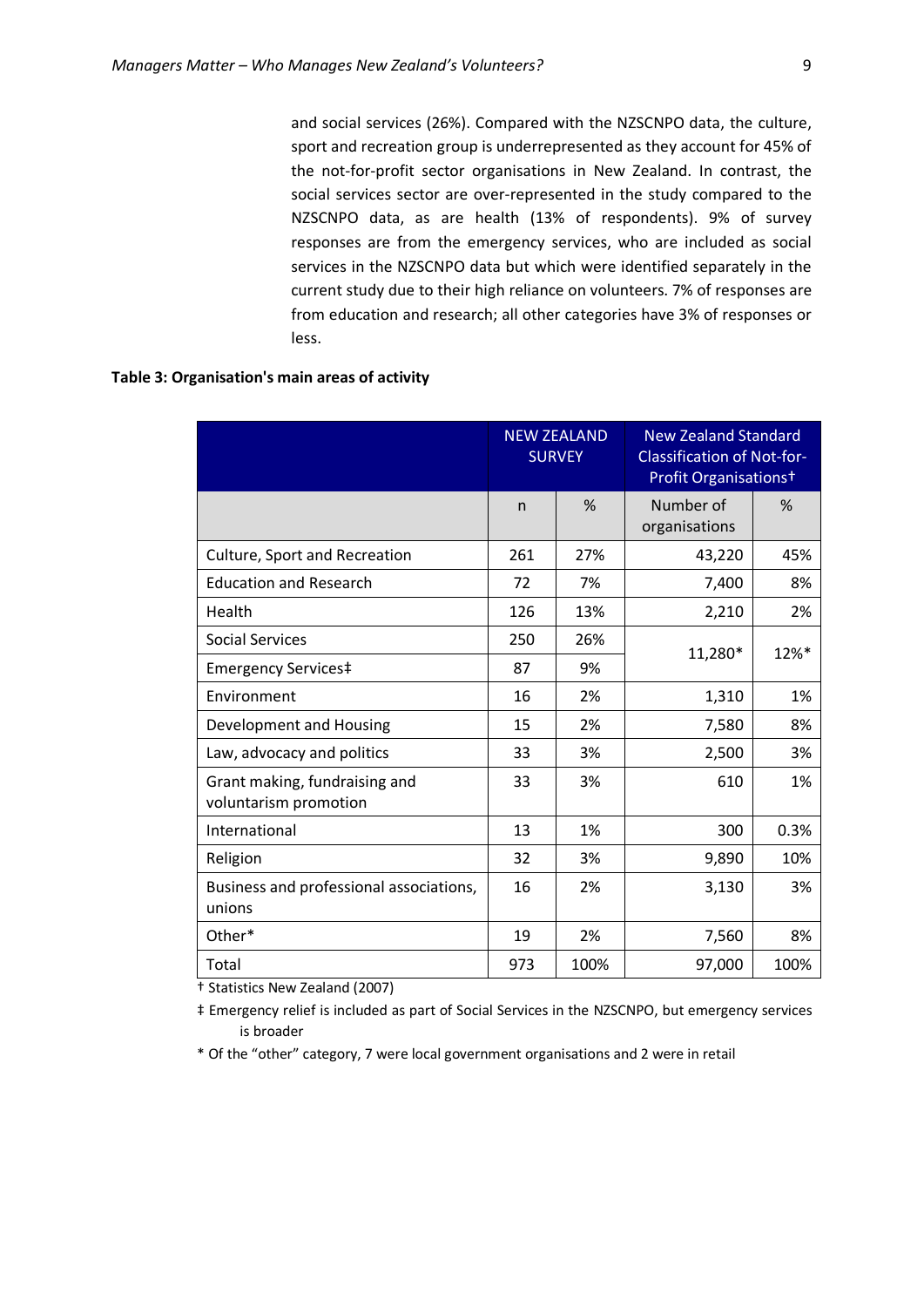and social services (26%). Compared with the NZSCNPO data, the culture, sport and recreation group is underrepresented as they account for 45% of the not-for-profit sector organisations in New Zealand. In contrast, the social services sector are over-represented in the study compared to the NZSCNPO data, as are health (13% of respondents). 9% of survey responses are from the emergency services, who are included as social services in the NZSCNPO data but which were identified separately in the current study due to their high reliance on volunteers. 7% of responses are from education and research; all other categories have 3% of responses or less.

**Table 3: Organisation's main areas of activity**

| | NEW ZEALAND SURVEY | | New Zealand Standard Classification of Not-for-Profit Organisations† | |
|---|---|---|---|---|
| | n | % | Number of organisations | % |
| Culture, Sport and Recreation | 261 | 27% | 43,220 | 45% |
| Education and Research | 72 | 7% | 7,400 | 8% |
| Health | 126 | 13% | 2,210 | 2% |
| Social Services | 250 | 26% | 11,280* | 12%* |
| Emergency Services‡ | 87 | 9% | | |
| Environment | 16 | 2% | 1,310 | 1% |
| Development and Housing | 15 | 2% | 7,580 | 8% |
| Law, advocacy and politics | 33 | 3% | 2,500 | 3% |
| Grant making, fundraising and voluntarism promotion | 33 | 3% | 610 | 1% |
| International | 13 | 1% | 300 | 0.3% |
| Religion | 32 | 3% | 9,890 | 10% |
| Business and professional associations, unions | 16 | 2% | 3,130 | 3% |
| Other* | 19 | 2% | 7,560 | 8% |
| Total | 973 | 100% | 97,000 | 100% |

† Statistics New Zealand (2007)

‡ Emergency relief is included as part of Social Services in the NZSCNPO, but emergency services is broader

* Of the "other" category, 7 were local government organisations and 2 were in retail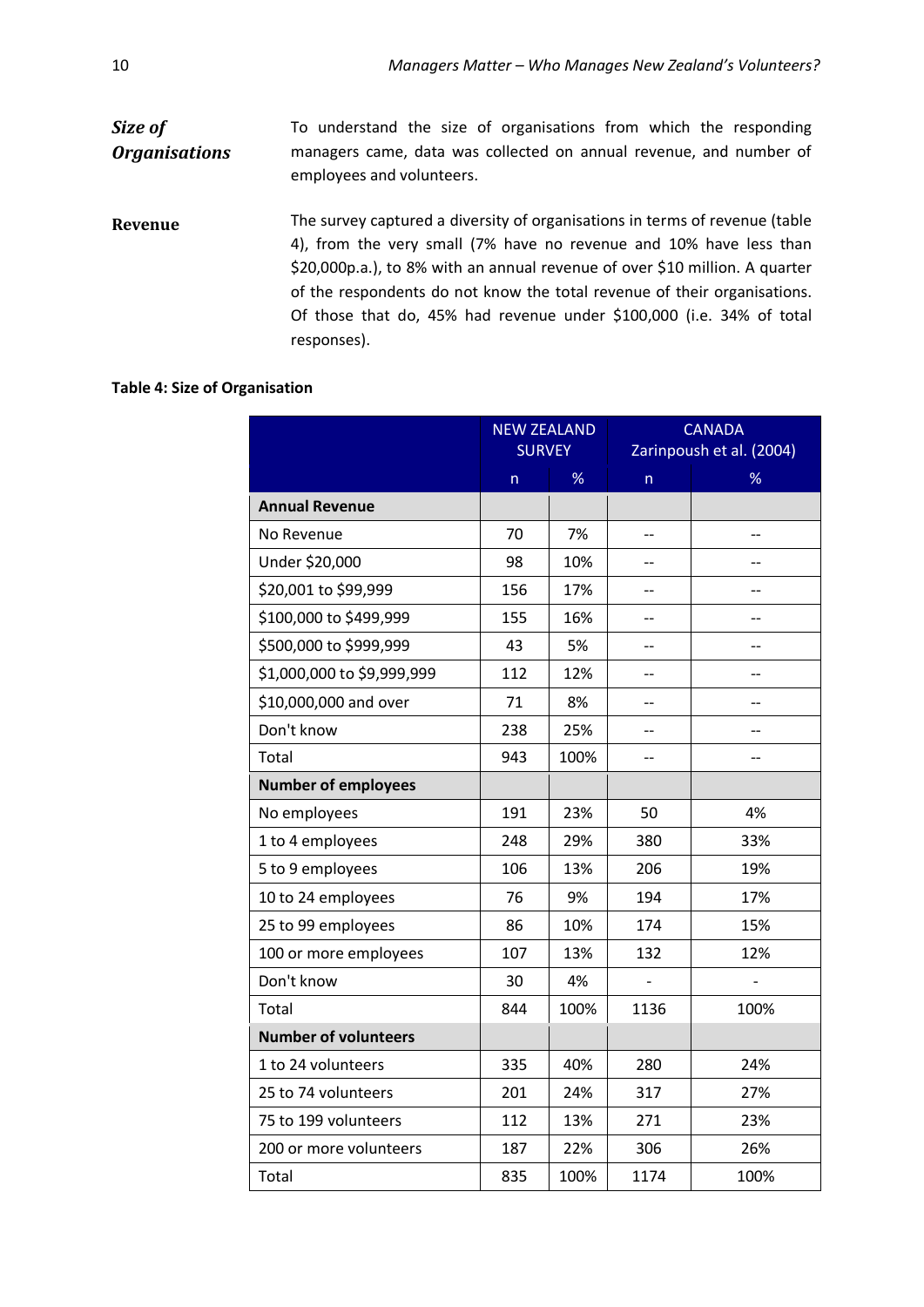***Size of Organisations***

To understand the size of organisations from which the responding managers came, data was collected on annual revenue, and number of employees and volunteers.

**Revenue**

The survey captured a diversity of organisations in terms of revenue (table 4), from the very small (7% have no revenue and 10% have less than $20,000p.a.), to 8% with an annual revenue of over $10 million. A quarter of the respondents do not know the total revenue of their organisations. Of those that do, 45% had revenue under $100,000 (i.e. 34% of total responses).

**Table 4: Size of Organisation**

| | NEW ZEALAND SURVEY | | CANADA Zarinpoush et al. (2004) | |
|---|---|---|---|---|
| | n | % | n | % |
| **Annual Revenue** | | | | |
| No Revenue | 70 | 7% | -- | -- |
| Under $20,000 | 98 | 10% | -- | -- |
| $20,001 to $99,999 | 156 | 17% | -- | -- |
| $100,000 to $499,999 | 155 | 16% | -- | -- |
| $500,000 to $999,999 | 43 | 5% | -- | -- |
| $1,000,000 to $9,999,999 | 112 | 12% | -- | -- |
| $10,000,000 and over | 71 | 8% | -- | -- |
| Don't know | 238 | 25% | -- | -- |
| Total | 943 | 100% | -- | -- |
| **Number of employees** | | | | |
| No employees | 191 | 23% | 50 | 4% |
| 1 to 4 employees | 248 | 29% | 380 | 33% |
| 5 to 9 employees | 106 | 13% | 206 | 19% |
| 10 to 24 employees | 76 | 9% | 194 | 17% |
| 25 to 99 employees | 86 | 10% | 174 | 15% |
| 100 or more employees | 107 | 13% | 132 | 12% |
| Don't know | 30 | 4% | - | - |
| Total | 844 | 100% | 1136 | 100% |
| **Number of volunteers** | | | | |
| 1 to 24 volunteers | 335 | 40% | 280 | 24% |
| 25 to 74 volunteers | 201 | 24% | 317 | 27% |
| 75 to 199 volunteers | 112 | 13% | 271 | 23% |
| 200 or more volunteers | 187 | 22% | 306 | 26% |
| Total | 835 | 100% | 1174 | 100% |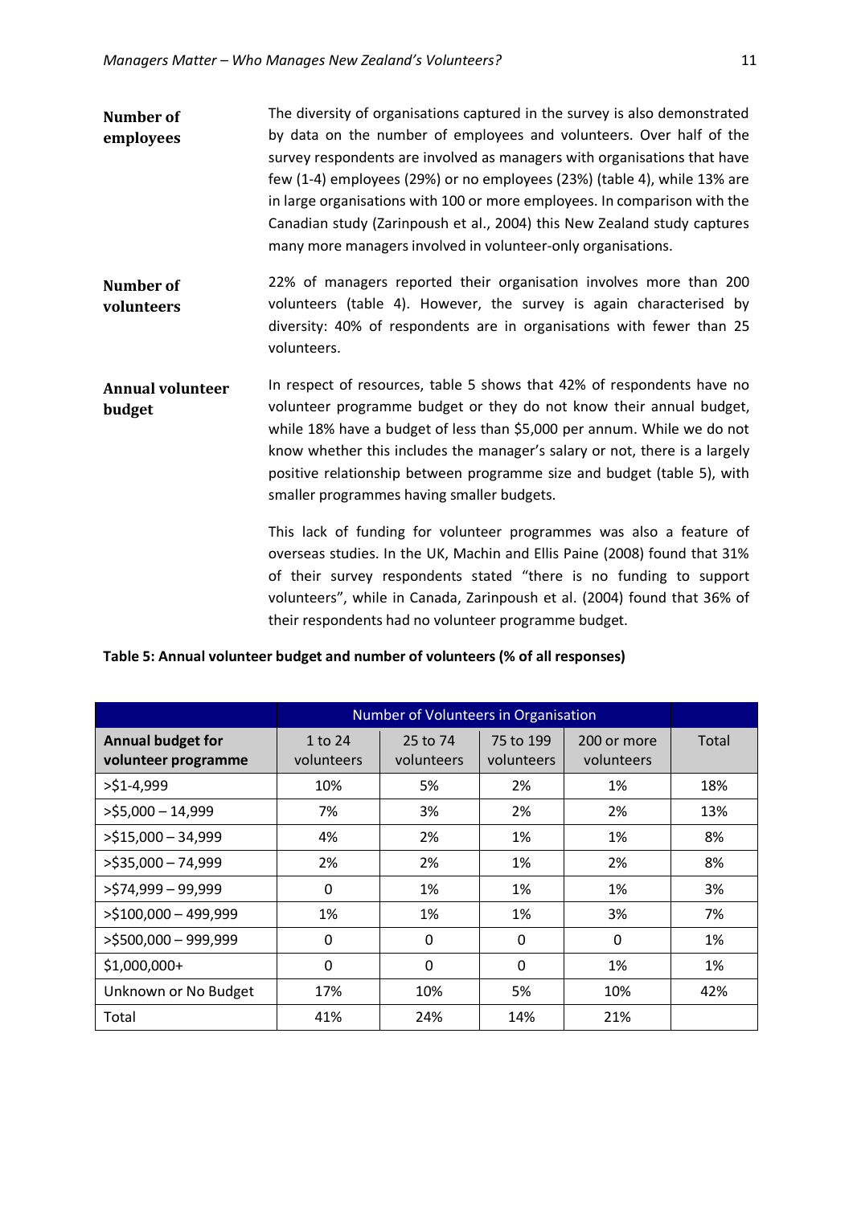**Number of employees**

The diversity of organisations captured in the survey is also demonstrated by data on the number of employees and volunteers. Over half of the survey respondents are involved as managers with organisations that have few (1-4) employees (29%) or no employees (23%) (table 4), while 13% are in large organisations with 100 or more employees. In comparison with the Canadian study (Zarinpoush et al., 2004) this New Zealand study captures many more managers involved in volunteer-only organisations.

**Number of volunteers**

22% of managers reported their organisation involves more than 200 volunteers (table 4). However, the survey is again characterised by diversity: 40% of respondents are in organisations with fewer than 25 volunteers.

**Annual volunteer budget**

In respect of resources, table 5 shows that 42% of respondents have no volunteer programme budget or they do not know their annual budget, while 18% have a budget of less than $5,000 per annum. While we do not know whether this includes the manager's salary or not, there is a largely positive relationship between programme size and budget (table 5), with smaller programmes having smaller budgets.

This lack of funding for volunteer programmes was also a feature of overseas studies. In the UK, Machin and Ellis Paine (2008) found that 31% of their survey respondents stated "there is no funding to support volunteers", while in Canada, Zarinpoush et al. (2004) found that 36% of their respondents had no volunteer programme budget.

**Table 5: Annual volunteer budget and number of volunteers (% of all responses)**

| | Number of Volunteers in Organisation | | | | |
|---|---|---|---|---|---|
| **Annual budget for volunteer programme** | 1 to 24 volunteers | 25 to 74 volunteers | 75 to 199 volunteers | 200 or more volunteers | Total |
| >$1-4,999 | 10% | 5% | 2% | 1% | 18% |
| >$5,000 – 14,999 | 7% | 3% | 2% | 2% | 13% |
| >$15,000 – 34,999 | 4% | 2% | 1% | 1% | 8% |
| >$35,000 – 74,999 | 2% | 2% | 1% | 2% | 8% |
| >$74,999 – 99,999 | 0 | 1% | 1% | 1% | 3% |
| >$100,000 – 499,999 | 1% | 1% | 1% | 3% | 7% |
| >$500,000 – 999,999 | 0 | 0 | 0 | 0 | 1% |
| $1,000,000+ | 0 | 0 | 0 | 1% | 1% |
| Unknown or No Budget | 17% | 10% | 5% | 10% | 42% |
| Total | 41% | 24% | 14% | 21% | |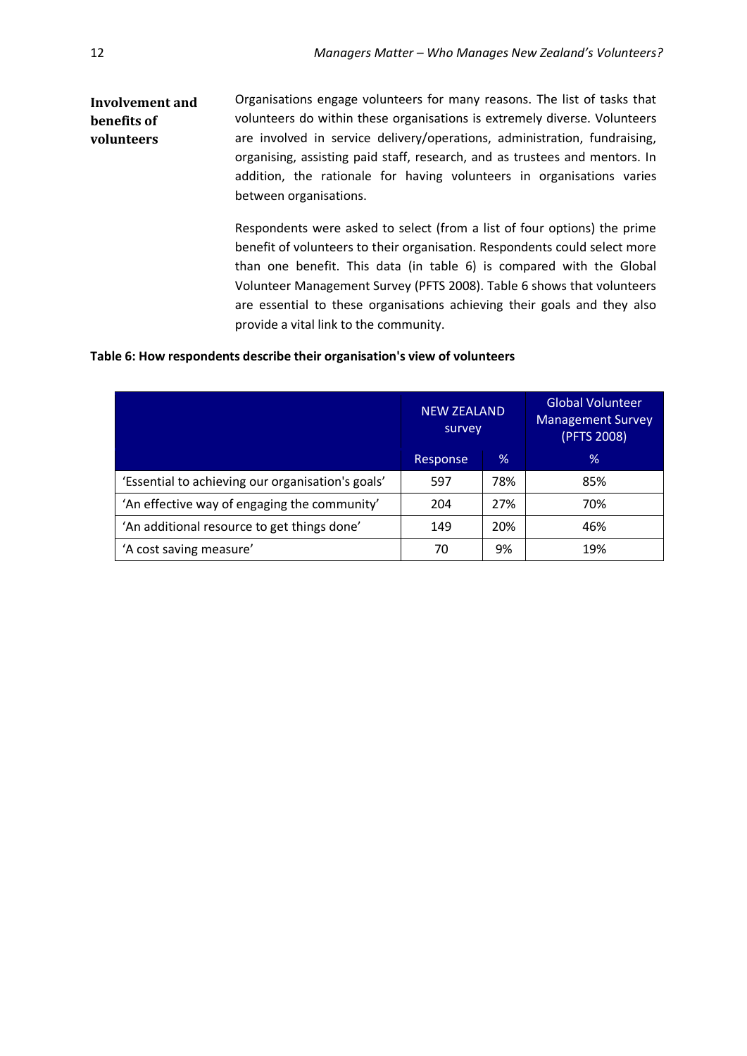## Involvement and benefits of volunteers

Organisations engage volunteers for many reasons. The list of tasks that volunteers do within these organisations is extremely diverse. Volunteers are involved in service delivery/operations, administration, fundraising, organising, assisting paid staff, research, and as trustees and mentors. In addition, the rationale for having volunteers in organisations varies between organisations.

Respondents were asked to select (from a list of four options) the prime benefit of volunteers to their organisation. Respondents could select more than one benefit. This data (in table 6) is compared with the Global Volunteer Management Survey (PFTS 2008). Table 6 shows that volunteers are essential to these organisations achieving their goals and they also provide a vital link to the community.

**Table 6: How respondents describe their organisation's view of volunteers**

| | NEW ZEALAND survey | | Global Volunteer Management Survey (PFTS 2008) |
|---|---|---|---|
| | Response | % | % |
| 'Essential to achieving our organisation's goals' | 597 | 78% | 85% |
| 'An effective way of engaging the community' | 204 | 27% | 70% |
| 'An additional resource to get things done' | 149 | 20% | 46% |
| 'A cost saving measure' | 70 | 9% | 19% |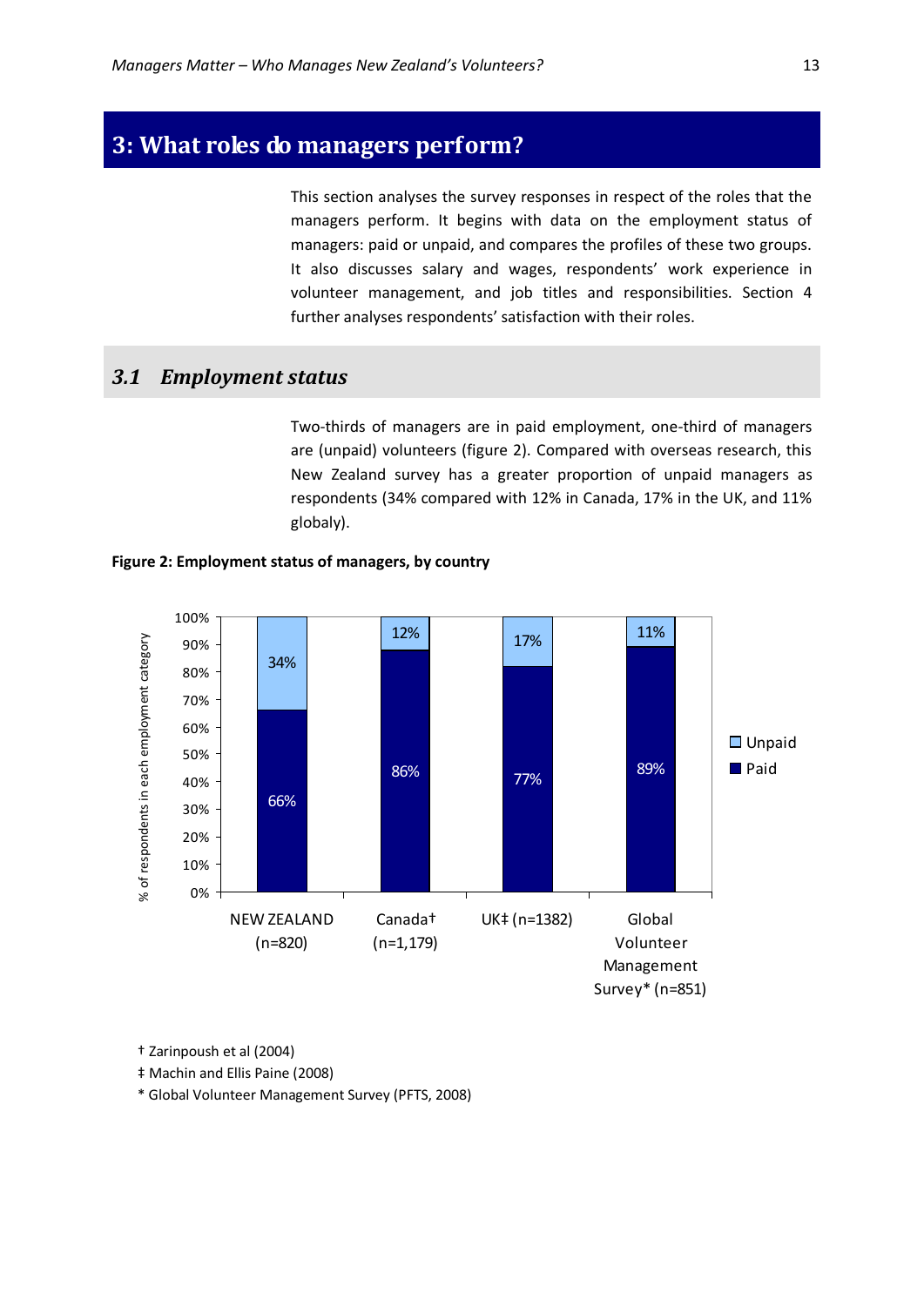# 3: What roles do managers perform?

This section analyses the survey responses in respect of the roles that the managers perform. It begins with data on the employment status of managers: paid or unpaid, and compares the profiles of these two groups. It also discusses salary and wages, respondents' work experience in volunteer management, and job titles and responsibilities. Section 4 further analyses respondents' satisfaction with their roles.

## 3.1 *Employment status*

Two-thirds of managers are in paid employment, one-third of managers are (unpaid) volunteers (figure 2). Compared with overseas research, this New Zealand survey has a greater proportion of unpaid managers as respondents (34% compared with 12% in Canada, 17% in the UK, and 11% globaly).

**Figure 2: Employment status of managers, by country**

| | NEW ZEALAND (n=820) | Canada† (n=1,179) | UK‡ (n=1382) | Global Volunteer Management Survey* (n=851) |
|---|---|---|---|---|
| Unpaid | 34% | 12% | 17% | 11% |
| Paid | 66% | 86% | 77% | 89% |

† Zarinpoush et al (2004)

‡ Machin and Ellis Paine (2008)

* Global Volunteer Management Survey (PFTS, 2008)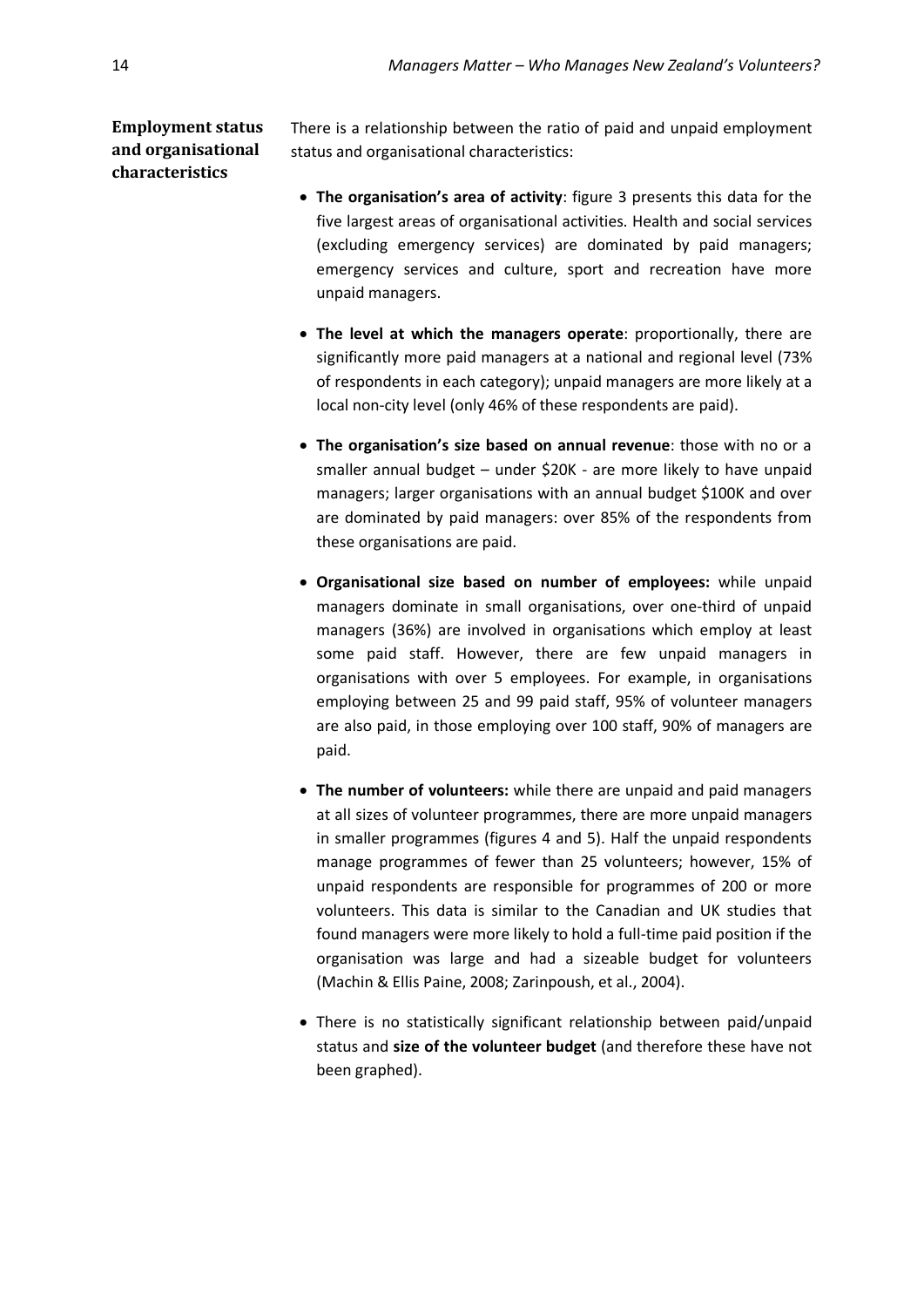### Employment status and organisational characteristics

There is a relationship between the ratio of paid and unpaid employment status and organisational characteristics:

- **The organisation's area of activity**: figure 3 presents this data for the five largest areas of organisational activities. Health and social services (excluding emergency services) are dominated by paid managers; emergency services and culture, sport and recreation have more unpaid managers.

- **The level at which the managers operate**: proportionally, there are significantly more paid managers at a national and regional level (73% of respondents in each category); unpaid managers are more likely at a local non-city level (only 46% of these respondents are paid).

- **The organisation's size based on annual revenue**: those with no or a smaller annual budget – under $20K - are more likely to have unpaid managers; larger organisations with an annual budget $100K and over are dominated by paid managers: over 85% of the respondents from these organisations are paid.

- **Organisational size based on number of employees:** while unpaid managers dominate in small organisations, over one-third of unpaid managers (36%) are involved in organisations which employ at least some paid staff. However, there are few unpaid managers in organisations with over 5 employees. For example, in organisations employing between 25 and 99 paid staff, 95% of volunteer managers are also paid, in those employing over 100 staff, 90% of managers are paid.

- **The number of volunteers:** while there are unpaid and paid managers at all sizes of volunteer programmes, there are more unpaid managers in smaller programmes (figures 4 and 5). Half the unpaid respondents manage programmes of fewer than 25 volunteers; however, 15% of unpaid respondents are responsible for programmes of 200 or more volunteers. This data is similar to the Canadian and UK studies that found managers were more likely to hold a full-time paid position if the organisation was large and had a sizeable budget for volunteers (Machin & Ellis Paine, 2008; Zarinpoush, et al., 2004).

- There is no statistically significant relationship between paid/unpaid status and **size of the volunteer budget** (and therefore these have not been graphed).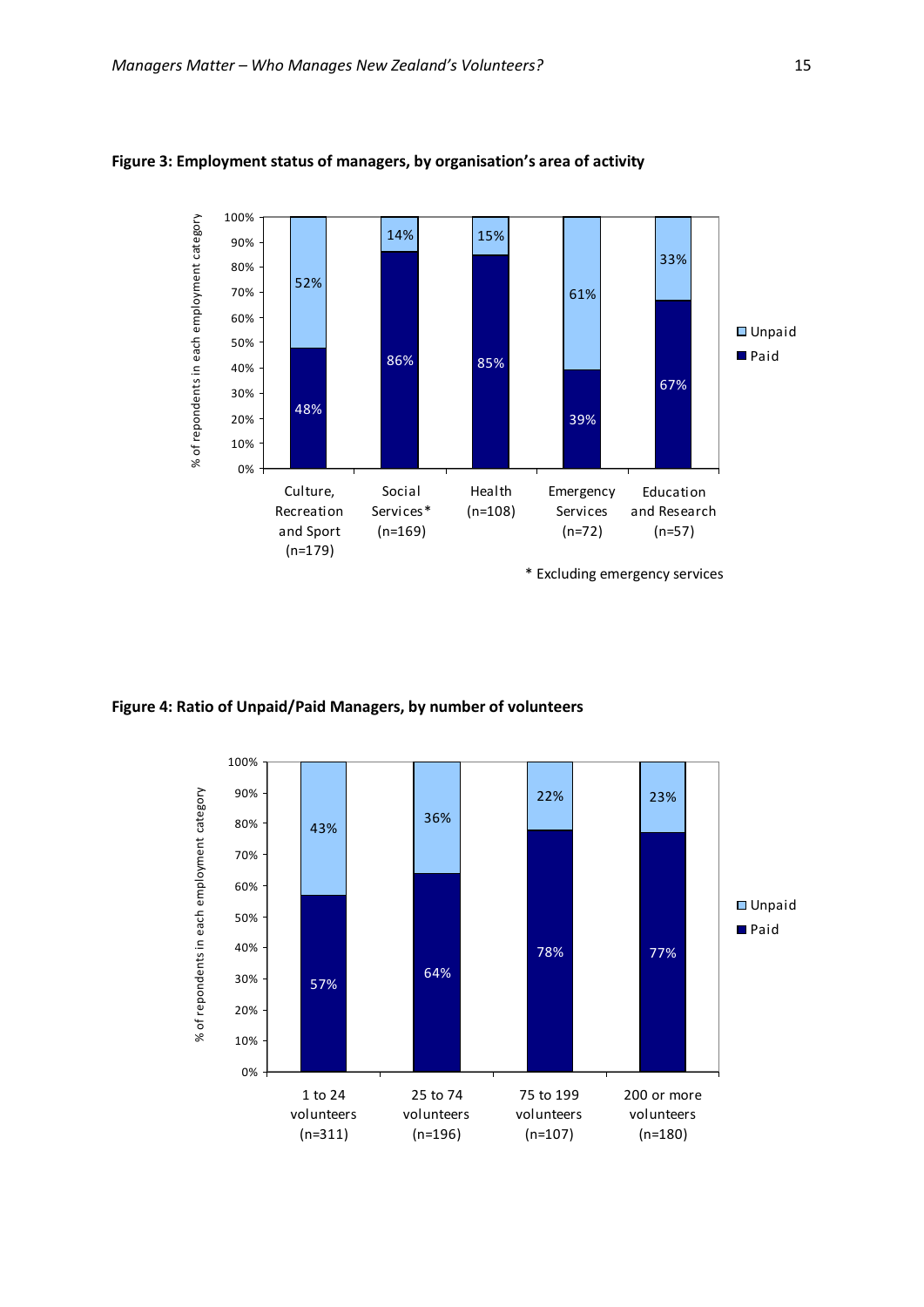**Figure 3: Employment status of managers, by organisation's area of activity**

| | Culture, Recreation and Sport (n=179) | Social Services* (n=169) | Health (n=108) | Emergency Services (n=72) | Education and Research (n=57) |
|---|---|---|---|---|---|
| Unpaid | 52% | 14% | 15% | 61% | 33% |
| Paid | 48% | 86% | 85% | 39% | 67% |

% of repondents in each employment category

\* Excluding emergency services

**Figure 4: Ratio of Unpaid/Paid Managers, by number of volunteers**

| | 1 to 24 volunteers (n=311) | 25 to 74 volunteers (n=196) | 75 to 199 volunteers (n=107) | 200 or more volunteers (n=180) |
|---|---|---|---|---|
| Unpaid | 43% | 36% | 22% | 23% |
| Paid | 57% | 64% | 78% | 77% |

% of repondents in each employment category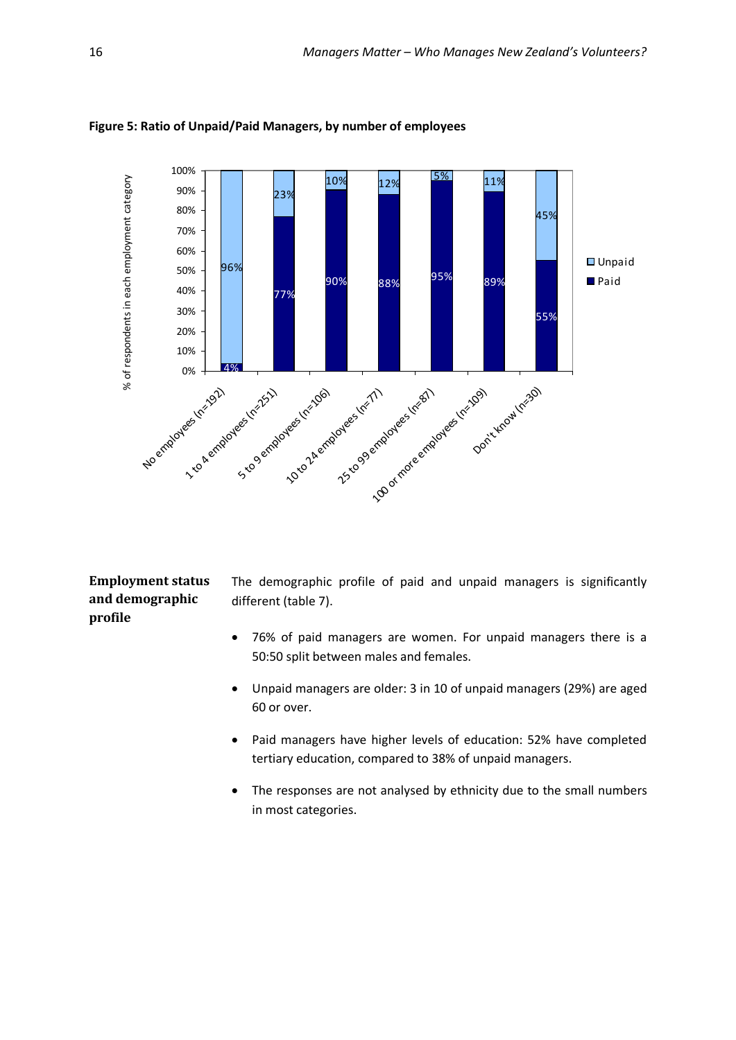**Figure 5: Ratio of Unpaid/Paid Managers, by number of employees**

| Number of employees | Unpaid | Paid |
|---|---|---|
| No employees (n=192) | 96% | 4% |
| 1 to 4 employees (n=251) | 23% | 77% |
| 5 to 9 employees (n=106) | 10% | 90% |
| 10 to 24 employees (n=77) | 12% | 88% |
| 25 to 99 employees (n=87) | 5% | 95% |
| 100 or more employees (n=109) | 11% | 89% |
| Don't know (n=30) | 45% | 55% |

### Employment status and demographic profile

The demographic profile of paid and unpaid managers is significantly different (table 7).

- 76% of paid managers are women. For unpaid managers there is a 50:50 split between males and females.
- Unpaid managers are older: 3 in 10 of unpaid managers (29%) are aged 60 or over.
- Paid managers have higher levels of education: 52% have completed tertiary education, compared to 38% of unpaid managers.
- The responses are not analysed by ethnicity due to the small numbers in most categories.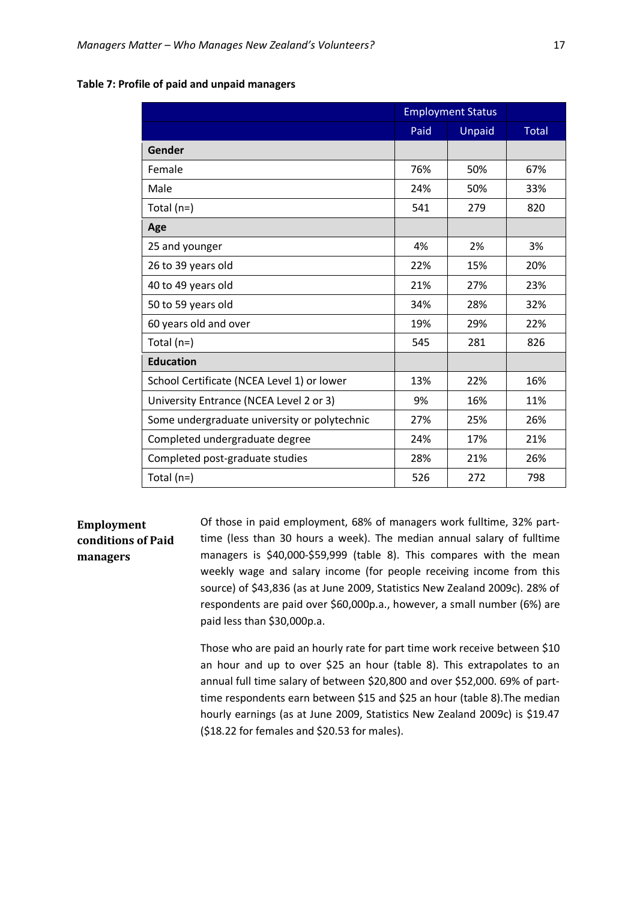**Table 7: Profile of paid and unpaid managers**

| | Employment Status | | |
|---|---|---|---|
| | Paid | Unpaid | Total |
| **Gender** | | | |
| Female | 76% | 50% | 67% |
| Male | 24% | 50% | 33% |
| Total (n=) | 541 | 279 | 820 |
| **Age** | | | |
| 25 and younger | 4% | 2% | 3% |
| 26 to 39 years old | 22% | 15% | 20% |
| 40 to 49 years old | 21% | 27% | 23% |
| 50 to 59 years old | 34% | 28% | 32% |
| 60 years old and over | 19% | 29% | 22% |
| Total (n=) | 545 | 281 | 826 |
| **Education** | | | |
| School Certificate (NCEA Level 1) or lower | 13% | 22% | 16% |
| University Entrance (NCEA Level 2 or 3) | 9% | 16% | 11% |
| Some undergraduate university or polytechnic | 27% | 25% | 26% |
| Completed undergraduate degree | 24% | 17% | 21% |
| Completed post-graduate studies | 28% | 21% | 26% |
| Total (n=) | 526 | 272 | 798 |

## Employment conditions of Paid managers

Of those in paid employment, 68% of managers work fulltime, 32% part-time (less than 30 hours a week). The median annual salary of fulltime managers is $40,000-$59,999 (table 8). This compares with the mean weekly wage and salary income (for people receiving income from this source) of $43,836 (as at June 2009, Statistics New Zealand 2009c). 28% of respondents are paid over $60,000p.a., however, a small number (6%) are paid less than $30,000p.a.

Those who are paid an hourly rate for part time work receive between $10 an hour and up to over $25 an hour (table 8). This extrapolates to an annual full time salary of between $20,800 and over $52,000. 69% of part-time respondents earn between $15 and $25 an hour (table 8).The median hourly earnings (as at June 2009, Statistics New Zealand 2009c) is $19.47 ($18.22 for females and $20.53 for males).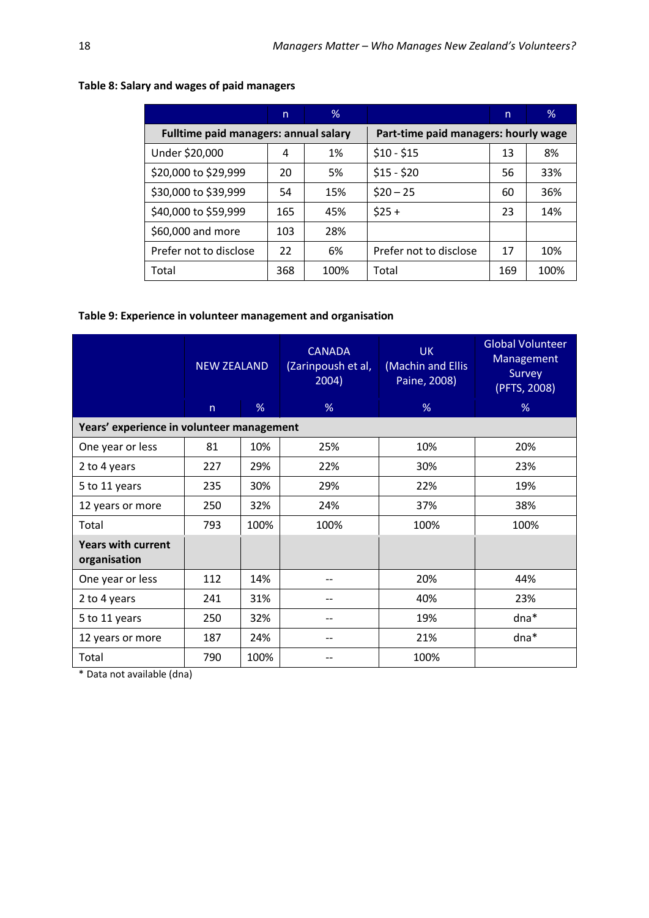**Table 8: Salary and wages of paid managers**

| | n | % | | n | % |
|---|---|---|---|---|---|
| **Fulltime paid managers: annual salary** | | | **Part-time paid managers: hourly wage** | | |
| Under $20,000 | 4 | 1% | $10 - $15 | 13 | 8% |
| $20,000 to $29,999 | 20 | 5% | $15 - $20 | 56 | 33% |
| $30,000 to $39,999 | 54 | 15% | $20 – 25 | 60 | 36% |
| $40,000 to $59,999 | 165 | 45% | $25 + | 23 | 14% |
| $60,000 and more | 103 | 28% | | | |
| Prefer not to disclose | 22 | 6% | Prefer not to disclose | 17 | 10% |
| Total | 368 | 100% | Total | 169 | 100% |

**Table 9: Experience in volunteer management and organisation**

| | NEW ZEALAND | | CANADA (Zarinpoush et al, 2004) | UK (Machin and Ellis Paine, 2008) | Global Volunteer Management Survey (PFTS, 2008) |
|---|---|---|---|---|---|
| | n | % | % | % | % |
| **Years' experience in volunteer management** | | | | | |
| One year or less | 81 | 10% | 25% | 10% | 20% |
| 2 to 4 years | 227 | 29% | 22% | 30% | 23% |
| 5 to 11 years | 235 | 30% | 29% | 22% | 19% |
| 12 years or more | 250 | 32% | 24% | 37% | 38% |
| Total | 793 | 100% | 100% | 100% | 100% |
| **Years with current organisation** | | | | | |
| One year or less | 112 | 14% | -- | 20% | 44% |
| 2 to 4 years | 241 | 31% | -- | 40% | 23% |
| 5 to 11 years | 250 | 32% | -- | 19% | dna* |
| 12 years or more | 187 | 24% | -- | 21% | dna* |
| Total | 790 | 100% | -- | 100% | |

* Data not available (dna)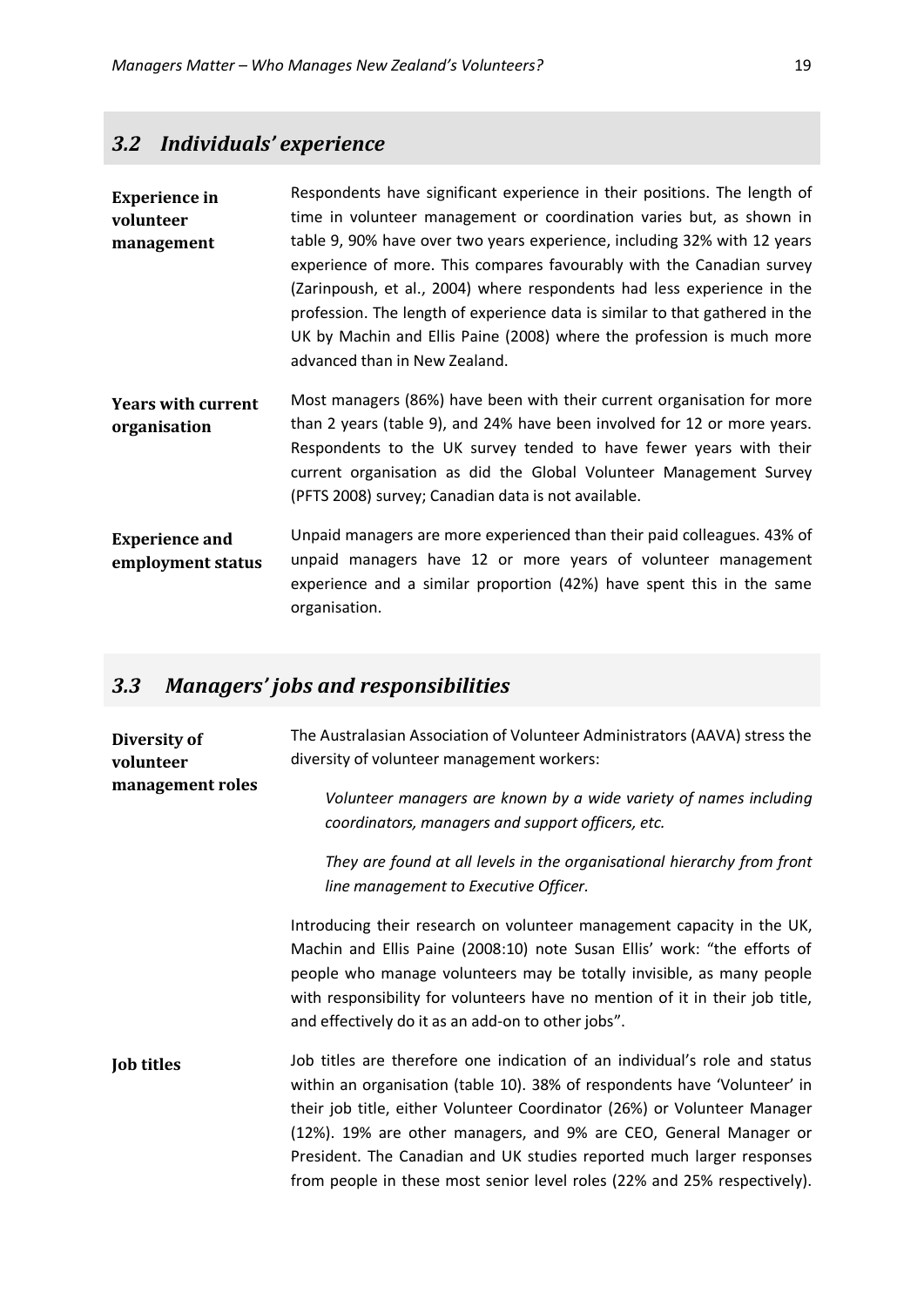## *3.2 Individuals' experience*

**Experience in volunteer management**

Respondents have significant experience in their positions. The length of time in volunteer management or coordination varies but, as shown in table 9, 90% have over two years experience, including 32% with 12 years experience of more. This compares favourably with the Canadian survey (Zarinpoush, et al., 2004) where respondents had less experience in the profession. The length of experience data is similar to that gathered in the UK by Machin and Ellis Paine (2008) where the profession is much more advanced than in New Zealand.

**Years with current organisation**

Most managers (86%) have been with their current organisation for more than 2 years (table 9), and 24% have been involved for 12 or more years. Respondents to the UK survey tended to have fewer years with their current organisation as did the Global Volunteer Management Survey (PFTS 2008) survey; Canadian data is not available.

**Experience and employment status**

Unpaid managers are more experienced than their paid colleagues. 43% of unpaid managers have 12 or more years of volunteer management experience and a similar proportion (42%) have spent this in the same organisation.

## *3.3 Managers' jobs and responsibilities*

**Diversity of volunteer management roles**

The Australasian Association of Volunteer Administrators (AAVA) stress the diversity of volunteer management workers:

> *Volunteer managers are known by a wide variety of names including coordinators, managers and support officers, etc.*
>
> *They are found at all levels in the organisational hierarchy from front line management to Executive Officer.*

Introducing their research on volunteer management capacity in the UK, Machin and Ellis Paine (2008:10) note Susan Ellis' work: "the efforts of people who manage volunteers may be totally invisible, as many people with responsibility for volunteers have no mention of it in their job title, and effectively do it as an add-on to other jobs".

**Job titles**

Job titles are therefore one indication of an individual's role and status within an organisation (table 10). 38% of respondents have 'Volunteer' in their job title, either Volunteer Coordinator (26%) or Volunteer Manager (12%). 19% are other managers, and 9% are CEO, General Manager or President. The Canadian and UK studies reported much larger responses from people in these most senior level roles (22% and 25% respectively).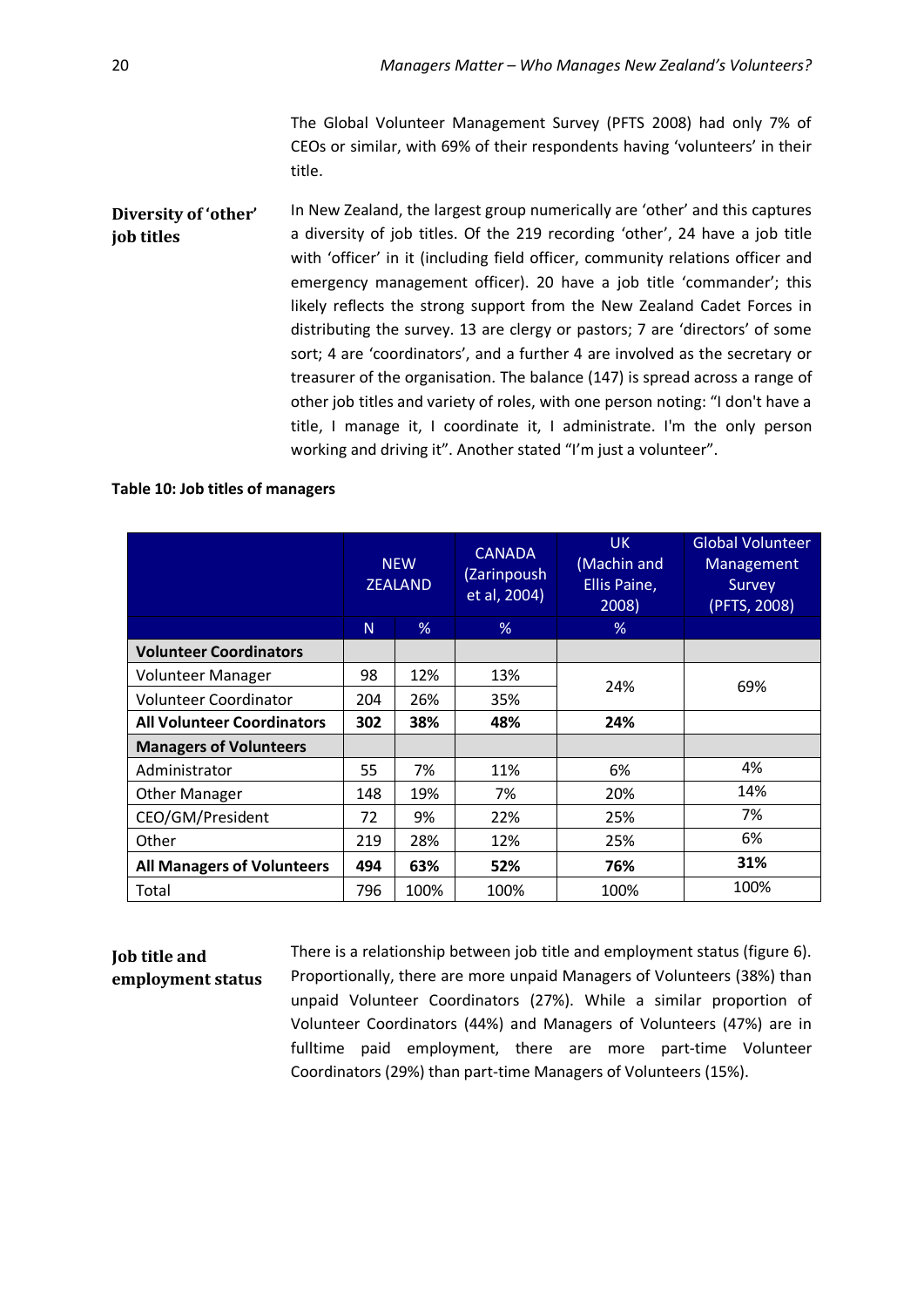The Global Volunteer Management Survey (PFTS 2008) had only 7% of CEOs or similar, with 69% of their respondents having 'volunteers' in their title.

### Diversity of 'other' job titles

In New Zealand, the largest group numerically are 'other' and this captures a diversity of job titles. Of the 219 recording 'other', 24 have a job title with 'officer' in it (including field officer, community relations officer and emergency management officer). 20 have a job title 'commander'; this likely reflects the strong support from the New Zealand Cadet Forces in distributing the survey. 13 are clergy or pastors; 7 are 'directors' of some sort; 4 are 'coordinators', and a further 4 are involved as the secretary or treasurer of the organisation. The balance (147) is spread across a range of other job titles and variety of roles, with one person noting: "I don't have a title, I manage it, I coordinate it, I administrate. I'm the only person working and driving it". Another stated "I'm just a volunteer".

**Table 10: Job titles of managers**

| | NEW ZEALAND | | CANADA (Zarinpoush et al, 2004) | UK (Machin and Ellis Paine, 2008) | Global Volunteer Management Survey (PFTS, 2008) |
|---|---|---|---|---|---|
| | N | % | % | % | |
| **Volunteer Coordinators** | | | | | |
| Volunteer Manager | 98 | 12% | 13% | 24% | 69% |
| Volunteer Coordinator | 204 | 26% | 35% | | |
| **All Volunteer Coordinators** | **302** | **38%** | **48%** | **24%** | |
| **Managers of Volunteers** | | | | | |
| Administrator | 55 | 7% | 11% | 6% | 4% |
| Other Manager | 148 | 19% | 7% | 20% | 14% |
| CEO/GM/President | 72 | 9% | 22% | 25% | 7% |
| Other | 219 | 28% | 12% | 25% | 6% |
| **All Managers of Volunteers** | **494** | **63%** | **52%** | **76%** | **31%** |
| Total | 796 | 100% | 100% | 100% | 100% |

### Job title and employment status

There is a relationship between job title and employment status (figure 6). Proportionally, there are more unpaid Managers of Volunteers (38%) than unpaid Volunteer Coordinators (27%). While a similar proportion of Volunteer Coordinators (44%) and Managers of Volunteers (47%) are in fulltime paid employment, there are more part-time Volunteer Coordinators (29%) than part-time Managers of Volunteers (15%).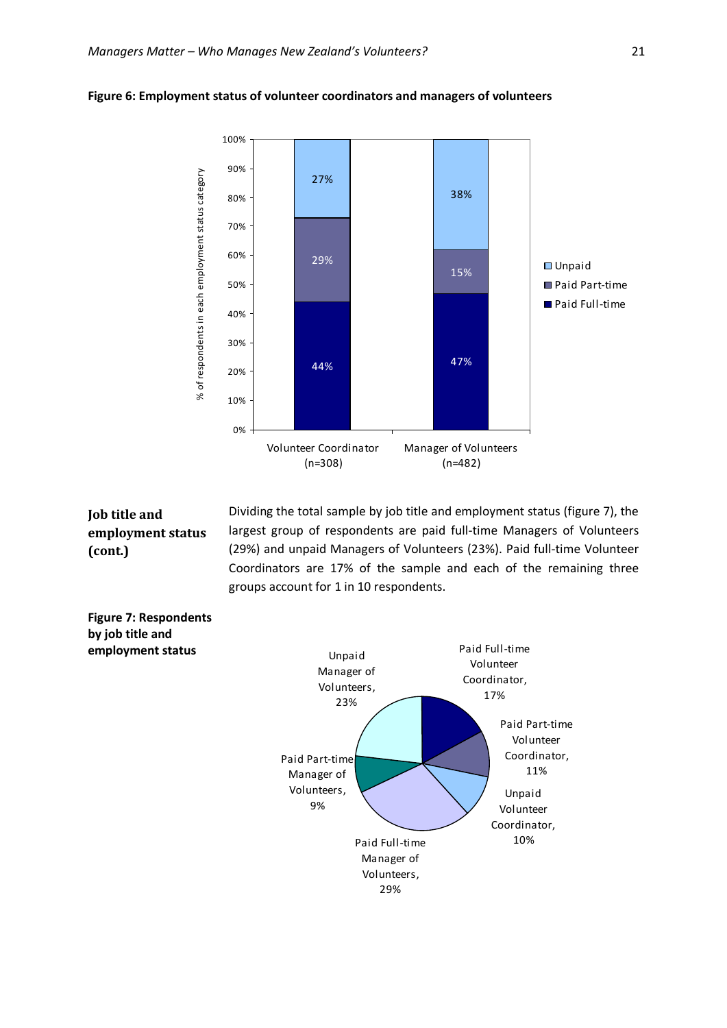**Figure 6: Employment status of volunteer coordinators and managers of volunteers**

| % of respondents in each employment status category | Volunteer Coordinator (n=308) | Manager of Volunteers (n=482) |
|---|---|---|
| Unpaid | 27% | 38% |
| Paid Part-time | 29% | 15% |
| Paid Full-time | 44% | 47% |

**Job title and employment status (cont.)**

Dividing the total sample by job title and employment status (figure 7), the largest group of respondents are paid full-time Managers of Volunteers (29%) and unpaid Managers of Volunteers (23%). Paid full-time Volunteer Coordinators are 17% of the sample and each of the remaining three groups account for 1 in 10 respondents.

**Figure 7: Respondents by job title and employment status**

| Job title and employment status | % |
|---|---|
| Paid Full-time Volunteer Coordinator | 17% |
| Paid Part-time Volunteer Coordinator | 11% |
| Unpaid Volunteer Coordinator | 10% |
| Paid Full-time Manager of Volunteers | 29% |
| Paid Part-time Manager of Volunteers | 9% |
| Unpaid Manager of Volunteers | 23% |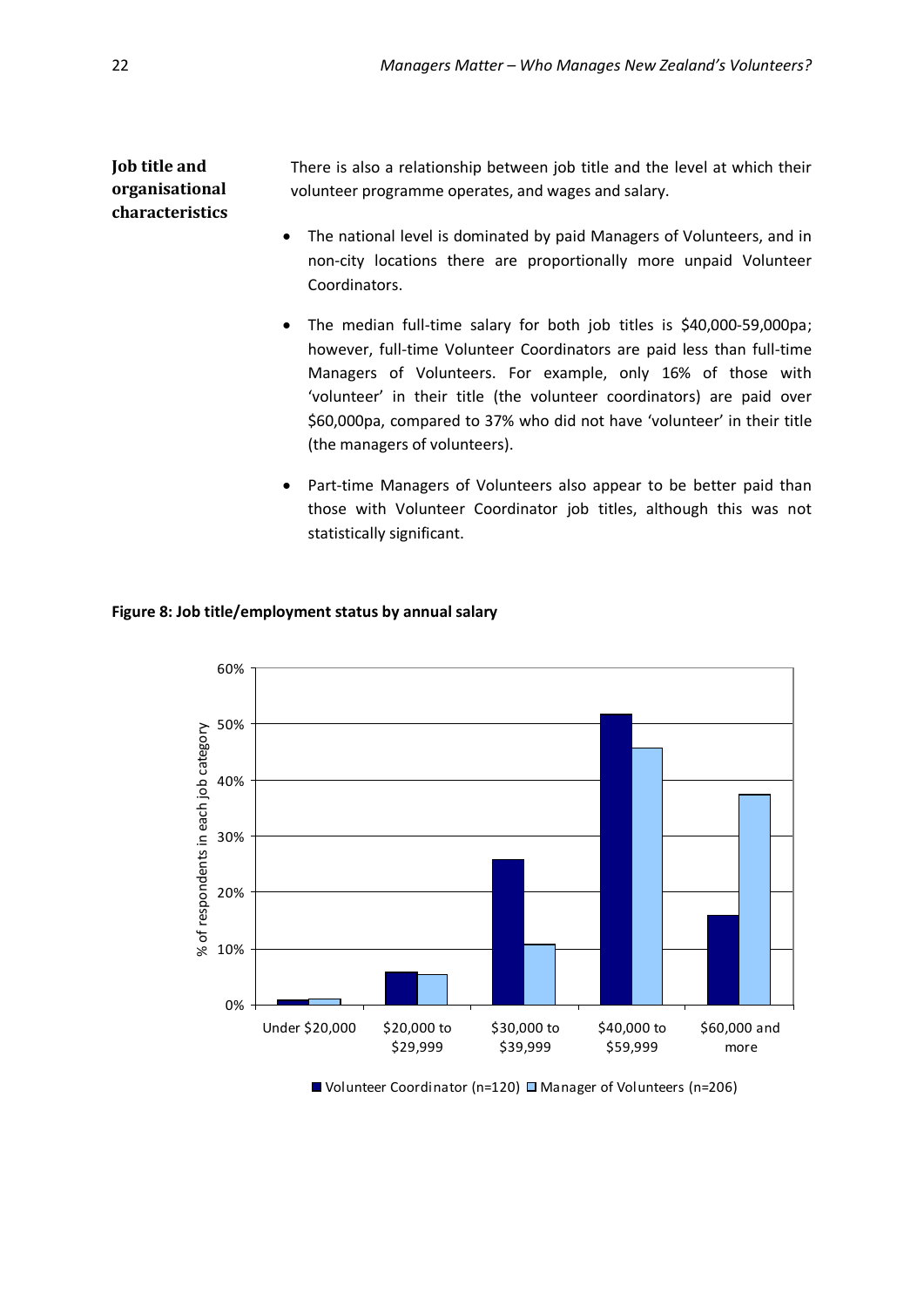### Job title and organisational characteristics

There is also a relationship between job title and the level at which their volunteer programme operates, and wages and salary.

- The national level is dominated by paid Managers of Volunteers, and in non-city locations there are proportionally more unpaid Volunteer Coordinators.
- The median full-time salary for both job titles is $40,000-59,000pa; however, full-time Volunteer Coordinators are paid less than full-time Managers of Volunteers. For example, only 16% of those with 'volunteer' in their title (the volunteer coordinators) are paid over $60,000pa, compared to 37% who did not have 'volunteer' in their title (the managers of volunteers).
- Part-time Managers of Volunteers also appear to be better paid than those with Volunteer Coordinator job titles, although this was not statistically significant.

**Figure 8: Job title/employment status by annual salary**

| % of respondents in each job category | Under $20,000 | $20,000 to $29,999 | $30,000 to $39,999 | $40,000 to $59,999 | $60,000 and more |
|---|---|---|---|---|---|
| Volunteer Coordinator (n=120) | 1% | 6% | 26% | 52% | 16% |
| Manager of Volunteers (n=206) | 1% | 5% | 11% | 46% | 37% |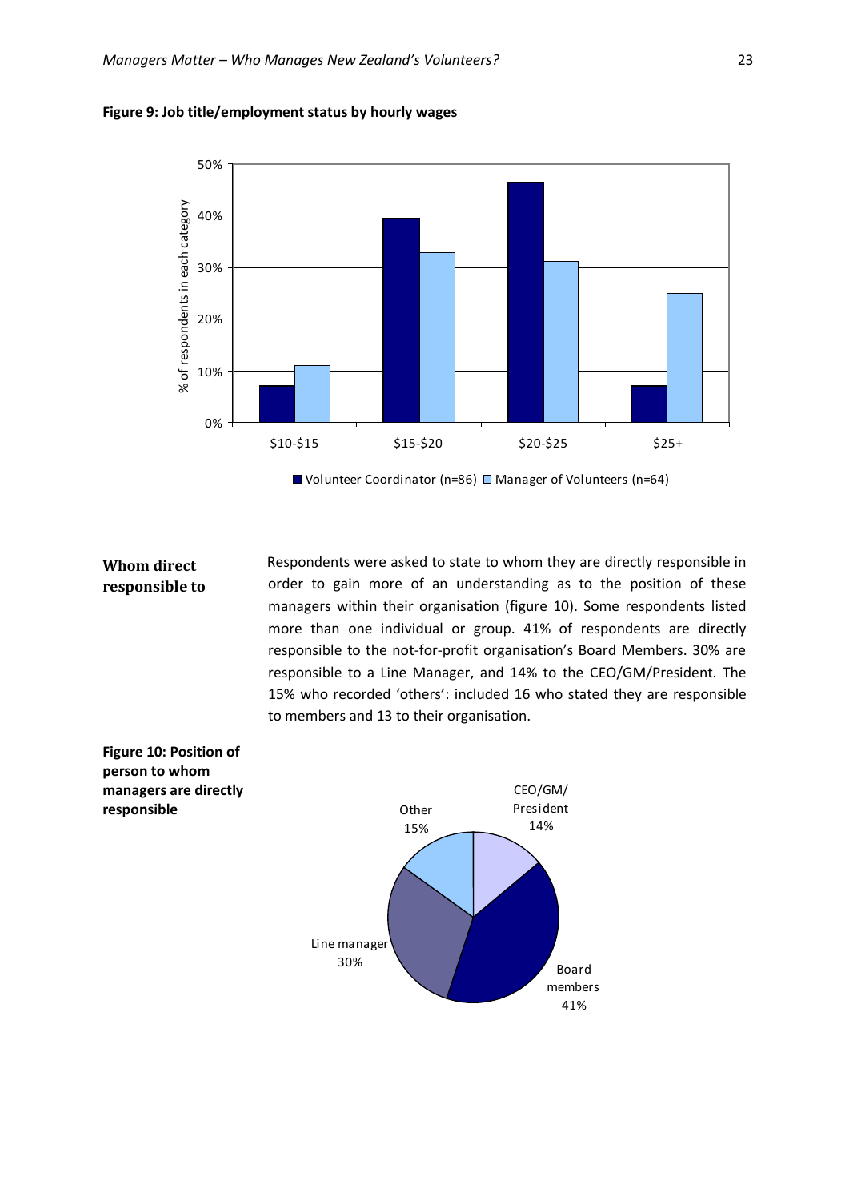**Figure 9: Job title/employment status by hourly wages**

**Whom direct responsible to**

Respondents were asked to state to whom they are directly responsible in order to gain more of an understanding as to the position of these managers within their organisation (figure 10). Some respondents listed more than one individual or group. 41% of respondents are directly responsible to the not-for-profit organisation's Board Members. 30% are responsible to a Line Manager, and 14% to the CEO/GM/President. The 15% who recorded 'others': included 16 who stated they are responsible to members and 13 to their organisation.

**Figure 10: Position of person to whom managers are directly responsible**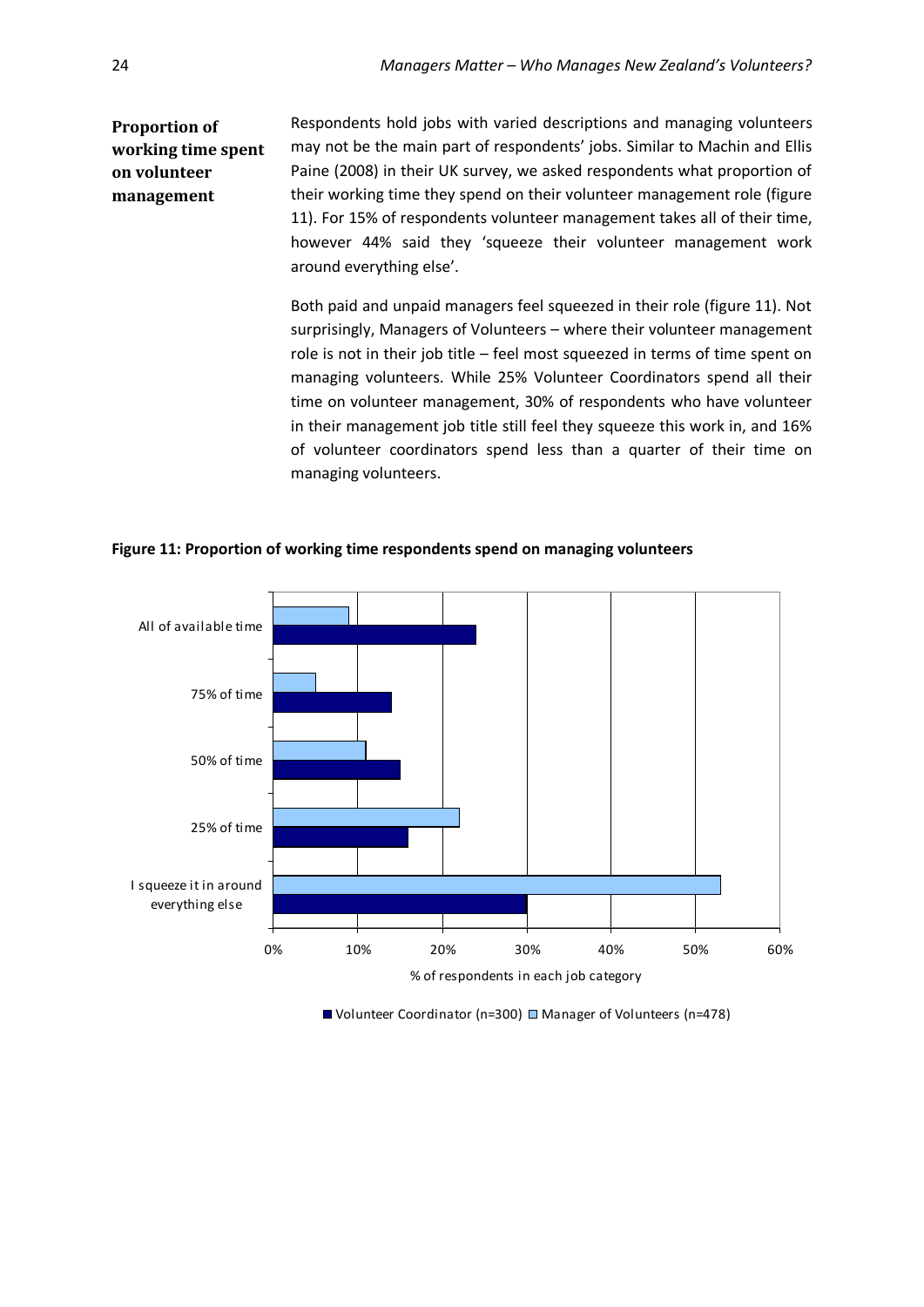## Proportion of working time spent on volunteer management

Respondents hold jobs with varied descriptions and managing volunteers may not be the main part of respondents' jobs. Similar to Machin and Ellis Paine (2008) in their UK survey, we asked respondents what proportion of their working time they spend on their volunteer management role (figure 11). For 15% of respondents volunteer management takes all of their time, however 44% said they 'squeeze their volunteer management work around everything else'.

Both paid and unpaid managers feel squeezed in their role (figure 11). Not surprisingly, Managers of Volunteers – where their volunteer management role is not in their job title – feel most squeezed in terms of time spent on managing volunteers. While 25% Volunteer Coordinators spend all their time on volunteer management, 30% of respondents who have volunteer in their management job title still feel they squeeze this work in, and 16% of volunteer coordinators spend less than a quarter of their time on managing volunteers.

**Figure 11: Proportion of working time respondents spend on managing volunteers**

| | Volunteer Coordinator (n=300) | Manager of Volunteers (n=478) |
|---|---|---|
| All of available time | 24% | 9% |
| 75% of time | 14% | 5% |
| 50% of time | 15% | 11% |
| 25% of time | 16% | 22% |
| I squeeze it in around everything else | 30% | 53% |

% of respondents in each job category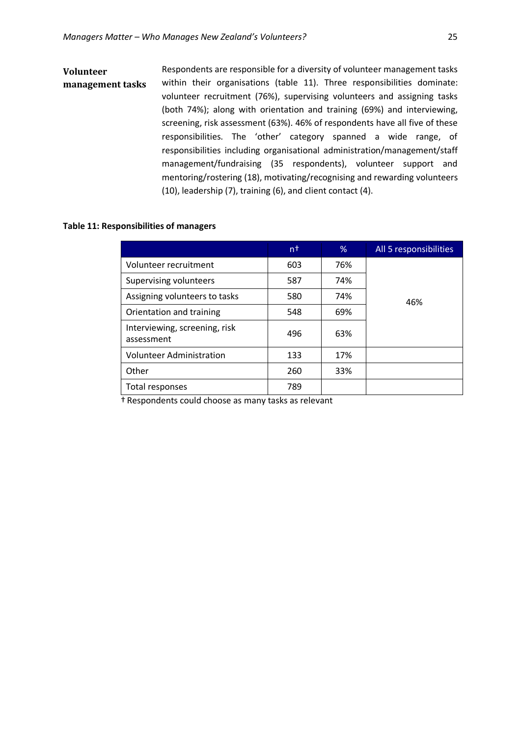**Volunteer management tasks**

Respondents are responsible for a diversity of volunteer management tasks within their organisations (table 11). Three responsibilities dominate: volunteer recruitment (76%), supervising volunteers and assigning tasks (both 74%); along with orientation and training (69%) and interviewing, screening, risk assessment (63%). 46% of respondents have all five of these responsibilities. The 'other' category spanned a wide range, of responsibilities including organisational administration/management/staff management/fundraising (35 respondents), volunteer support and mentoring/rostering (18), motivating/recognising and rewarding volunteers (10), leadership (7), training (6), and client contact (4).

**Table 11: Responsibilities of managers**

| | n† | % | All 5 responsibilities |
|---|---|---|---|
| Volunteer recruitment | 603 | 76% | 46% |
| Supervising volunteers | 587 | 74% | |
| Assigning volunteers to tasks | 580 | 74% | |
| Orientation and training | 548 | 69% | |
| Interviewing, screening, risk assessment | 496 | 63% | |
| Volunteer Administration | 133 | 17% | |
| Other | 260 | 33% | |
| Total responses | 789 | | |

† Respondents could choose as many tasks as relevant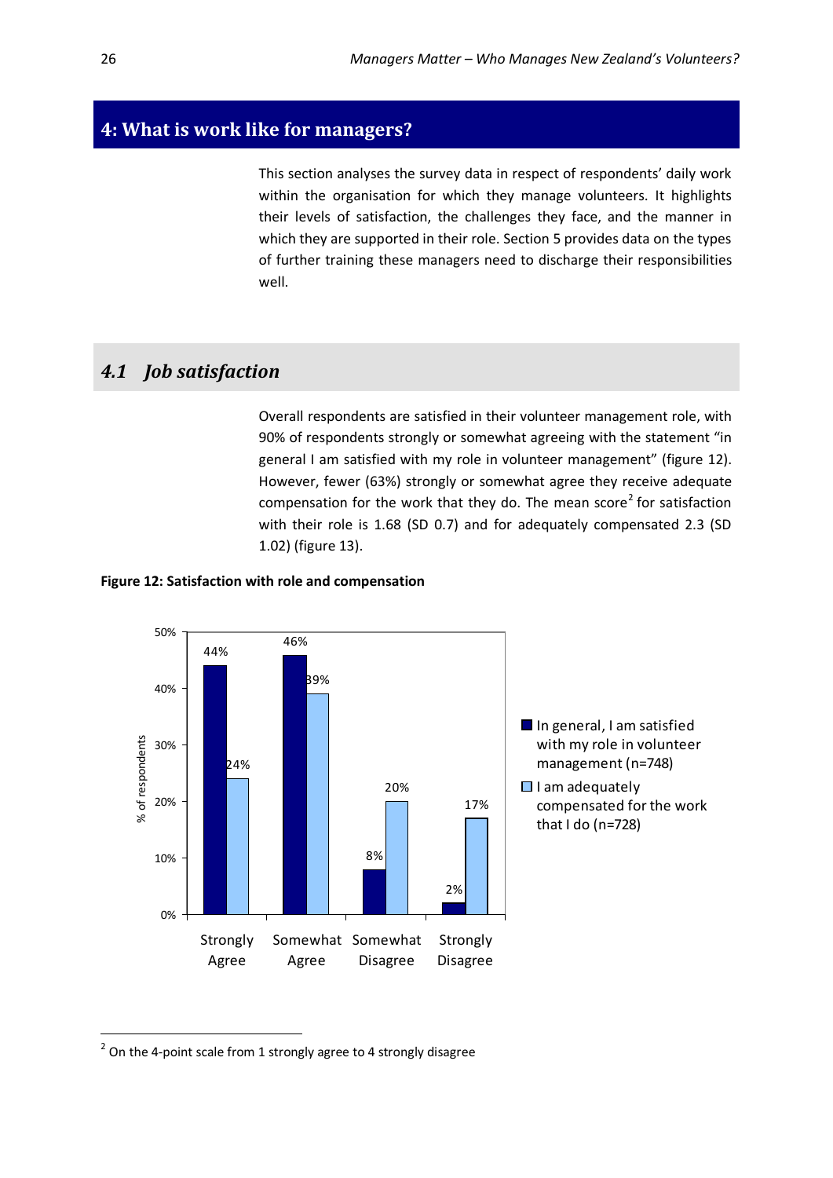## 4: What is work like for managers?

This section analyses the survey data in respect of respondents' daily work within the organisation for which they manage volunteers. It highlights their levels of satisfaction, the challenges they face, and the manner in which they are supported in their role. Section 5 provides data on the types of further training these managers need to discharge their responsibilities well.

### 4.1 *Job satisfaction*

Overall respondents are satisfied in their volunteer management role, with 90% of respondents strongly or somewhat agreeing with the statement "in general I am satisfied with my role in volunteer management" (figure 12). However, fewer (63%) strongly or somewhat agree they receive adequate compensation for the work that they do. The mean score[2] for satisfaction with their role is 1.68 (SD 0.7) and for adequately compensated 2.3 (SD 1.02) (figure 13).

**Figure 12: Satisfaction with role and compensation**

| % of respondents | Strongly Agree | Somewhat Agree | Somewhat Disagree | Strongly Disagree |
|---|---|---|---|---|
| In general, I am satisfied with my role in volunteer management (n=748) | 44% | 46% | 8% | 2% |
| I am adequately compensated for the work that I do (n=728) | 24% | 39% | 20% | 17% |

[2] On the 4-point scale from 1 strongly agree to 4 strongly disagree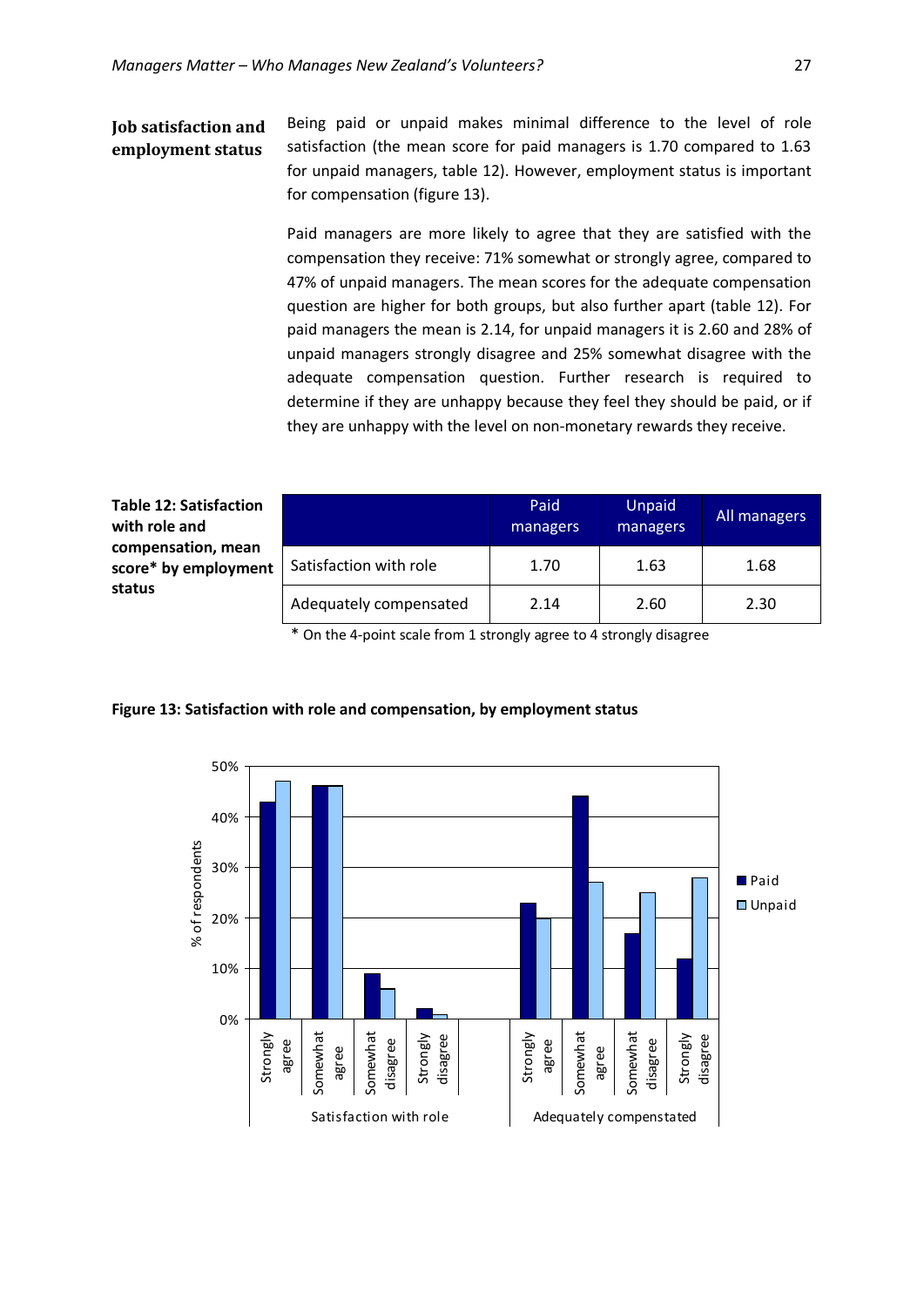## Job satisfaction and employment status

Being paid or unpaid makes minimal difference to the level of role satisfaction (the mean score for paid managers is 1.70 compared to 1.63 for unpaid managers, table 12). However, employment status is important for compensation (figure 13).

Paid managers are more likely to agree that they are satisfied with the compensation they receive: 71% somewhat or strongly agree, compared to 47% of unpaid managers. The mean scores for the adequate compensation question are higher for both groups, but also further apart (table 12). For paid managers the mean is 2.14, for unpaid managers it is 2.60 and 28% of unpaid managers strongly disagree and 25% somewhat disagree with the adequate compensation question. Further research is required to determine if they are unhappy because they feel they should be paid, or if they are unhappy with the level on non-monetary rewards they receive.

**Table 12: Satisfaction with role and compensation, mean score* by employment status**

| | Paid managers | Unpaid managers | All managers |
|---|---|---|---|
| Satisfaction with role | 1.70 | 1.63 | 1.68 |
| Adequately compensated | 2.14 | 2.60 | 2.30 |

* On the 4-point scale from 1 strongly agree to 4 strongly disagree

**Figure 13: Satisfaction with role and compensation, by employment status**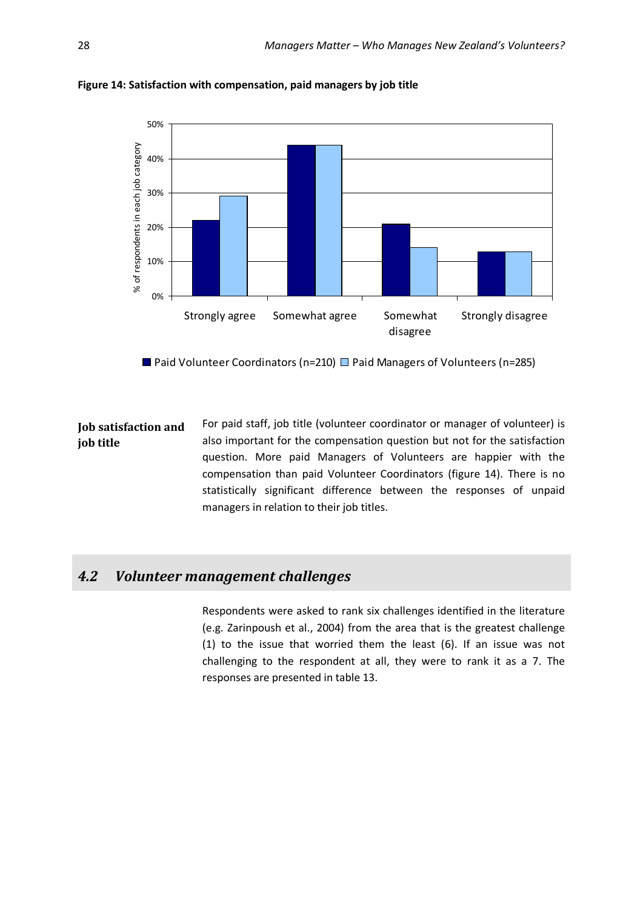**Figure 14: Satisfaction with compensation, paid managers by job title**

**Job satisfaction and job title**

For paid staff, job title (volunteer coordinator or manager of volunteer) is also important for the compensation question but not for the satisfaction question. More paid Managers of Volunteers are happier with the compensation than paid Volunteer Coordinators (figure 14). There is no statistically significant difference between the responses of unpaid managers in relation to their job titles.

## *4.2 Volunteer management challenges*

Respondents were asked to rank six challenges identified in the literature (e.g. Zarinpoush et al., 2004) from the area that is the greatest challenge (1) to the issue that worried them the least (6). If an issue was not challenging to the respondent at all, they were to rank it as a 7. The responses are presented in table 13.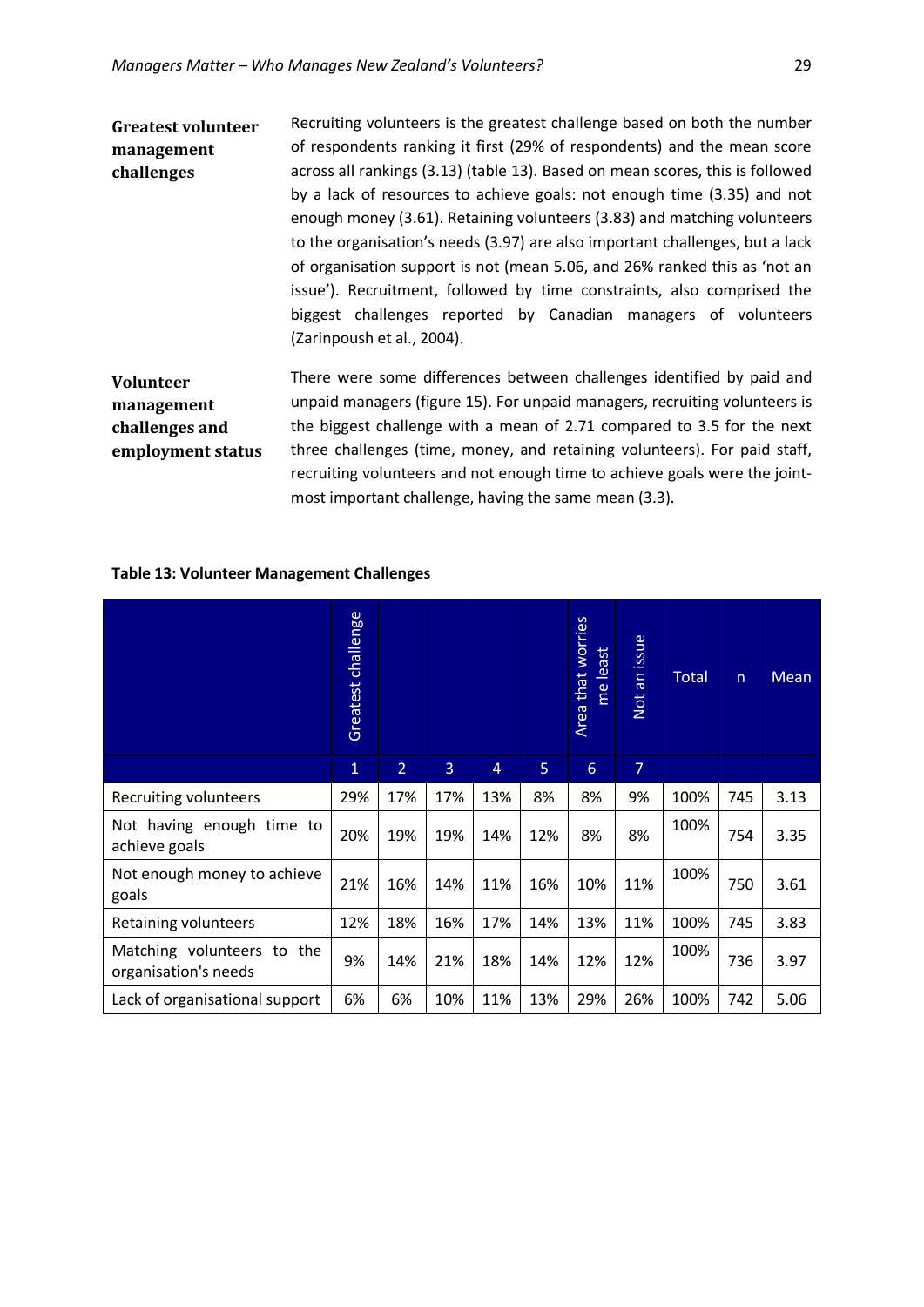**Greatest volunteer management challenges**

Recruiting volunteers is the greatest challenge based on both the number of respondents ranking it first (29% of respondents) and the mean score across all rankings (3.13) (table 13). Based on mean scores, this is followed by a lack of resources to achieve goals: not enough time (3.35) and not enough money (3.61). Retaining volunteers (3.83) and matching volunteers to the organisation's needs (3.97) are also important challenges, but a lack of organisation support is not (mean 5.06, and 26% ranked this as 'not an issue'). Recruitment, followed by time constraints, also comprised the biggest challenges reported by Canadian managers of volunteers (Zarinpoush et al., 2004).

**Volunteer management challenges and employment status**

There were some differences between challenges identified by paid and unpaid managers (figure 15). For unpaid managers, recruiting volunteers is the biggest challenge with a mean of 2.71 compared to 3.5 for the next three challenges (time, money, and retaining volunteers). For paid staff, recruiting volunteers and not enough time to achieve goals were the joint-most important challenge, having the same mean (3.3).

**Table 13: Volunteer Management Challenges**

| | Greatest challenge | | | | | Area that worries me least | Not an issue | Total | n | Mean |
|---|---|---|---|---|---|---|---|---|---|---|
| | 1 | 2 | 3 | 4 | 5 | 6 | 7 | | | |
| Recruiting volunteers | 29% | 17% | 17% | 13% | 8% | 8% | 9% | 100% | 745 | 3.13 |
| Not having enough time to achieve goals | 20% | 19% | 19% | 14% | 12% | 8% | 8% | 100% | 754 | 3.35 |
| Not enough money to achieve goals | 21% | 16% | 14% | 11% | 16% | 10% | 11% | 100% | 750 | 3.61 |
| Retaining volunteers | 12% | 18% | 16% | 17% | 14% | 13% | 11% | 100% | 745 | 3.83 |
| Matching volunteers to the organisation's needs | 9% | 14% | 21% | 18% | 14% | 12% | 12% | 100% | 736 | 3.97 |
| Lack of organisational support | 6% | 6% | 10% | 11% | 13% | 29% | 26% | 100% | 742 | 5.06 |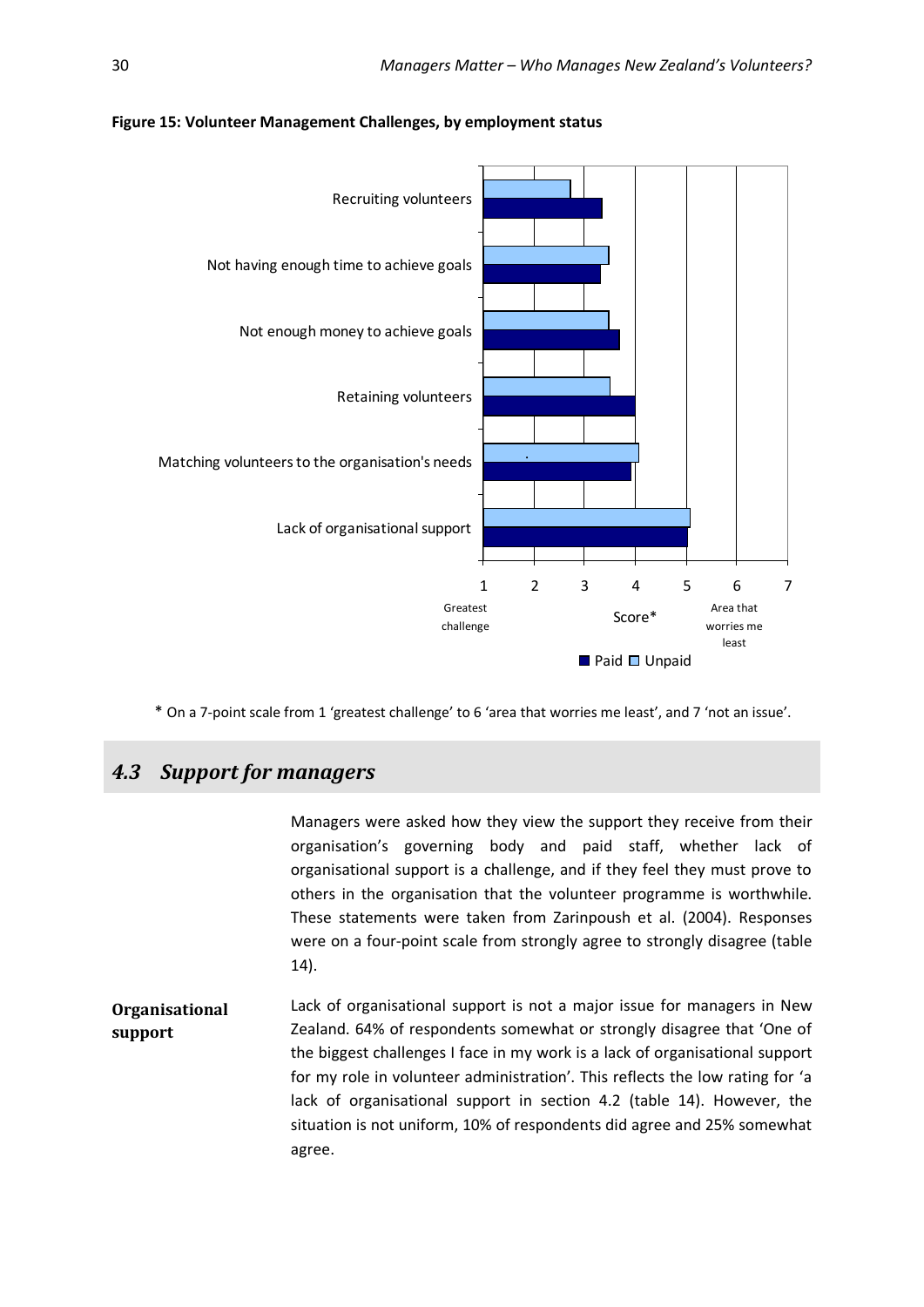**Figure 15: Volunteer Management Challenges, by employment status**

\* On a 7-point scale from 1 'greatest challenge' to 6 'area that worries me least', and 7 'not an issue'.

## *4.3 Support for managers*

Managers were asked how they view the support they receive from their organisation's governing body and paid staff, whether lack of organisational support is a challenge, and if they feel they must prove to others in the organisation that the volunteer programme is worthwhile. These statements were taken from Zarinpoush et al. (2004). Responses were on a four-point scale from strongly agree to strongly disagree (table 14).

**Organisational support**

Lack of organisational support is not a major issue for managers in New Zealand. 64% of respondents somewhat or strongly disagree that 'One of the biggest challenges I face in my work is a lack of organisational support for my role in volunteer administration'. This reflects the low rating for 'a lack of organisational support in section 4.2 (table 14). However, the situation is not uniform, 10% of respondents did agree and 25% somewhat agree.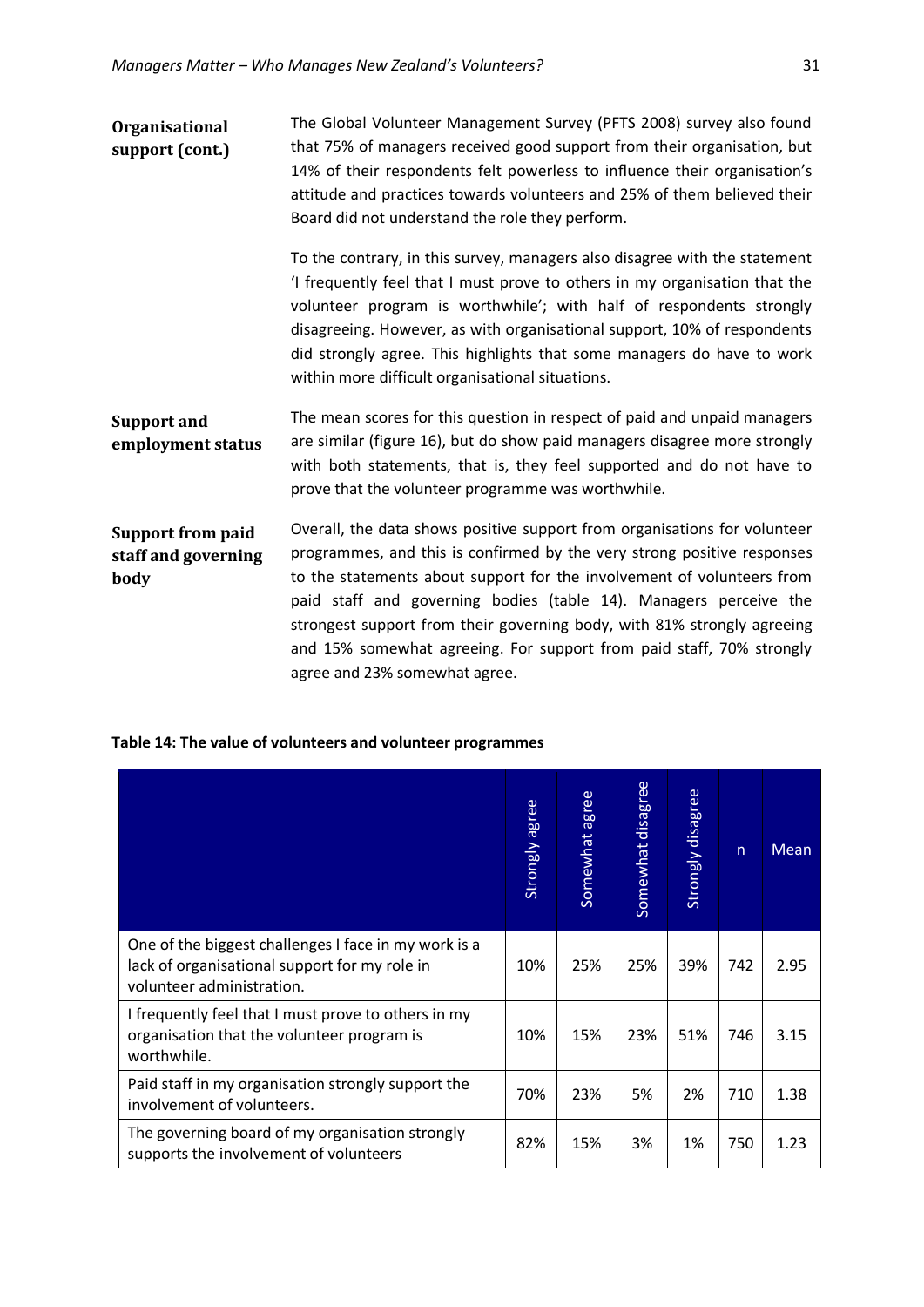**Organisational support (cont.)**

The Global Volunteer Management Survey (PFTS 2008) survey also found that 75% of managers received good support from their organisation, but 14% of their respondents felt powerless to influence their organisation's attitude and practices towards volunteers and 25% of them believed their Board did not understand the role they perform.

To the contrary, in this survey, managers also disagree with the statement 'I frequently feel that I must prove to others in my organisation that the volunteer program is worthwhile'; with half of respondents strongly disagreeing. However, as with organisational support, 10% of respondents did strongly agree. This highlights that some managers do have to work within more difficult organisational situations.

**Support and employment status**

The mean scores for this question in respect of paid and unpaid managers are similar (figure 16), but do show paid managers disagree more strongly with both statements, that is, they feel supported and do not have to prove that the volunteer programme was worthwhile.

**Support from paid staff and governing body**

Overall, the data shows positive support from organisations for volunteer programmes, and this is confirmed by the very strong positive responses to the statements about support for the involvement of volunteers from paid staff and governing bodies (table 14). Managers perceive the strongest support from their governing body, with 81% strongly agreeing and 15% somewhat agreeing. For support from paid staff, 70% strongly agree and 23% somewhat agree.

**Table 14: The value of volunteers and volunteer programmes**

| | Strongly agree | Somewhat agree | Somewhat disagree | Strongly disagree | n | Mean |
|---|---|---|---|---|---|---|
| One of the biggest challenges I face in my work is a lack of organisational support for my role in volunteer administration. | 10% | 25% | 25% | 39% | 742 | 2.95 |
| I frequently feel that I must prove to others in my organisation that the volunteer program is worthwhile. | 10% | 15% | 23% | 51% | 746 | 3.15 |
| Paid staff in my organisation strongly support the involvement of volunteers. | 70% | 23% | 5% | 2% | 710 | 1.38 |
| The governing board of my organisation strongly supports the involvement of volunteers | 82% | 15% | 3% | 1% | 750 | 1.23 |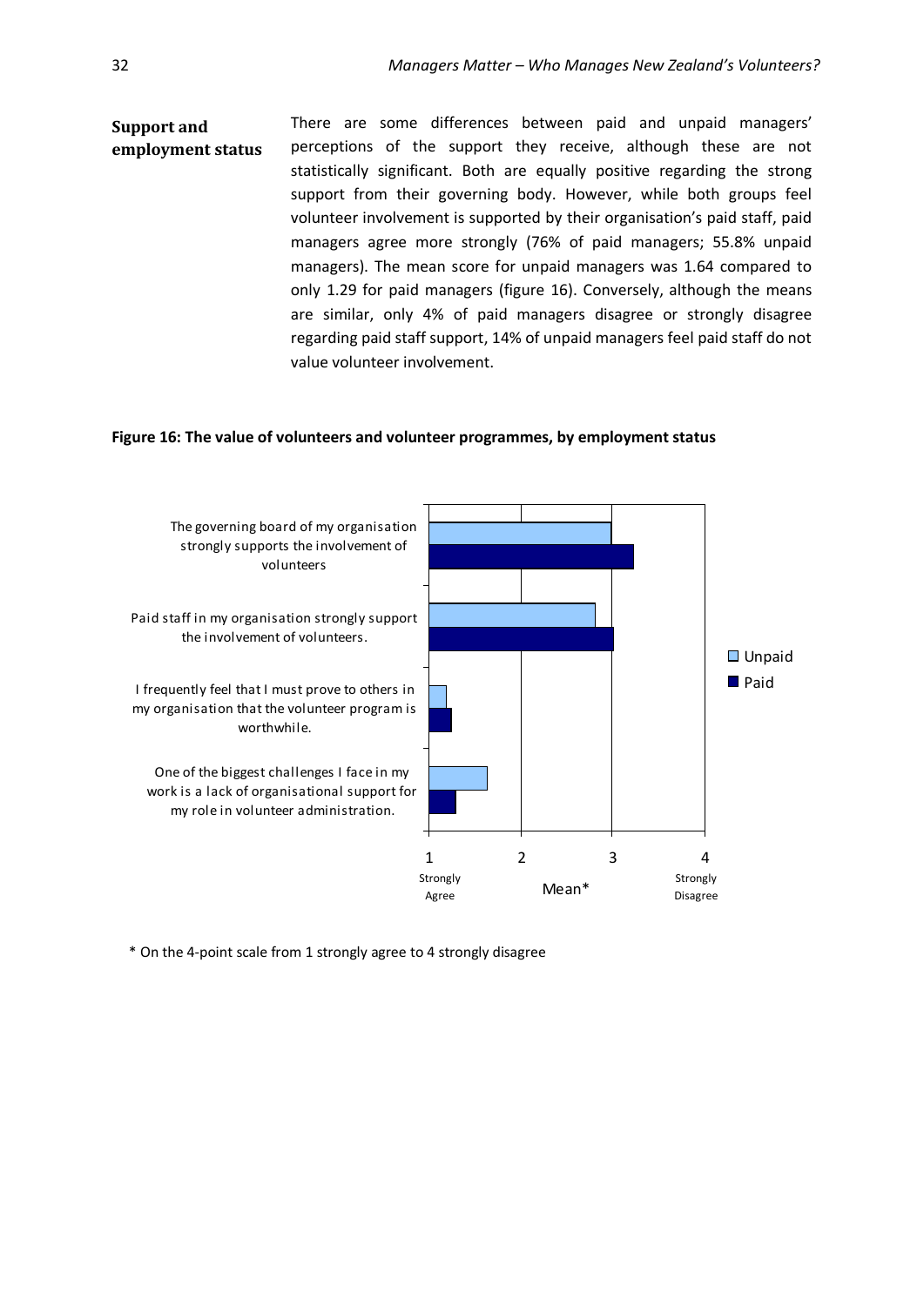## Support and employment status

There are some differences between paid and unpaid managers' perceptions of the support they receive, although these are not statistically significant. Both are equally positive regarding the strong support from their governing body. However, while both groups feel volunteer involvement is supported by their organisation's paid staff, paid managers agree more strongly (76% of paid managers; 55.8% unpaid managers). The mean score for unpaid managers was 1.64 compared to only 1.29 for paid managers (figure 16). Conversely, although the means are similar, only 4% of paid managers disagree or strongly disagree regarding paid staff support, 14% of unpaid managers feel paid staff do not value volunteer involvement.

**Figure 16: The value of volunteers and volunteer programmes, by employment status**

| Statement | Unpaid | Paid |
|---|---|---|
| The governing board of my organisation strongly supports the involvement of volunteers | | |
| Paid staff in my organisation strongly support the involvement of volunteers. | | |
| I frequently feel that I must prove to others in my organisation that the volunteer program is worthwhile. | | |
| One of the biggest challenges I face in my work is a lack of organisational support for my role in volunteer administration. | | |

Mean* (1 Strongly Agree – 4 Strongly Disagree)

\* On the 4-point scale from 1 strongly agree to 4 strongly disagree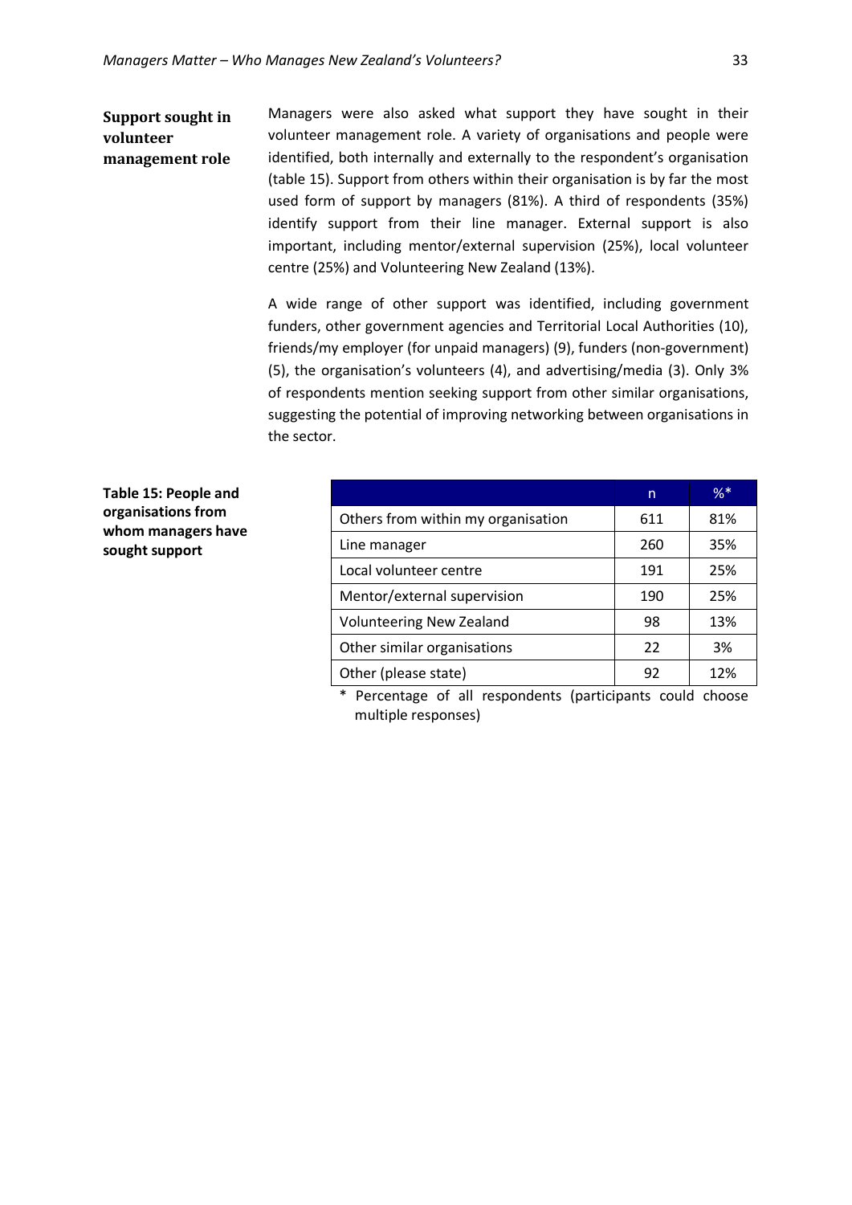## Support sought in volunteer management role

Managers were also asked what support they have sought in their volunteer management role. A variety of organisations and people were identified, both internally and externally to the respondent's organisation (table 15). Support from others within their organisation is by far the most used form of support by managers (81%). A third of respondents (35%) identify support from their line manager. External support is also important, including mentor/external supervision (25%), local volunteer centre (25%) and Volunteering New Zealand (13%).

A wide range of other support was identified, including government funders, other government agencies and Territorial Local Authorities (10), friends/my employer (for unpaid managers) (9), funders (non-government) (5), the organisation's volunteers (4), and advertising/media (3). Only 3% of respondents mention seeking support from other similar organisations, suggesting the potential of improving networking between organisations in the sector.

**Table 15: People and organisations from whom managers have sought support**

| | n | %* |
|---|---|---|
| Others from within my organisation | 611 | 81% |
| Line manager | 260 | 35% |
| Local volunteer centre | 191 | 25% |
| Mentor/external supervision | 190 | 25% |
| Volunteering New Zealand | 98 | 13% |
| Other similar organisations | 22 | 3% |
| Other (please state) | 92 | 12% |

* Percentage of all respondents (participants could choose multiple responses)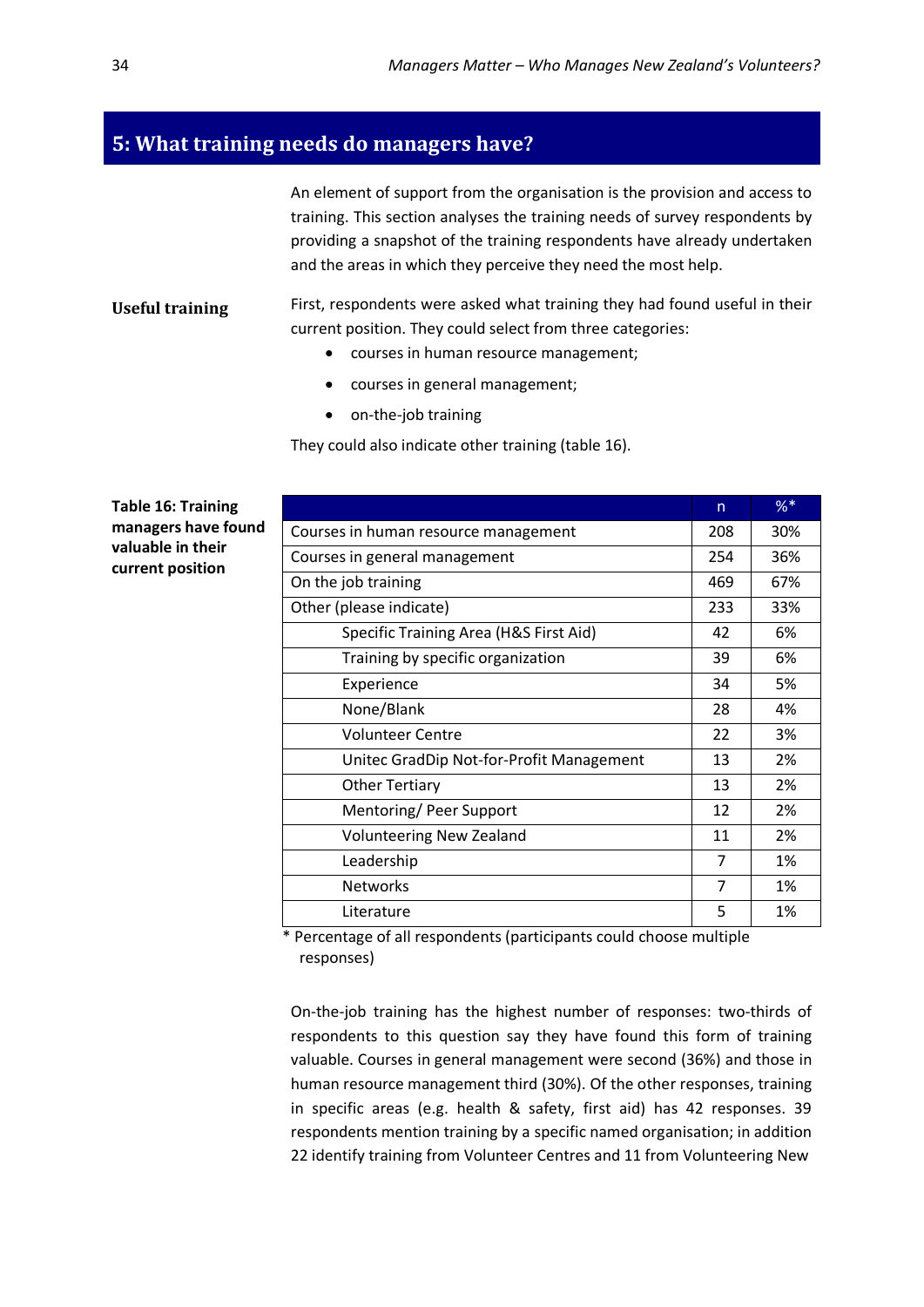## 5: What training needs do managers have?

An element of support from the organisation is the provision and access to training. This section analyses the training needs of survey respondents by providing a snapshot of the training respondents have already undertaken and the areas in which they perceive they need the most help.

**Useful training**

First, respondents were asked what training they had found useful in their current position. They could select from three categories:

- courses in human resource management;
- courses in general management;
- on-the-job training

They could also indicate other training (table 16).

**Table 16: Training managers have found valuable in their current position**

| | n | %* |
|---|---|---|
| Courses in human resource management | 208 | 30% |
| Courses in general management | 254 | 36% |
| On the job training | 469 | 67% |
| Other (please indicate) | 233 | 33% |
| Specific Training Area (H&S First Aid) | 42 | 6% |
| Training by specific organization | 39 | 6% |
| Experience | 34 | 5% |
| None/Blank | 28 | 4% |
| Volunteer Centre | 22 | 3% |
| Unitec GradDip Not-for-Profit Management | 13 | 2% |
| Other Tertiary | 13 | 2% |
| Mentoring/ Peer Support | 12 | 2% |
| Volunteering New Zealand | 11 | 2% |
| Leadership | 7 | 1% |
| Networks | 7 | 1% |
| Literature | 5 | 1% |

* Percentage of all respondents (participants could choose multiple responses)

On-the-job training has the highest number of responses: two-thirds of respondents to this question say they have found this form of training valuable. Courses in general management were second (36%) and those in human resource management third (30%). Of the other responses, training in specific areas (e.g. health & safety, first aid) has 42 responses. 39 respondents mention training by a specific named organisation; in addition 22 identify training from Volunteer Centres and 11 from Volunteering New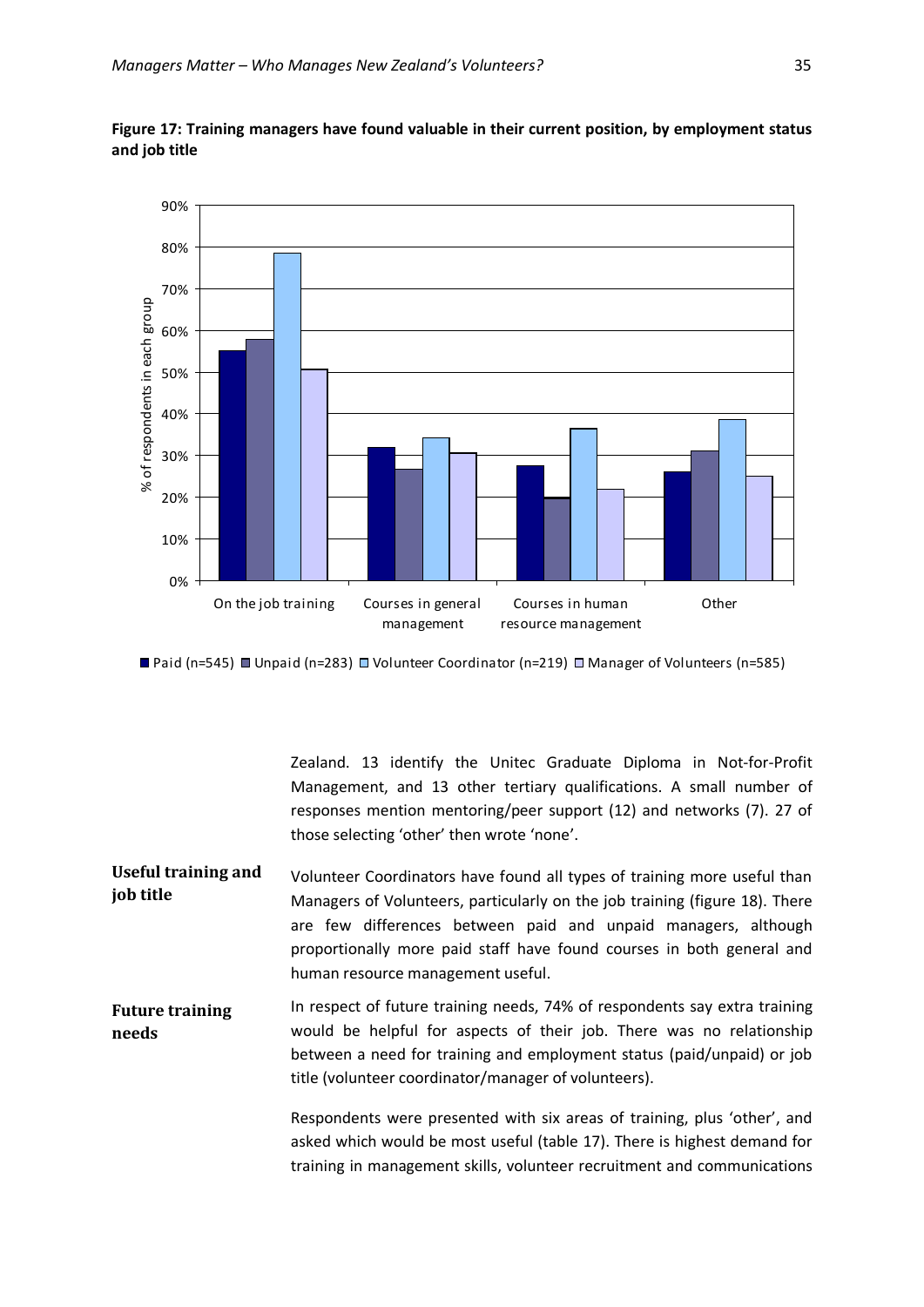**Figure 17: Training managers have found valuable in their current position, by employment status and job title**

Zealand. 13 identify the Unitec Graduate Diploma in Not-for-Profit Management, and 13 other tertiary qualifications. A small number of responses mention mentoring/peer support (12) and networks (7). 27 of those selecting 'other' then wrote 'none'.

**Useful training and job title**

Volunteer Coordinators have found all types of training more useful than Managers of Volunteers, particularly on the job training (figure 18). There are few differences between paid and unpaid managers, although proportionally more paid staff have found courses in both general and human resource management useful.

**Future training needs**

In respect of future training needs, 74% of respondents say extra training would be helpful for aspects of their job. There was no relationship between a need for training and employment status (paid/unpaid) or job title (volunteer coordinator/manager of volunteers).

Respondents were presented with six areas of training, plus 'other', and asked which would be most useful (table 17). There is highest demand for training in management skills, volunteer recruitment and communications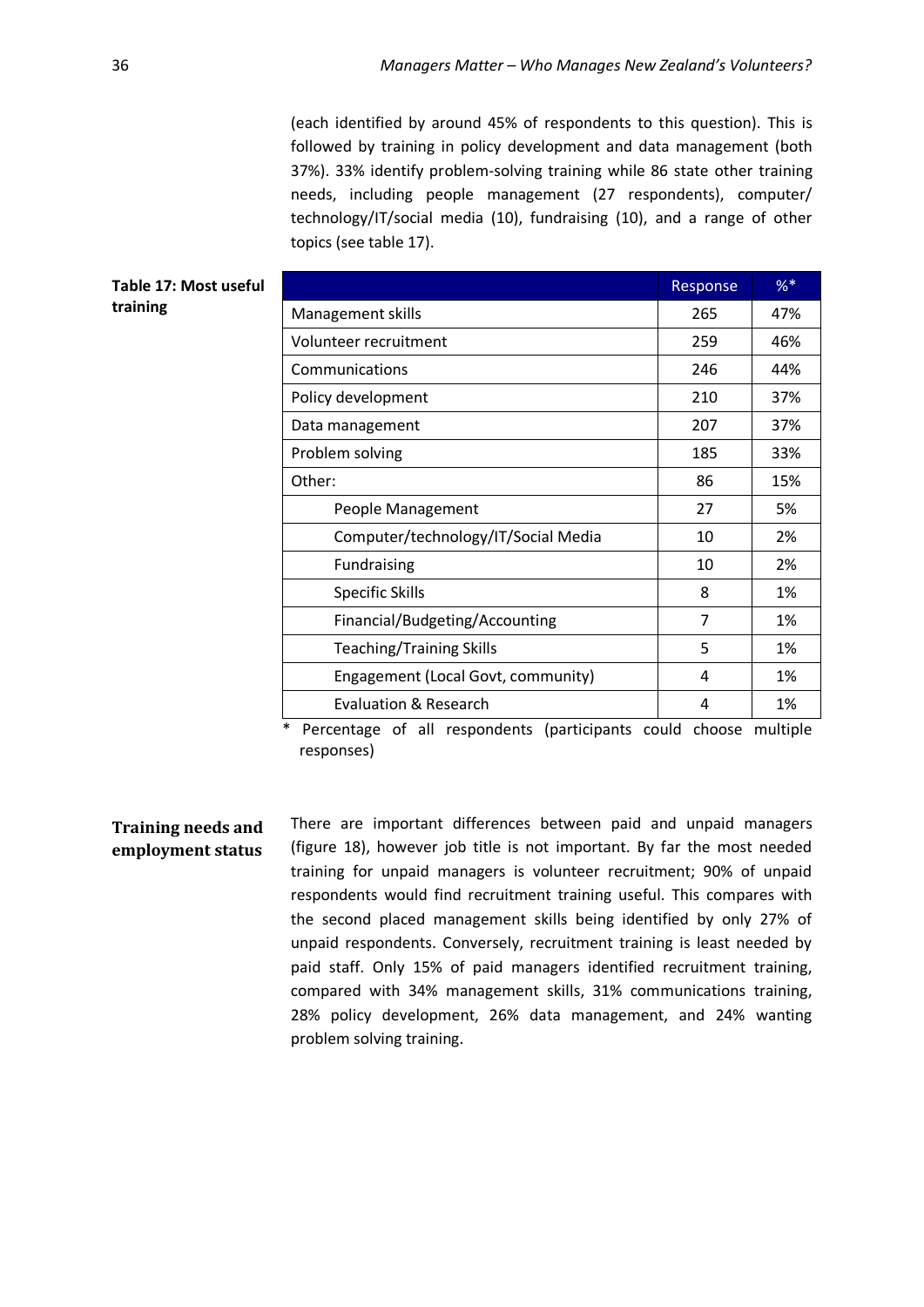(each identified by around 45% of respondents to this question). This is followed by training in policy development and data management (both 37%). 33% identify problem-solving training while 86 state other training needs, including people management (27 respondents), computer/ technology/IT/social media (10), fundraising (10), and a range of other topics (see table 17).

**Table 17: Most useful training**

| | Response | %* |
|---|---|---|
| Management skills | 265 | 47% |
| Volunteer recruitment | 259 | 46% |
| Communications | 246 | 44% |
| Policy development | 210 | 37% |
| Data management | 207 | 37% |
| Problem solving | 185 | 33% |
| Other: | 86 | 15% |
| People Management | 27 | 5% |
| Computer/technology/IT/Social Media | 10 | 2% |
| Fundraising | 10 | 2% |
| Specific Skills | 8 | 1% |
| Financial/Budgeting/Accounting | 7 | 1% |
| Teaching/Training Skills | 5 | 1% |
| Engagement (Local Govt, community) | 4 | 1% |
| Evaluation & Research | 4 | 1% |

\* Percentage of all respondents (participants could choose multiple responses)

## Training needs and employment status

There are important differences between paid and unpaid managers (figure 18), however job title is not important. By far the most needed training for unpaid managers is volunteer recruitment; 90% of unpaid respondents would find recruitment training useful. This compares with the second placed management skills being identified by only 27% of unpaid respondents. Conversely, recruitment training is least needed by paid staff. Only 15% of paid managers identified recruitment training, compared with 34% management skills, 31% communications training, 28% policy development, 26% data management, and 24% wanting problem solving training.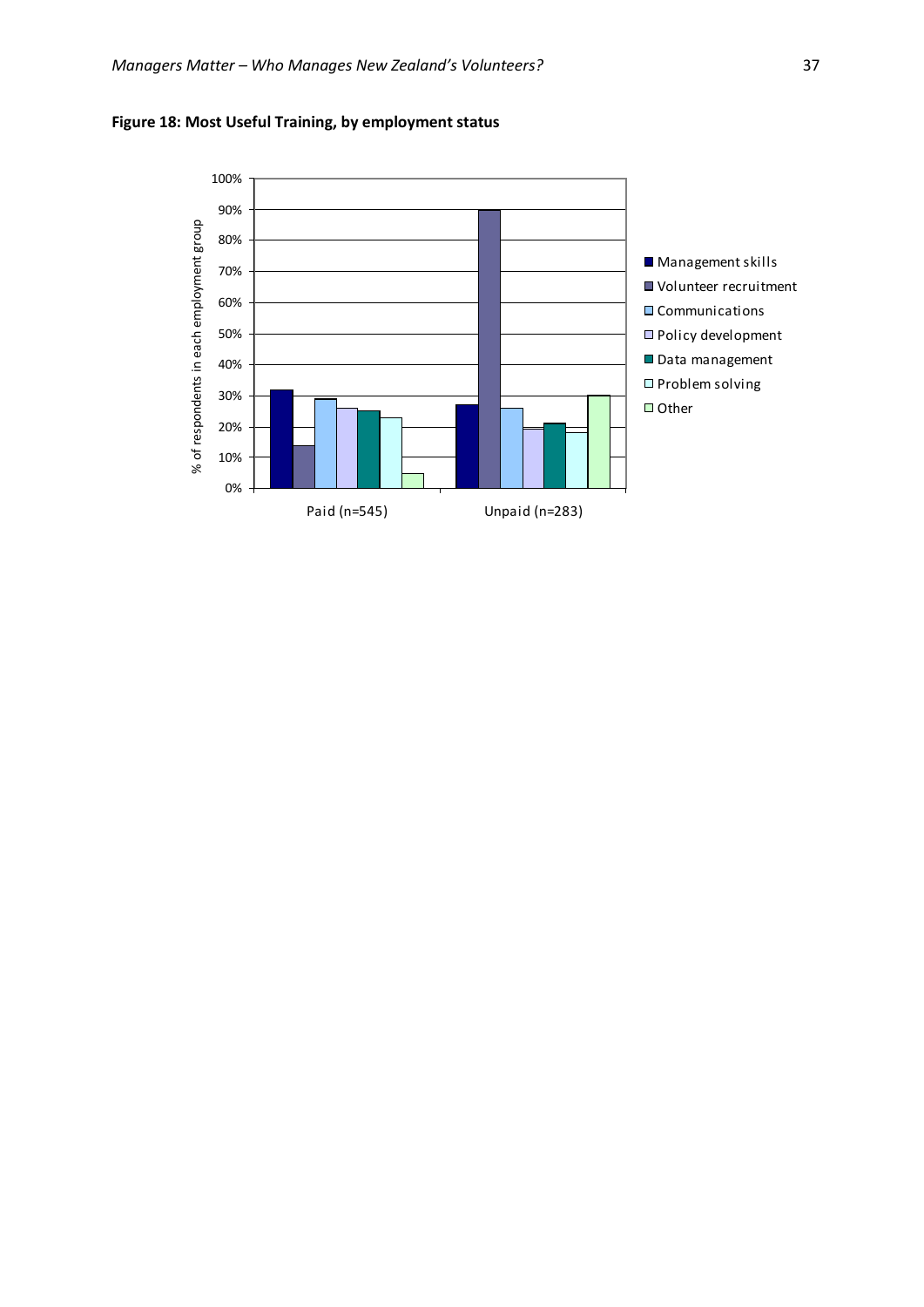**Figure 18: Most Useful Training, by employment status**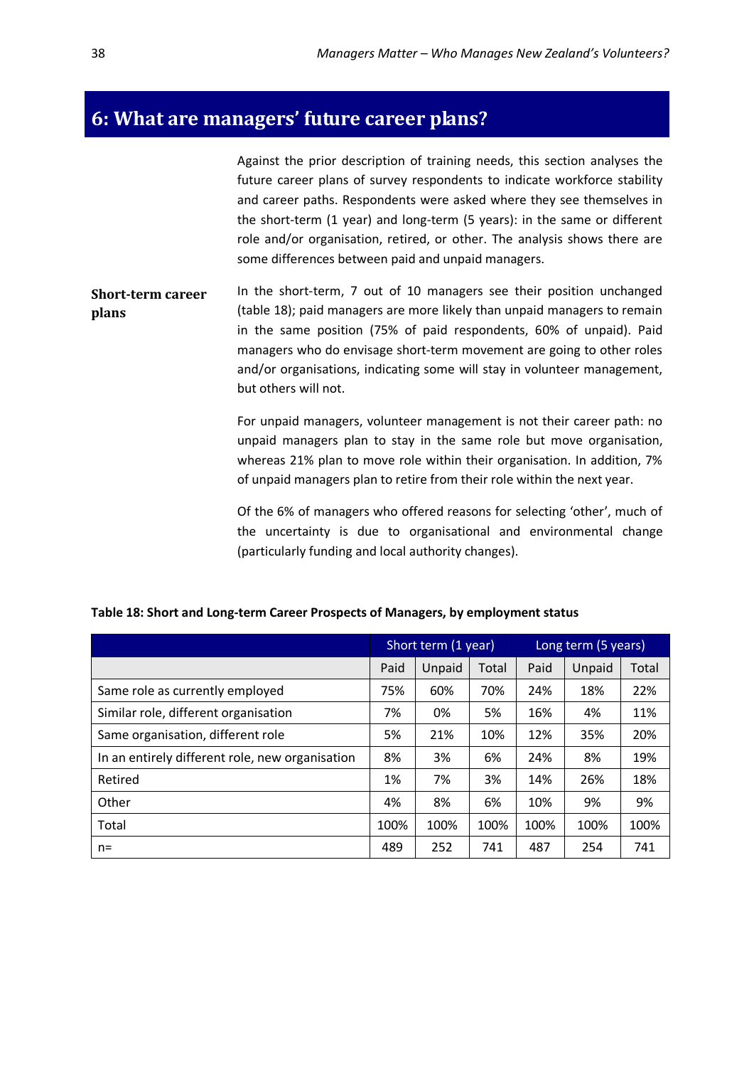# 6: What are managers' future career plans?

Against the prior description of training needs, this section analyses the future career plans of survey respondents to indicate workforce stability and career paths. Respondents were asked where they see themselves in the short-term (1 year) and long-term (5 years): in the same or different role and/or organisation, retired, or other. The analysis shows there are some differences between paid and unpaid managers.

## Short-term career plans

In the short-term, 7 out of 10 managers see their position unchanged (table 18); paid managers are more likely than unpaid managers to remain in the same position (75% of paid respondents, 60% of unpaid). Paid managers who do envisage short-term movement are going to other roles and/or organisations, indicating some will stay in volunteer management, but others will not.

For unpaid managers, volunteer management is not their career path: no unpaid managers plan to stay in the same role but move organisation, whereas 21% plan to move role within their organisation. In addition, 7% of unpaid managers plan to retire from their role within the next year.

Of the 6% of managers who offered reasons for selecting 'other', much of the uncertainty is due to organisational and environmental change (particularly funding and local authority changes).

**Table 18: Short and Long-term Career Prospects of Managers, by employment status**

| | Short term (1 year) | | | Long term (5 years) | | |
|---|---|---|---|---|---|---|
| | Paid | Unpaid | Total | Paid | Unpaid | Total |
| Same role as currently employed | 75% | 60% | 70% | 24% | 18% | 22% |
| Similar role, different organisation | 7% | 0% | 5% | 16% | 4% | 11% |
| Same organisation, different role | 5% | 21% | 10% | 12% | 35% | 20% |
| In an entirely different role, new organisation | 8% | 3% | 6% | 24% | 8% | 19% |
| Retired | 1% | 7% | 3% | 14% | 26% | 18% |
| Other | 4% | 8% | 6% | 10% | 9% | 9% |
| Total | 100% | 100% | 100% | 100% | 100% | 100% |
| n= | 489 | 252 | 741 | 487 | 254 | 741 |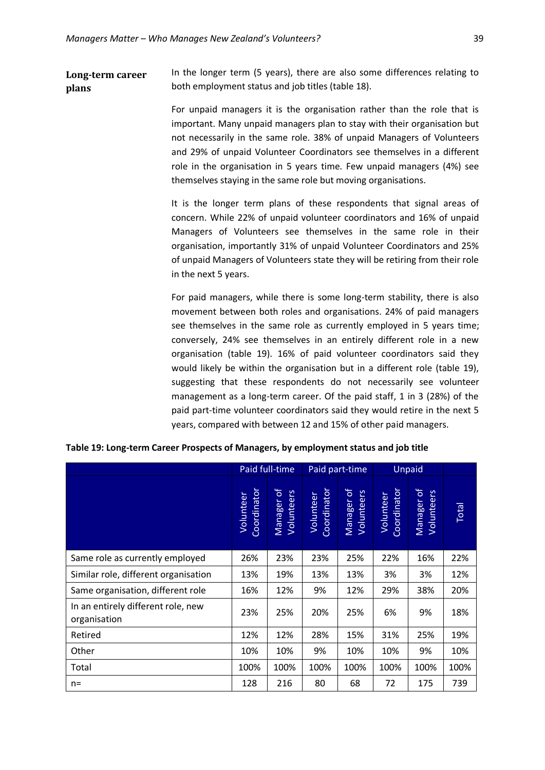**Long-term career plans**

In the longer term (5 years), there are also some differences relating to both employment status and job titles (table 18).

For unpaid managers it is the organisation rather than the role that is important. Many unpaid managers plan to stay with their organisation but not necessarily in the same role. 38% of unpaid Managers of Volunteers and 29% of unpaid Volunteer Coordinators see themselves in a different role in the organisation in 5 years time. Few unpaid managers (4%) see themselves staying in the same role but moving organisations.

It is the longer term plans of these respondents that signal areas of concern. While 22% of unpaid volunteer coordinators and 16% of unpaid Managers of Volunteers see themselves in the same role in their organisation, importantly 31% of unpaid Volunteer Coordinators and 25% of unpaid Managers of Volunteers state they will be retiring from their role in the next 5 years.

For paid managers, while there is some long-term stability, there is also movement between both roles and organisations. 24% of paid managers see themselves in the same role as currently employed in 5 years time; conversely, 24% see themselves in an entirely different role in a new organisation (table 19). 16% of paid volunteer coordinators said they would likely be within the organisation but in a different role (table 19), suggesting that these respondents do not necessarily see volunteer management as a long-term career. Of the paid staff, 1 in 3 (28%) of the paid part-time volunteer coordinators said they would retire in the next 5 years, compared with between 12 and 15% of other paid managers.

**Table 19: Long-term Career Prospects of Managers, by employment status and job title**

| | Paid full-time | | Paid part-time | | Unpaid | | |
|---|---|---|---|---|---|---|---|
| | Volunteer Coordinator | Manager of Volunteers | Volunteer Coordinator | Manager of Volunteers | Volunteer Coordinator | Manager of Volunteers | Total |
| Same role as currently employed | 26% | 23% | 23% | 25% | 22% | 16% | 22% |
| Similar role, different organisation | 13% | 19% | 13% | 13% | 3% | 3% | 12% |
| Same organisation, different role | 16% | 12% | 9% | 12% | 29% | 38% | 20% |
| In an entirely different role, new organisation | 23% | 25% | 20% | 25% | 6% | 9% | 18% |
| Retired | 12% | 12% | 28% | 15% | 31% | 25% | 19% |
| Other | 10% | 10% | 9% | 10% | 10% | 9% | 10% |
| Total | 100% | 100% | 100% | 100% | 100% | 100% | 100% |
| n= | 128 | 216 | 80 | 68 | 72 | 175 | 739 |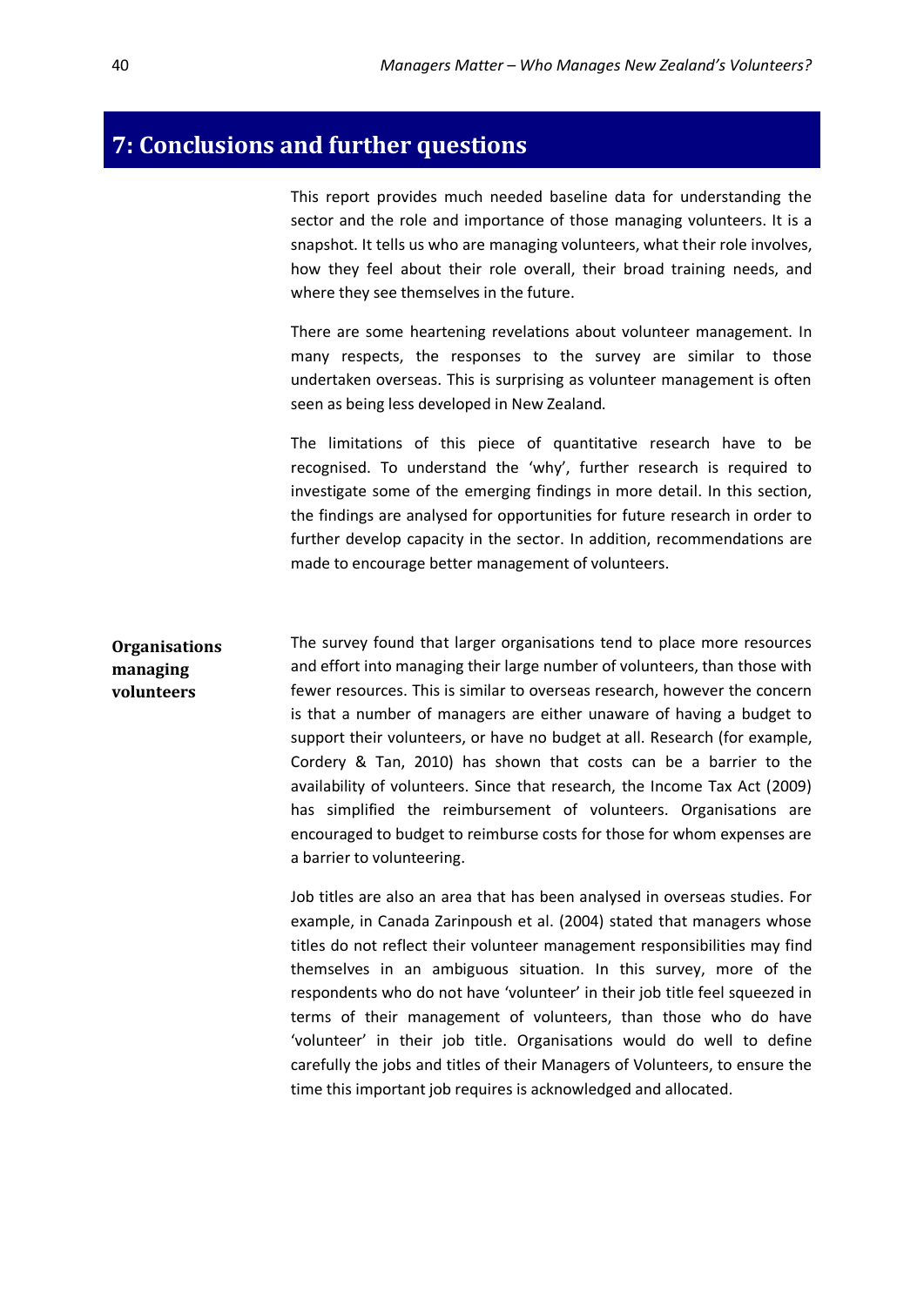# 7: Conclusions and further questions

This report provides much needed baseline data for understanding the sector and the role and importance of those managing volunteers. It is a snapshot. It tells us who are managing volunteers, what their role involves, how they feel about their role overall, their broad training needs, and where they see themselves in the future.

There are some heartening revelations about volunteer management. In many respects, the responses to the survey are similar to those undertaken overseas. This is surprising as volunteer management is often seen as being less developed in New Zealand.

The limitations of this piece of quantitative research have to be recognised. To understand the 'why', further research is required to investigate some of the emerging findings in more detail. In this section, the findings are analysed for opportunities for future research in order to further develop capacity in the sector. In addition, recommendations are made to encourage better management of volunteers.

## Organisations managing volunteers

The survey found that larger organisations tend to place more resources and effort into managing their large number of volunteers, than those with fewer resources. This is similar to overseas research, however the concern is that a number of managers are either unaware of having a budget to support their volunteers, or have no budget at all. Research (for example, Cordery & Tan, 2010) has shown that costs can be a barrier to the availability of volunteers. Since that research, the Income Tax Act (2009) has simplified the reimbursement of volunteers. Organisations are encouraged to budget to reimburse costs for those for whom expenses are a barrier to volunteering.

Job titles are also an area that has been analysed in overseas studies. For example, in Canada Zarinpoush et al. (2004) stated that managers whose titles do not reflect their volunteer management responsibilities may find themselves in an ambiguous situation. In this survey, more of the respondents who do not have 'volunteer' in their job title feel squeezed in terms of their management of volunteers, than those who do have 'volunteer' in their job title. Organisations would do well to define carefully the jobs and titles of their Managers of Volunteers, to ensure the time this important job requires is acknowledged and allocated.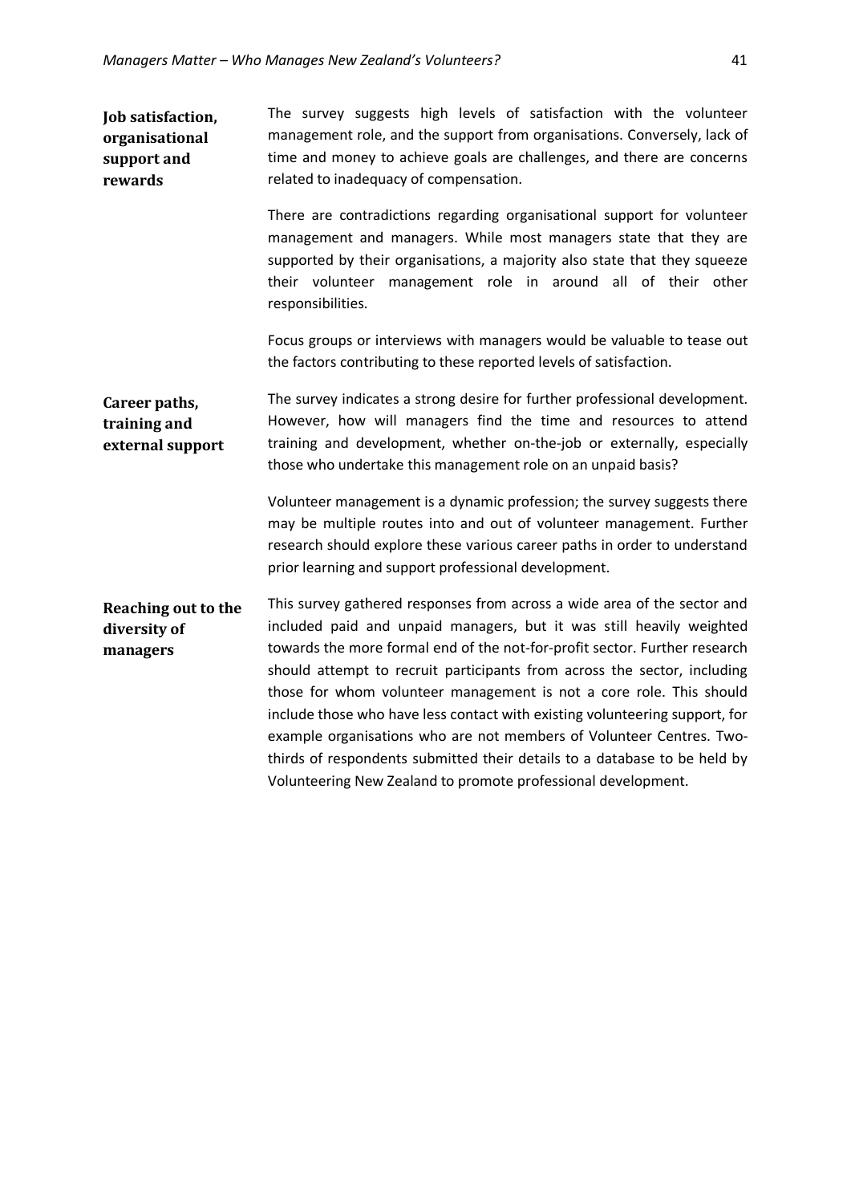**Job satisfaction, organisational support and rewards**

The survey suggests high levels of satisfaction with the volunteer management role, and the support from organisations. Conversely, lack of time and money to achieve goals are challenges, and there are concerns related to inadequacy of compensation.

There are contradictions regarding organisational support for volunteer management and managers. While most managers state that they are supported by their organisations, a majority also state that they squeeze their volunteer management role in around all of their other responsibilities.

Focus groups or interviews with managers would be valuable to tease out the factors contributing to these reported levels of satisfaction.

**Career paths, training and external support**

The survey indicates a strong desire for further professional development. However, how will managers find the time and resources to attend training and development, whether on-the-job or externally, especially those who undertake this management role on an unpaid basis?

Volunteer management is a dynamic profession; the survey suggests there may be multiple routes into and out of volunteer management. Further research should explore these various career paths in order to understand prior learning and support professional development.

**Reaching out to the diversity of managers**

This survey gathered responses from across a wide area of the sector and included paid and unpaid managers, but it was still heavily weighted towards the more formal end of the not-for-profit sector. Further research should attempt to recruit participants from across the sector, including those for whom volunteer management is not a core role. This should include those who have less contact with existing volunteering support, for example organisations who are not members of Volunteer Centres. Two-thirds of respondents submitted their details to a database to be held by Volunteering New Zealand to promote professional development.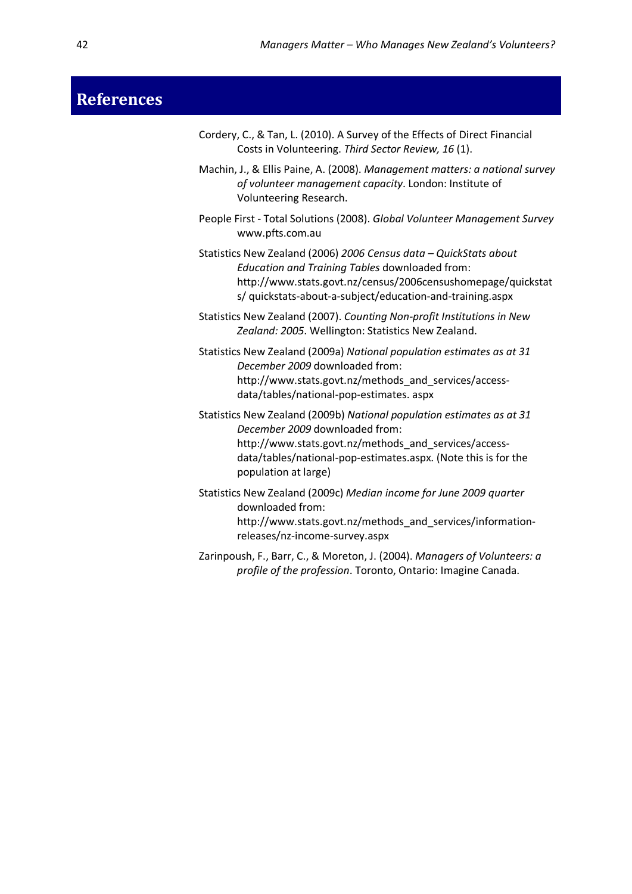# References

Cordery, C., & Tan, L. (2010). A Survey of the Effects of Direct Financial Costs in Volunteering. *Third Sector Review, 16* (1).

Machin, J., & Ellis Paine, A. (2008). *Management matters: a national survey of volunteer management capacity*. London: Institute of Volunteering Research.

People First - Total Solutions (2008). *Global Volunteer Management Survey* www.pfts.com.au

Statistics New Zealand (2006) *2006 Census data – QuickStats about Education and Training Tables* downloaded from: http://www.stats.govt.nz/census/2006censushomepage/quickstats/ quickstats-about-a-subject/education-and-training.aspx

Statistics New Zealand (2007). *Counting Non-profit Institutions in New Zealand: 2005*. Wellington: Statistics New Zealand.

Statistics New Zealand (2009a) *National population estimates as at 31 December 2009* downloaded from: http://www.stats.govt.nz/methods_and_services/access-data/tables/national-pop-estimates. aspx

Statistics New Zealand (2009b) *National population estimates as at 31 December 2009* downloaded from: http://www.stats.govt.nz/methods_and_services/access-data/tables/national-pop-estimates.aspx. (Note this is for the population at large)

Statistics New Zealand (2009c) *Median income for June 2009 quarter* downloaded from: http://www.stats.govt.nz/methods_and_services/information-releases/nz-income-survey.aspx

Zarinpoush, F., Barr, C., & Moreton, J. (2004). *Managers of Volunteers: a profile of the profession*. Toronto, Ontario: Imagine Canada.